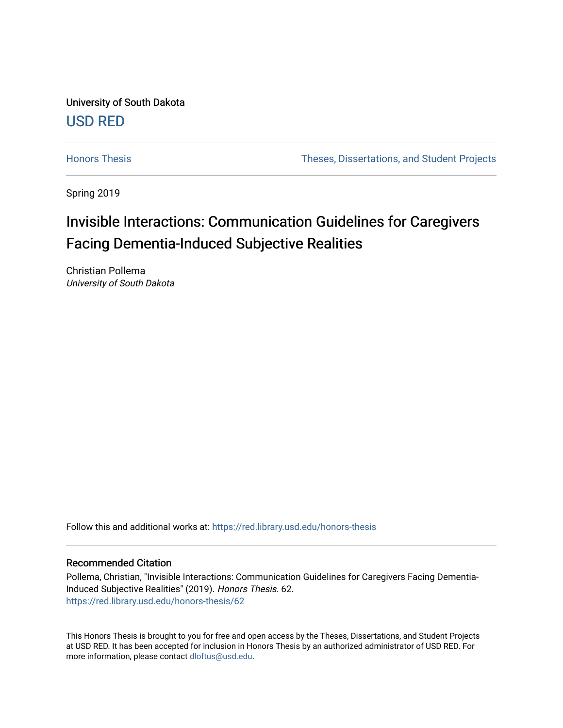University of South Dakota

USD RED

Honors Thesis | Theses, Dissertations, and Student Projects

Spring 2019

# Invisible Interactions: Communication Guidelines for Caregivers Facing Dementia-Induced Subjective Realities

Christian Pollema
*University of South Dakota*

Follow this and additional works at: https://red.library.usd.edu/honors-thesis

## Recommended Citation

Pollema, Christian, "Invisible Interactions: Communication Guidelines for Caregivers Facing Dementia-Induced Subjective Realities" (2019). *Honors Thesis*. 62.
https://red.library.usd.edu/honors-thesis/62

This Honors Thesis is brought to you for free and open access by the Theses, Dissertations, and Student Projects at USD RED. It has been accepted for inclusion in Honors Thesis by an authorized administrator of USD RED. For more information, please contact dloftus@usd.edu.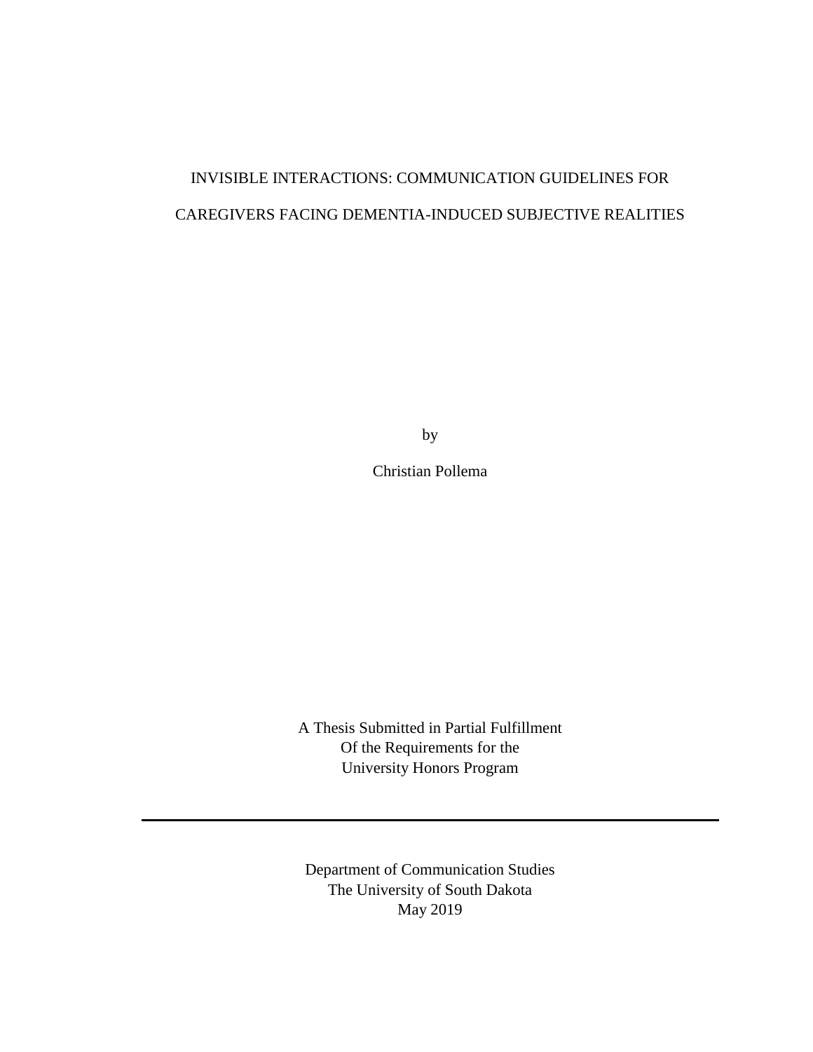# INVISIBLE INTERACTIONS: COMMUNICATION GUIDELINES FOR CAREGIVERS FACING DEMENTIA-INDUCED SUBJECTIVE REALITIES

by

Christian Pollema

A Thesis Submitted in Partial Fulfillment
Of the Requirements for the
University Honors Program

---

Department of Communication Studies
The University of South Dakota
May 2019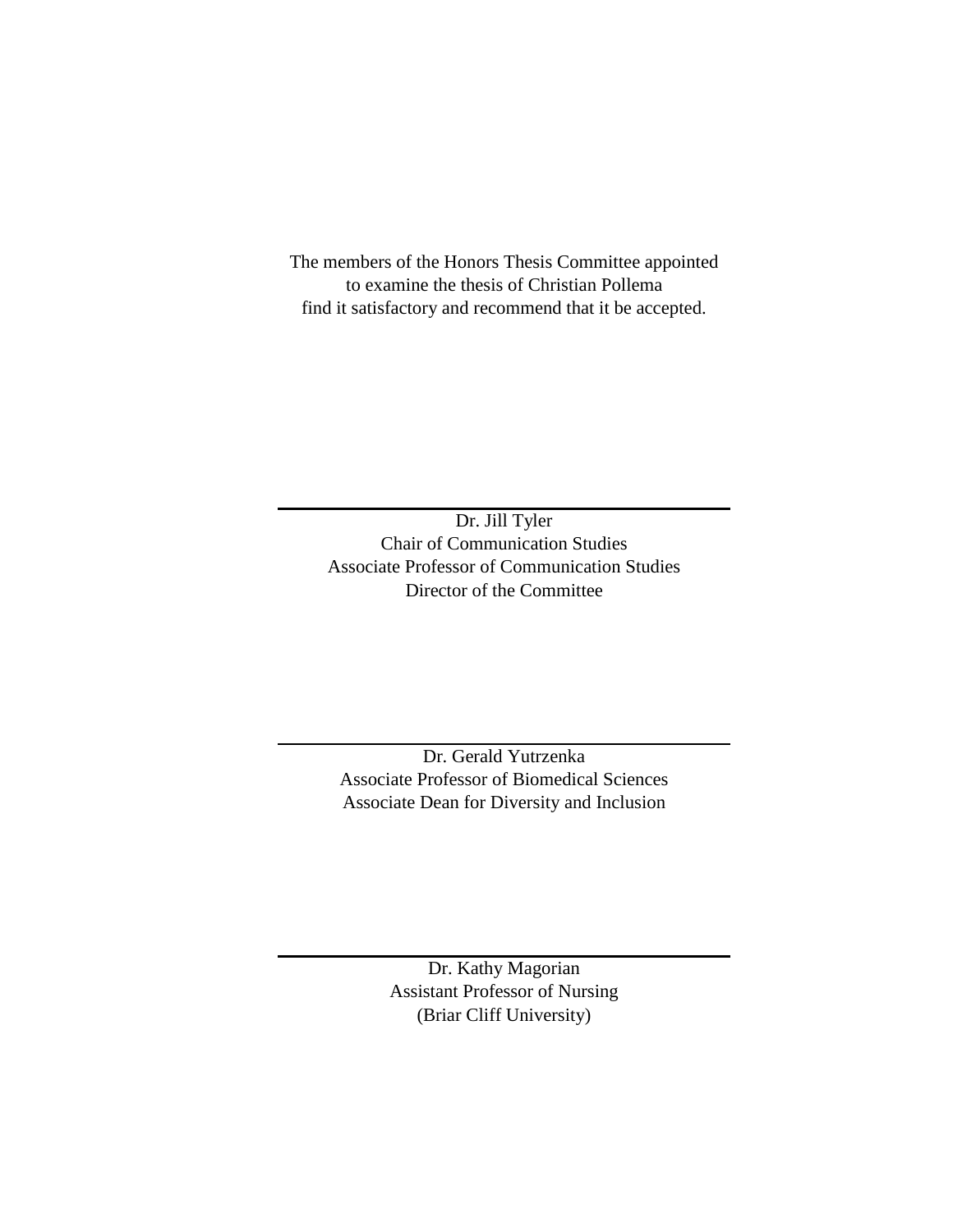The members of the Honors Thesis Committee appointed
to examine the thesis of Christian Pollema
find it satisfactory and recommend that it be accepted.

---

Dr. Jill Tyler
Chair of Communication Studies
Associate Professor of Communication Studies
Director of the Committee

---

Dr. Gerald Yutrzenka
Associate Professor of Biomedical Sciences
Associate Dean for Diversity and Inclusion

---

Dr. Kathy Magorian
Assistant Professor of Nursing
(Briar Cliff University)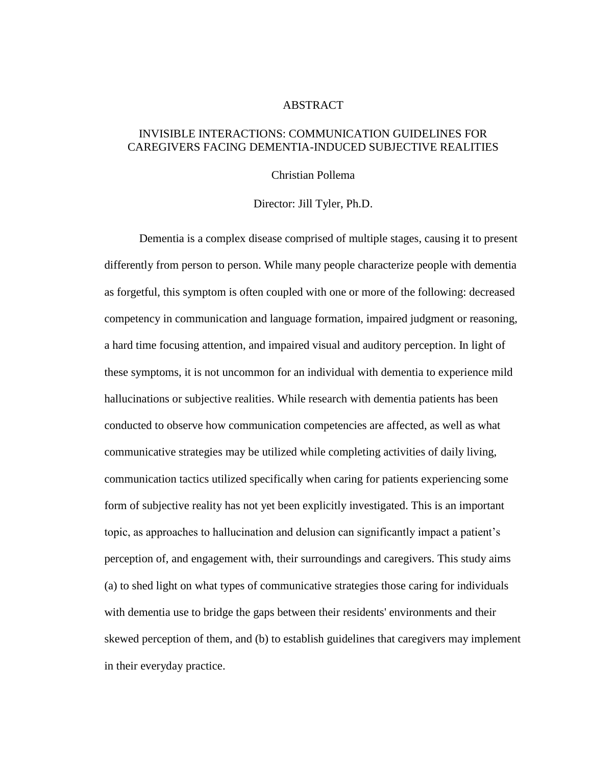# ABSTRACT

## INVISIBLE INTERACTIONS: COMMUNICATION GUIDELINES FOR CAREGIVERS FACING DEMENTIA-INDUCED SUBJECTIVE REALITIES

Christian Pollema

Director: Jill Tyler, Ph.D.

Dementia is a complex disease comprised of multiple stages, causing it to present differently from person to person. While many people characterize people with dementia as forgetful, this symptom is often coupled with one or more of the following: decreased competency in communication and language formation, impaired judgment or reasoning, a hard time focusing attention, and impaired visual and auditory perception. In light of these symptoms, it is not uncommon for an individual with dementia to experience mild hallucinations or subjective realities. While research with dementia patients has been conducted to observe how communication competencies are affected, as well as what communicative strategies may be utilized while completing activities of daily living, communication tactics utilized specifically when caring for patients experiencing some form of subjective reality has not yet been explicitly investigated. This is an important topic, as approaches to hallucination and delusion can significantly impact a patient's perception of, and engagement with, their surroundings and caregivers. This study aims (a) to shed light on what types of communicative strategies those caring for individuals with dementia use to bridge the gaps between their residents' environments and their skewed perception of them, and (b) to establish guidelines that caregivers may implement in their everyday practice.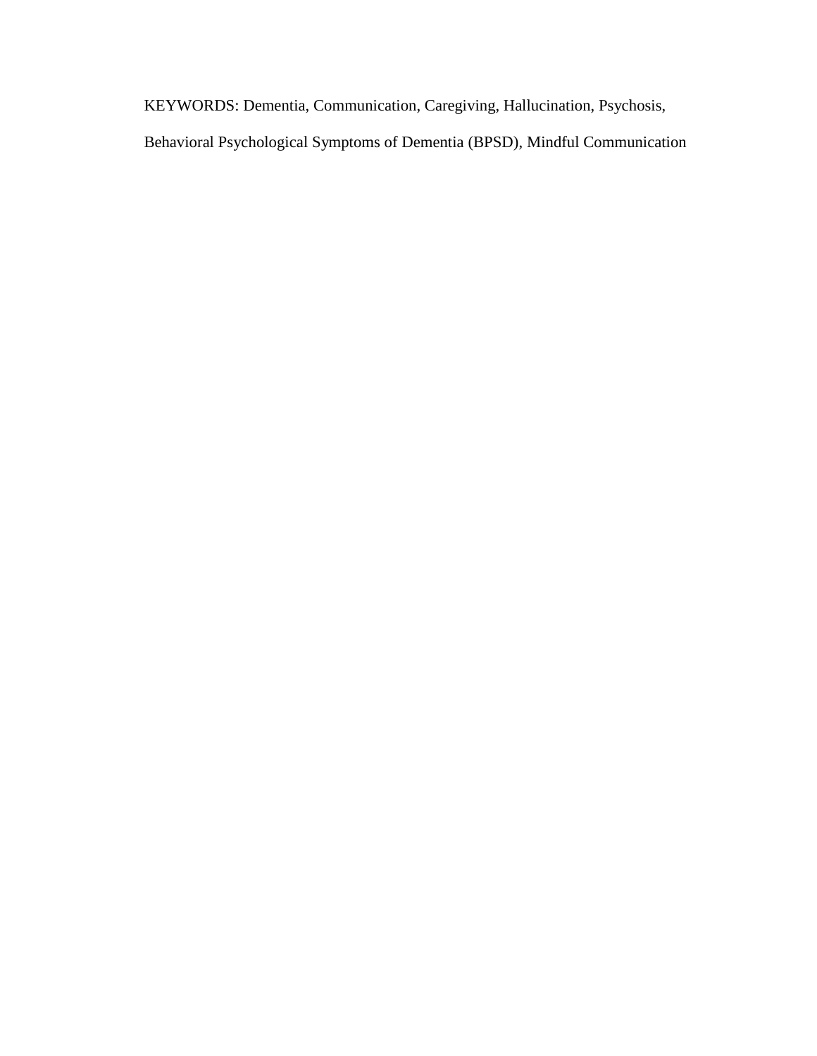KEYWORDS: Dementia, Communication, Caregiving, Hallucination, Psychosis, Behavioral Psychological Symptoms of Dementia (BPSD), Mindful Communication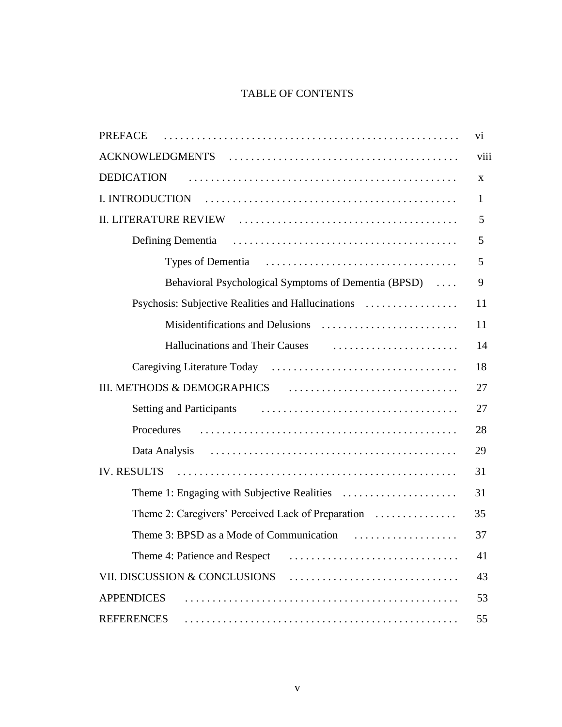# TABLE OF CONTENTS

| | |
|---|---|
| PREFACE | vi |
| ACKNOWLEDGMENTS | viii |
| DEDICATION | x |
| I. INTRODUCTION | 1 |
| II. LITERATURE REVIEW | 5 |
| &nbsp;&nbsp;&nbsp;&nbsp;Defining Dementia | 5 |
| &nbsp;&nbsp;&nbsp;&nbsp;&nbsp;&nbsp;&nbsp;&nbsp;Types of Dementia | 5 |
| &nbsp;&nbsp;&nbsp;&nbsp;&nbsp;&nbsp;&nbsp;&nbsp;Behavioral Psychological Symptoms of Dementia (BPSD) | 9 |
| &nbsp;&nbsp;&nbsp;&nbsp;Psychosis: Subjective Realities and Hallucinations | 11 |
| &nbsp;&nbsp;&nbsp;&nbsp;&nbsp;&nbsp;&nbsp;&nbsp;Misidentifications and Delusions | 11 |
| &nbsp;&nbsp;&nbsp;&nbsp;&nbsp;&nbsp;&nbsp;&nbsp;Hallucinations and Their Causes | 14 |
| &nbsp;&nbsp;&nbsp;&nbsp;Caregiving Literature Today | 18 |
| III. METHODS & DEMOGRAPHICS | 27 |
| &nbsp;&nbsp;&nbsp;&nbsp;Setting and Participants | 27 |
| &nbsp;&nbsp;&nbsp;&nbsp;Procedures | 28 |
| &nbsp;&nbsp;&nbsp;&nbsp;Data Analysis | 29 |
| IV. RESULTS | 31 |
| &nbsp;&nbsp;&nbsp;&nbsp;Theme 1: Engaging with Subjective Realities | 31 |
| &nbsp;&nbsp;&nbsp;&nbsp;Theme 2: Caregivers' Perceived Lack of Preparation | 35 |
| &nbsp;&nbsp;&nbsp;&nbsp;Theme 3: BPSD as a Mode of Communication | 37 |
| &nbsp;&nbsp;&nbsp;&nbsp;Theme 4: Patience and Respect | 41 |
| VII. DISCUSSION & CONCLUSIONS | 43 |
| APPENDICES | 53 |
| REFERENCES | 55 |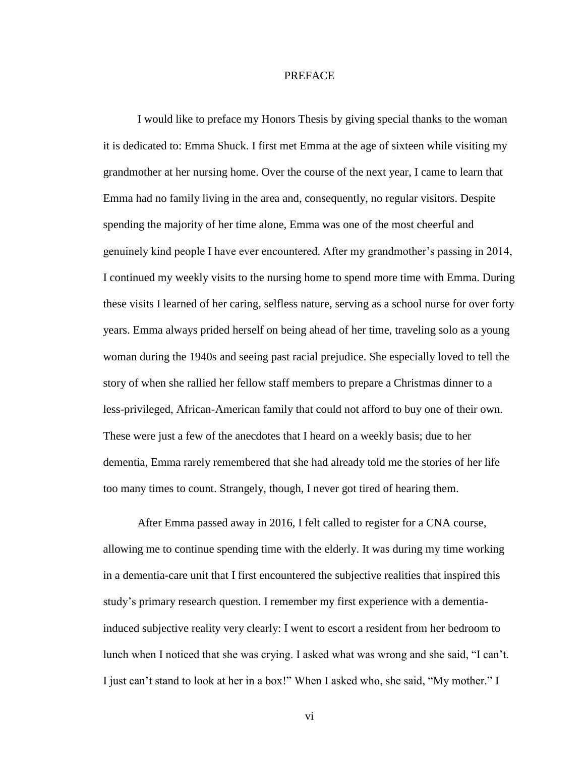# PREFACE

I would like to preface my Honors Thesis by giving special thanks to the woman it is dedicated to: Emma Shuck. I first met Emma at the age of sixteen while visiting my grandmother at her nursing home. Over the course of the next year, I came to learn that Emma had no family living in the area and, consequently, no regular visitors. Despite spending the majority of her time alone, Emma was one of the most cheerful and genuinely kind people I have ever encountered. After my grandmother's passing in 2014, I continued my weekly visits to the nursing home to spend more time with Emma. During these visits I learned of her caring, selfless nature, serving as a school nurse for over forty years. Emma always prided herself on being ahead of her time, traveling solo as a young woman during the 1940s and seeing past racial prejudice. She especially loved to tell the story of when she rallied her fellow staff members to prepare a Christmas dinner to a less-privileged, African-American family that could not afford to buy one of their own. These were just a few of the anecdotes that I heard on a weekly basis; due to her dementia, Emma rarely remembered that she had already told me the stories of her life too many times to count. Strangely, though, I never got tired of hearing them.

After Emma passed away in 2016, I felt called to register for a CNA course, allowing me to continue spending time with the elderly. It was during my time working in a dementia-care unit that I first encountered the subjective realities that inspired this study's primary research question. I remember my first experience with a dementia-induced subjective reality very clearly: I went to escort a resident from her bedroom to lunch when I noticed that she was crying. I asked what was wrong and she said, "I can't. I just can't stand to look at her in a box!" When I asked who, she said, "My mother." I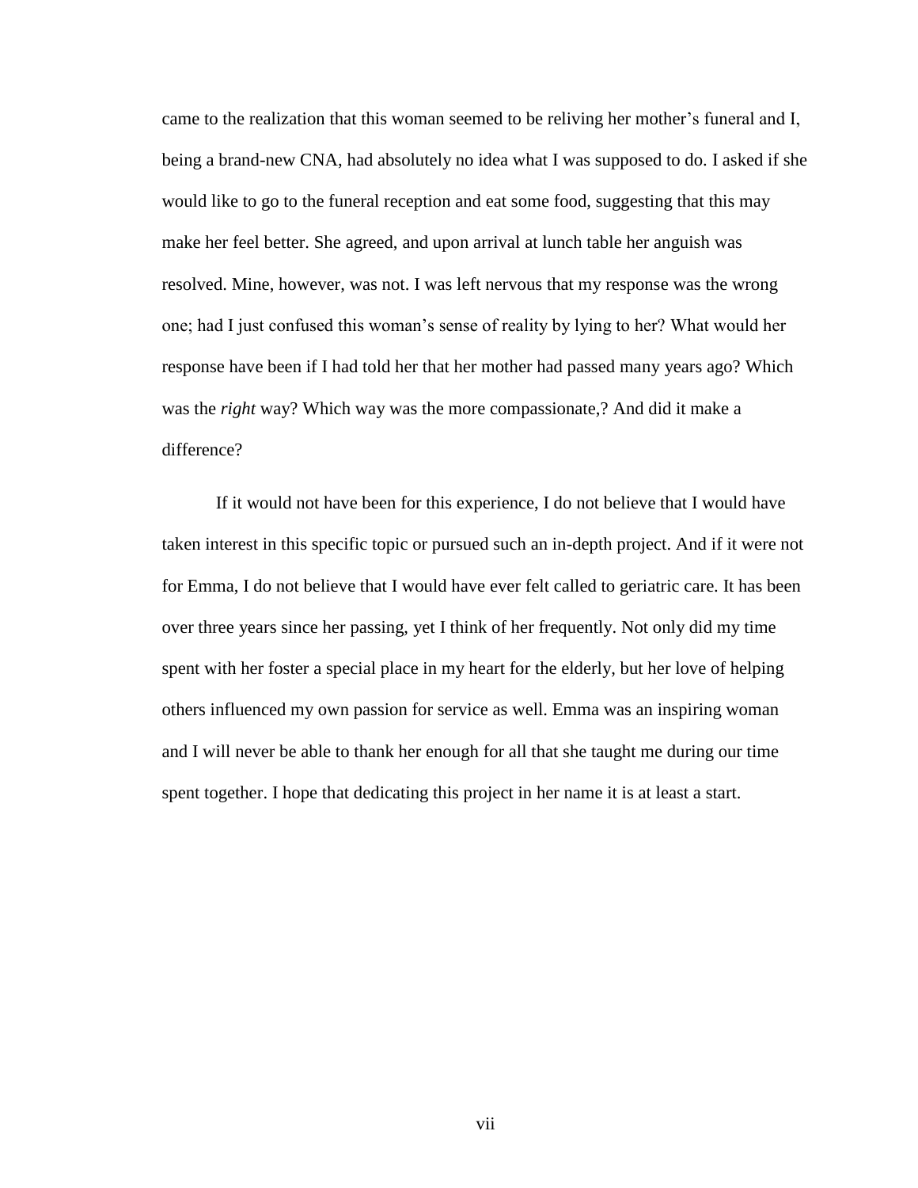came to the realization that this woman seemed to be reliving her mother's funeral and I, being a brand-new CNA, had absolutely no idea what I was supposed to do. I asked if she would like to go to the funeral reception and eat some food, suggesting that this may make her feel better. She agreed, and upon arrival at lunch table her anguish was resolved. Mine, however, was not. I was left nervous that my response was the wrong one; had I just confused this woman's sense of reality by lying to her? What would her response have been if I had told her that her mother had passed many years ago? Which was the *right* way? Which way was the more compassionate,? And did it make a difference?

If it would not have been for this experience, I do not believe that I would have taken interest in this specific topic or pursued such an in-depth project. And if it were not for Emma, I do not believe that I would have ever felt called to geriatric care. It has been over three years since her passing, yet I think of her frequently. Not only did my time spent with her foster a special place in my heart for the elderly, but her love of helping others influenced my own passion for service as well. Emma was an inspiring woman and I will never be able to thank her enough for all that she taught me during our time spent together. I hope that dedicating this project in her name it is at least a start.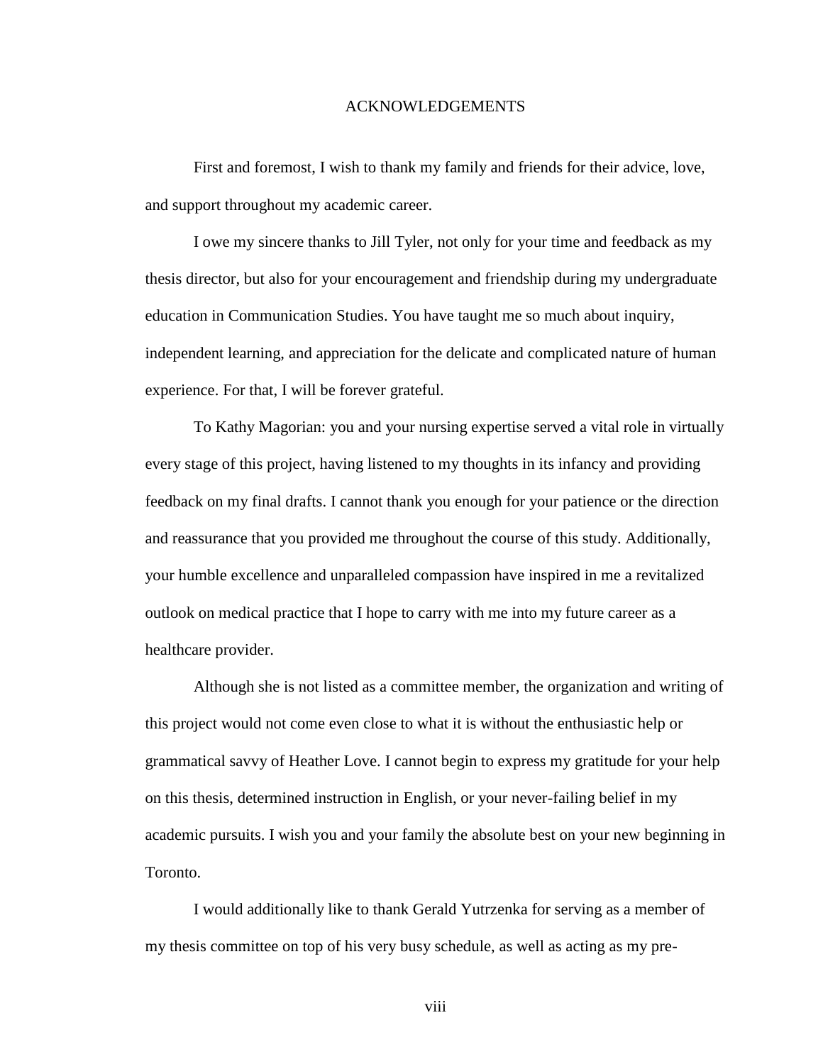# ACKNOWLEDGEMENTS

First and foremost, I wish to thank my family and friends for their advice, love, and support throughout my academic career.

I owe my sincere thanks to Jill Tyler, not only for your time and feedback as my thesis director, but also for your encouragement and friendship during my undergraduate education in Communication Studies. You have taught me so much about inquiry, independent learning, and appreciation for the delicate and complicated nature of human experience. For that, I will be forever grateful.

To Kathy Magorian: you and your nursing expertise served a vital role in virtually every stage of this project, having listened to my thoughts in its infancy and providing feedback on my final drafts. I cannot thank you enough for your patience or the direction and reassurance that you provided me throughout the course of this study. Additionally, your humble excellence and unparalleled compassion have inspired in me a revitalized outlook on medical practice that I hope to carry with me into my future career as a healthcare provider.

Although she is not listed as a committee member, the organization and writing of this project would not come even close to what it is without the enthusiastic help or grammatical savvy of Heather Love. I cannot begin to express my gratitude for your help on this thesis, determined instruction in English, or your never-failing belief in my academic pursuits. I wish you and your family the absolute best on your new beginning in Toronto.

I would additionally like to thank Gerald Yutrzenka for serving as a member of my thesis committee on top of his very busy schedule, as well as acting as my pre-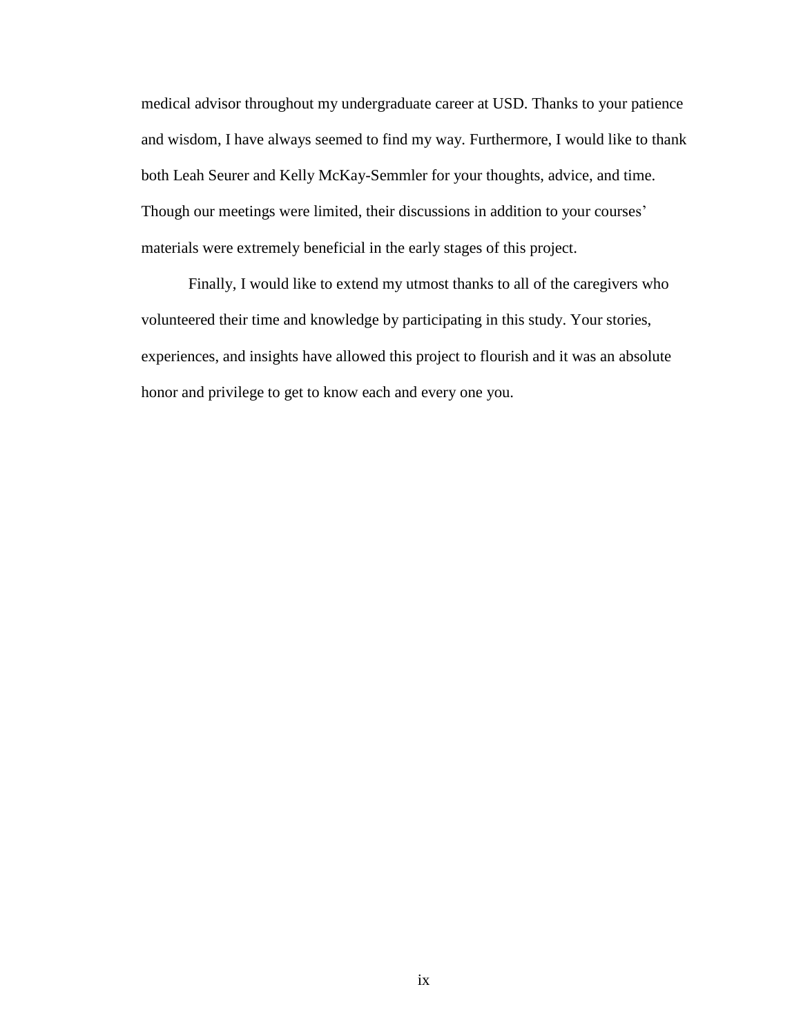medical advisor throughout my undergraduate career at USD. Thanks to your patience and wisdom, I have always seemed to find my way. Furthermore, I would like to thank both Leah Seurer and Kelly McKay-Semmler for your thoughts, advice, and time. Though our meetings were limited, their discussions in addition to your courses' materials were extremely beneficial in the early stages of this project.

Finally, I would like to extend my utmost thanks to all of the caregivers who volunteered their time and knowledge by participating in this study. Your stories, experiences, and insights have allowed this project to flourish and it was an absolute honor and privilege to get to know each and every one you.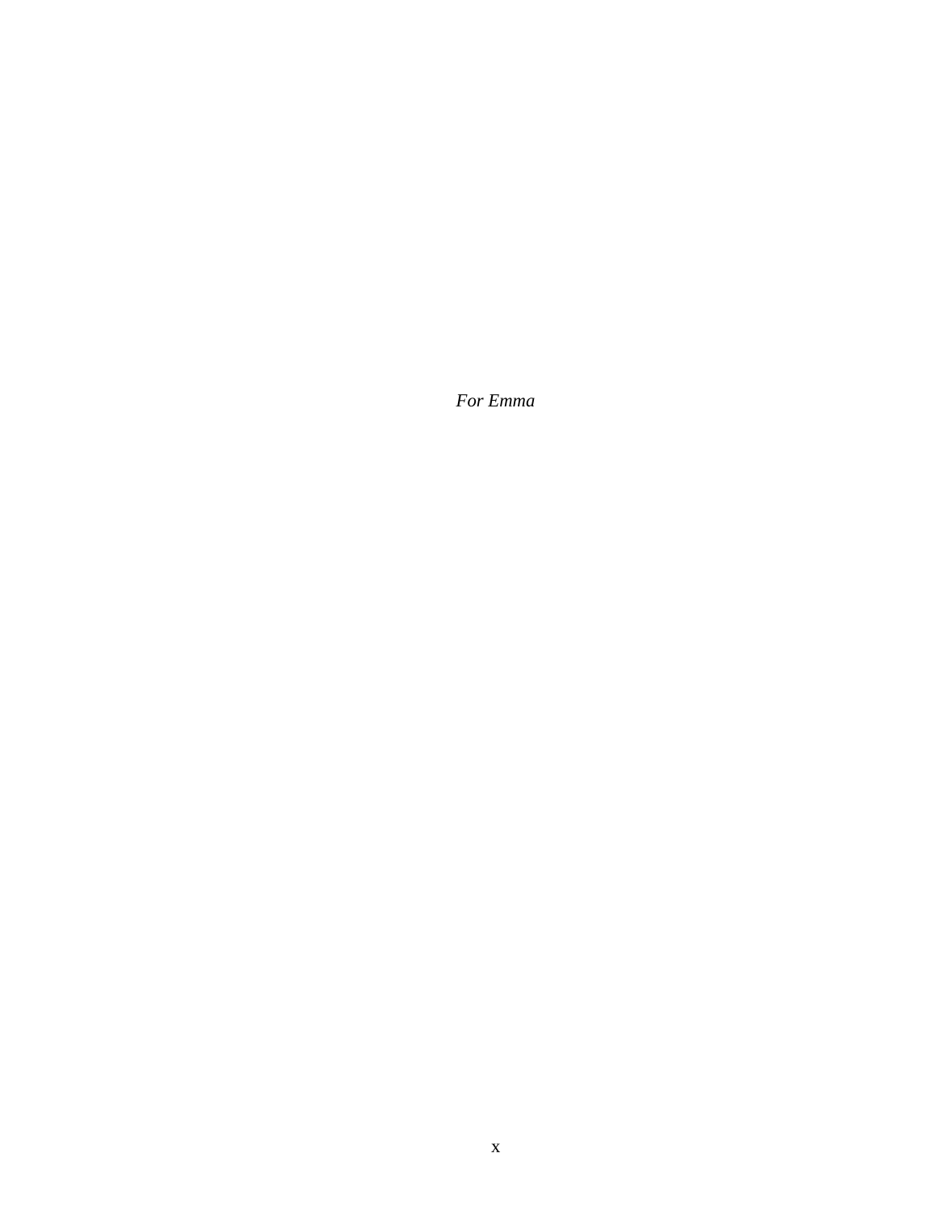*For Emma*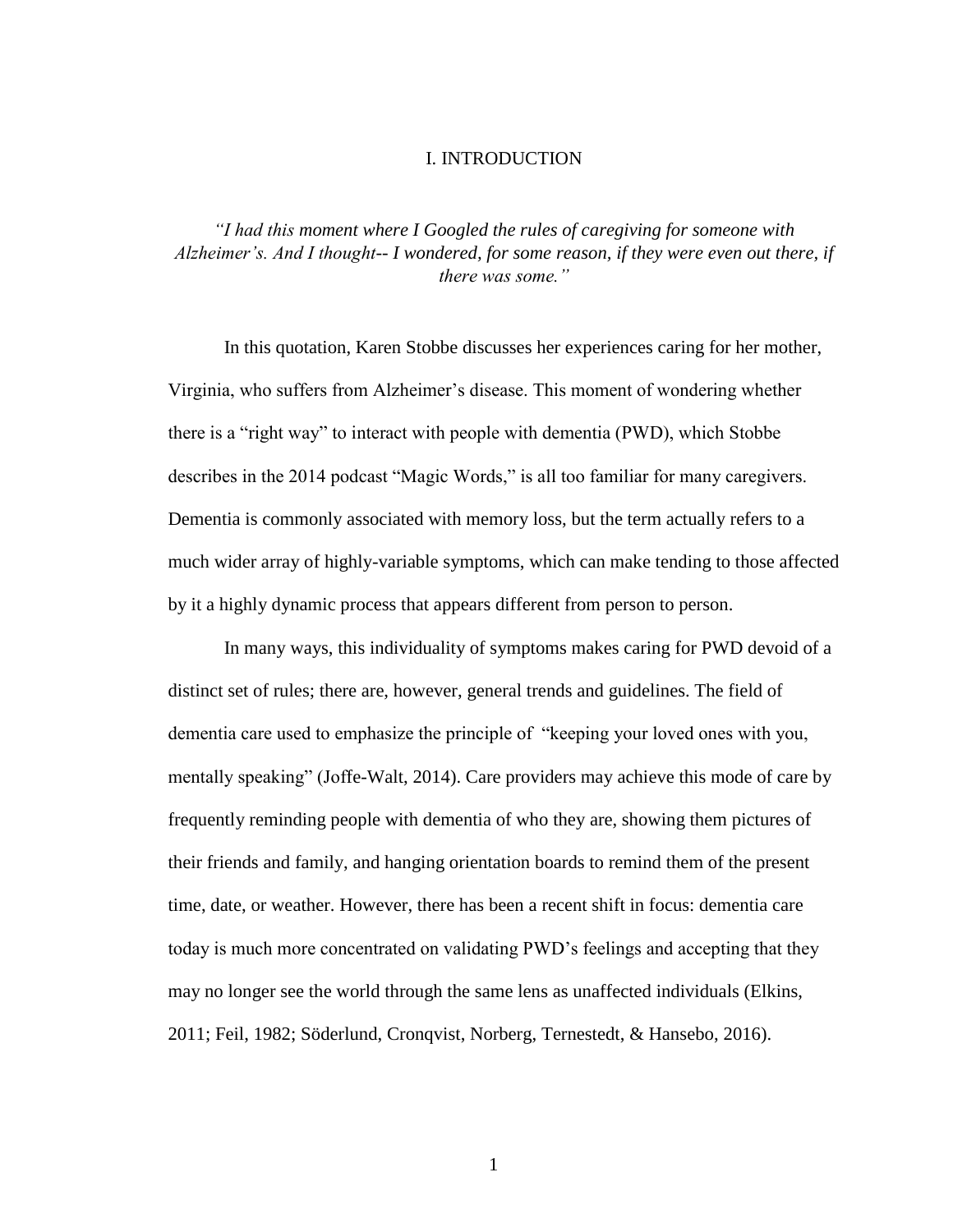# I. INTRODUCTION

*"I had this moment where I Googled the rules of caregiving for someone with Alzheimer's. And I thought-- I wondered, for some reason, if they were even out there, if there was some."*

In this quotation, Karen Stobbe discusses her experiences caring for her mother, Virginia, who suffers from Alzheimer's disease. This moment of wondering whether there is a "right way" to interact with people with dementia (PWD), which Stobbe describes in the 2014 podcast "Magic Words," is all too familiar for many caregivers. Dementia is commonly associated with memory loss, but the term actually refers to a much wider array of highly-variable symptoms, which can make tending to those affected by it a highly dynamic process that appears different from person to person.

In many ways, this individuality of symptoms makes caring for PWD devoid of a distinct set of rules; there are, however, general trends and guidelines. The field of dementia care used to emphasize the principle of "keeping your loved ones with you, mentally speaking" (Joffe-Walt, 2014). Care providers may achieve this mode of care by frequently reminding people with dementia of who they are, showing them pictures of their friends and family, and hanging orientation boards to remind them of the present time, date, or weather. However, there has been a recent shift in focus: dementia care today is much more concentrated on validating PWD's feelings and accepting that they may no longer see the world through the same lens as unaffected individuals (Elkins, 2011; Feil, 1982; Söderlund, Cronqvist, Norberg, Ternestedt, & Hansebo, 2016).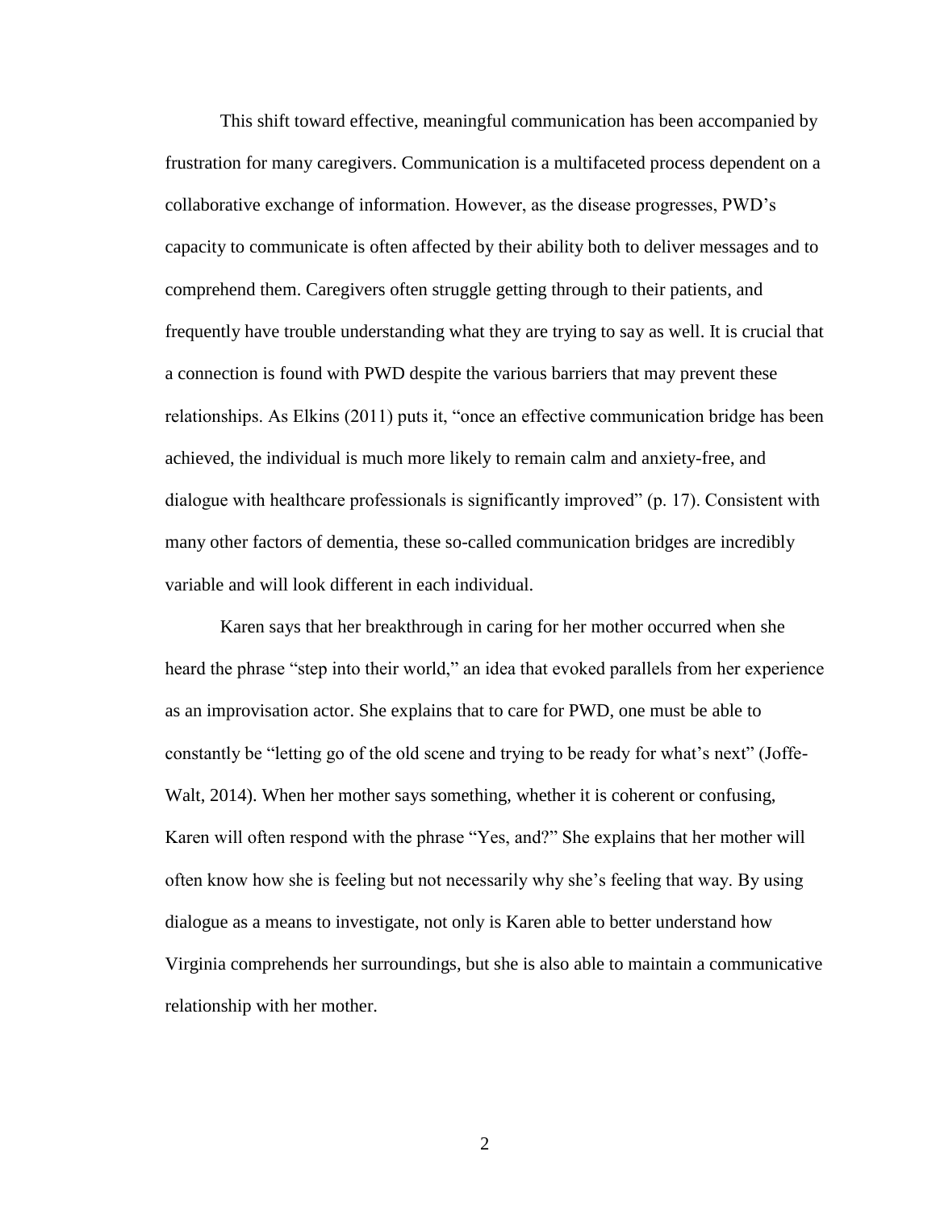This shift toward effective, meaningful communication has been accompanied by frustration for many caregivers. Communication is a multifaceted process dependent on a collaborative exchange of information. However, as the disease progresses, PWD's capacity to communicate is often affected by their ability both to deliver messages and to comprehend them. Caregivers often struggle getting through to their patients, and frequently have trouble understanding what they are trying to say as well. It is crucial that a connection is found with PWD despite the various barriers that may prevent these relationships. As Elkins (2011) puts it, "once an effective communication bridge has been achieved, the individual is much more likely to remain calm and anxiety-free, and dialogue with healthcare professionals is significantly improved" (p. 17). Consistent with many other factors of dementia, these so-called communication bridges are incredibly variable and will look different in each individual.

Karen says that her breakthrough in caring for her mother occurred when she heard the phrase "step into their world," an idea that evoked parallels from her experience as an improvisation actor. She explains that to care for PWD, one must be able to constantly be "letting go of the old scene and trying to be ready for what's next" (Joffe-Walt, 2014). When her mother says something, whether it is coherent or confusing, Karen will often respond with the phrase "Yes, and?" She explains that her mother will often know how she is feeling but not necessarily why she's feeling that way. By using dialogue as a means to investigate, not only is Karen able to better understand how Virginia comprehends her surroundings, but she is also able to maintain a communicative relationship with her mother.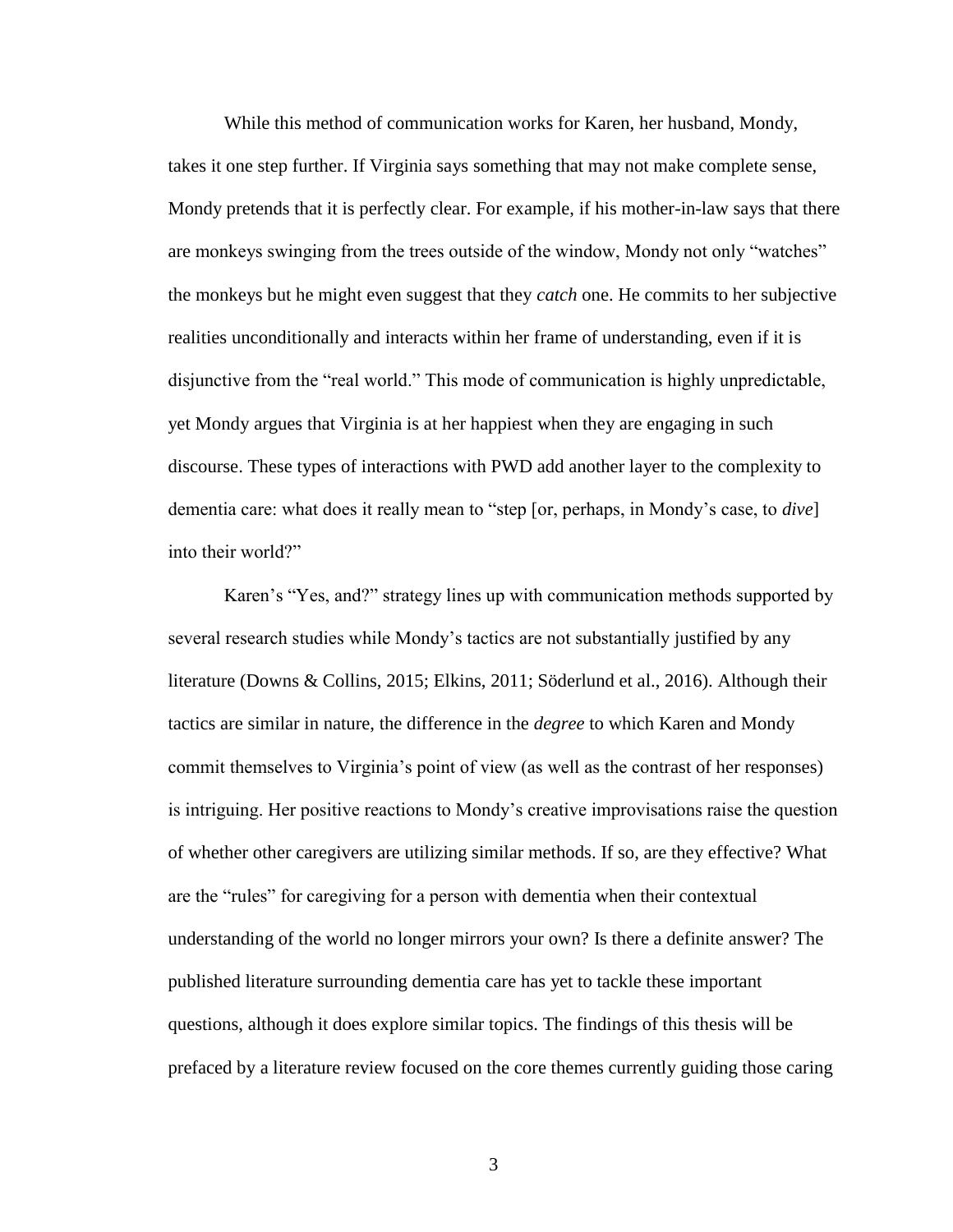While this method of communication works for Karen, her husband, Mondy, takes it one step further. If Virginia says something that may not make complete sense, Mondy pretends that it is perfectly clear. For example, if his mother-in-law says that there are monkeys swinging from the trees outside of the window, Mondy not only “watches” the monkeys but he might even suggest that they *catch* one. He commits to her subjective realities unconditionally and interacts within her frame of understanding, even if it is disjunctive from the “real world.” This mode of communication is highly unpredictable, yet Mondy argues that Virginia is at her happiest when they are engaging in such discourse. These types of interactions with PWD add another layer to the complexity to dementia care: what does it really mean to “step [or, perhaps, in Mondy’s case, to *dive*] into their world?”

Karen’s “Yes, and?” strategy lines up with communication methods supported by several research studies while Mondy’s tactics are not substantially justified by any literature (Downs & Collins, 2015; Elkins, 2011; Söderlund et al., 2016). Although their tactics are similar in nature, the difference in the *degree* to which Karen and Mondy commit themselves to Virginia’s point of view (as well as the contrast of her responses) is intriguing. Her positive reactions to Mondy’s creative improvisations raise the question of whether other caregivers are utilizing similar methods. If so, are they effective? What are the “rules” for caregiving for a person with dementia when their contextual understanding of the world no longer mirrors your own? Is there a definite answer? The published literature surrounding dementia care has yet to tackle these important questions, although it does explore similar topics. The findings of this thesis will be prefaced by a literature review focused on the core themes currently guiding those caring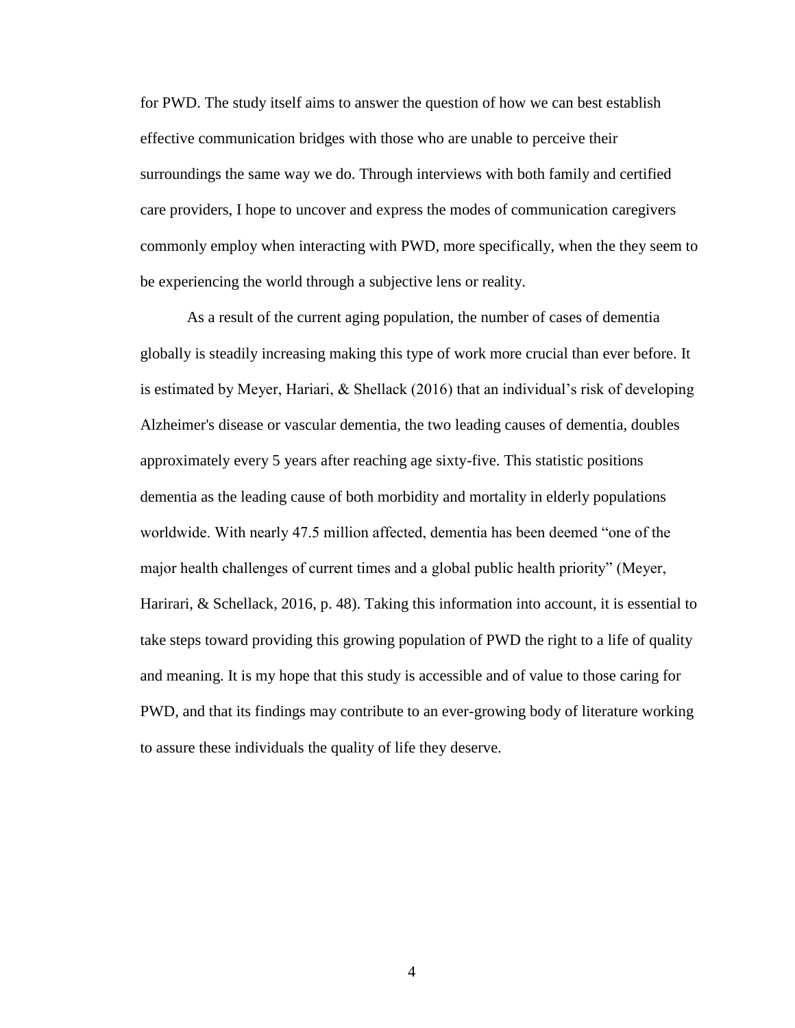for PWD. The study itself aims to answer the question of how we can best establish effective communication bridges with those who are unable to perceive their surroundings the same way we do. Through interviews with both family and certified care providers, I hope to uncover and express the modes of communication caregivers commonly employ when interacting with PWD, more specifically, when the they seem to be experiencing the world through a subjective lens or reality.

As a result of the current aging population, the number of cases of dementia globally is steadily increasing making this type of work more crucial than ever before. It is estimated by Meyer, Hariari, & Shellack (2016) that an individual's risk of developing Alzheimer's disease or vascular dementia, the two leading causes of dementia, doubles approximately every 5 years after reaching age sixty-five. This statistic positions dementia as the leading cause of both morbidity and mortality in elderly populations worldwide. With nearly 47.5 million affected, dementia has been deemed "one of the major health challenges of current times and a global public health priority" (Meyer, Harirari, & Schellack, 2016, p. 48). Taking this information into account, it is essential to take steps toward providing this growing population of PWD the right to a life of quality and meaning. It is my hope that this study is accessible and of value to those caring for PWD, and that its findings may contribute to an ever-growing body of literature working to assure these individuals the quality of life they deserve.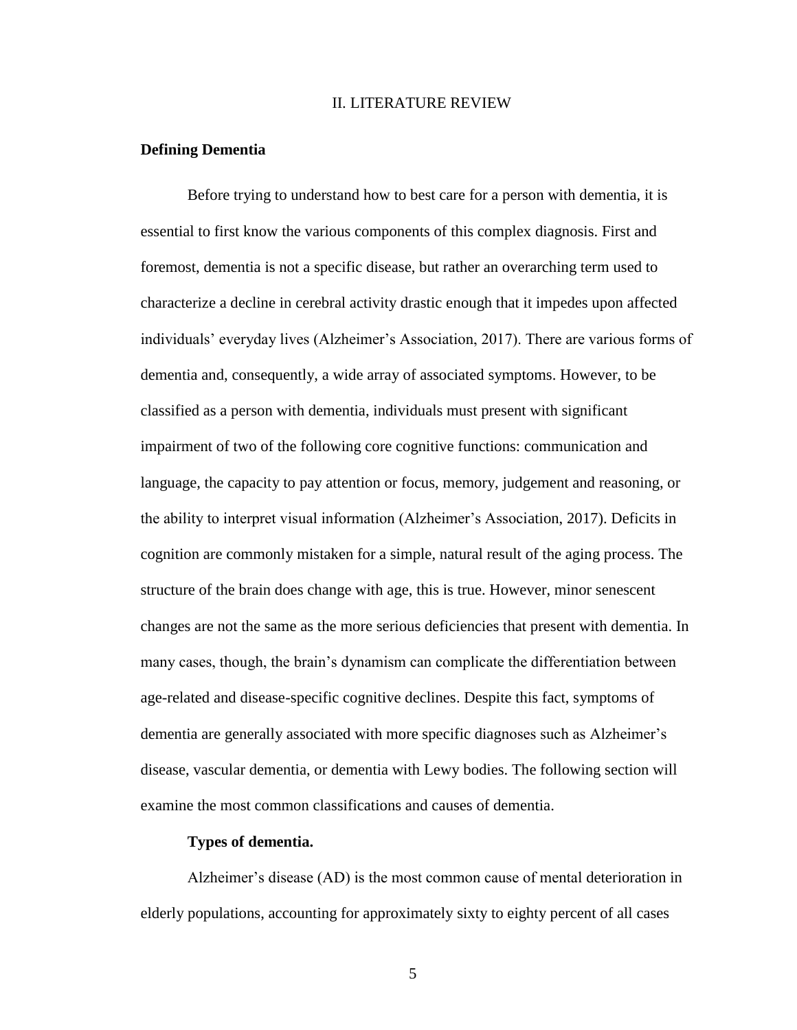## II. LITERATURE REVIEW

### Defining Dementia

Before trying to understand how to best care for a person with dementia, it is essential to first know the various components of this complex diagnosis. First and foremost, dementia is not a specific disease, but rather an overarching term used to characterize a decline in cerebral activity drastic enough that it impedes upon affected individuals' everyday lives (Alzheimer's Association, 2017). There are various forms of dementia and, consequently, a wide array of associated symptoms. However, to be classified as a person with dementia, individuals must present with significant impairment of two of the following core cognitive functions: communication and language, the capacity to pay attention or focus, memory, judgement and reasoning, or the ability to interpret visual information (Alzheimer's Association, 2017). Deficits in cognition are commonly mistaken for a simple, natural result of the aging process. The structure of the brain does change with age, this is true. However, minor senescent changes are not the same as the more serious deficiencies that present with dementia. In many cases, though, the brain's dynamism can complicate the differentiation between age-related and disease-specific cognitive declines. Despite this fact, symptoms of dementia are generally associated with more specific diagnoses such as Alzheimer's disease, vascular dementia, or dementia with Lewy bodies. The following section will examine the most common classifications and causes of dementia.

#### Types of dementia.

Alzheimer's disease (AD) is the most common cause of mental deterioration in elderly populations, accounting for approximately sixty to eighty percent of all cases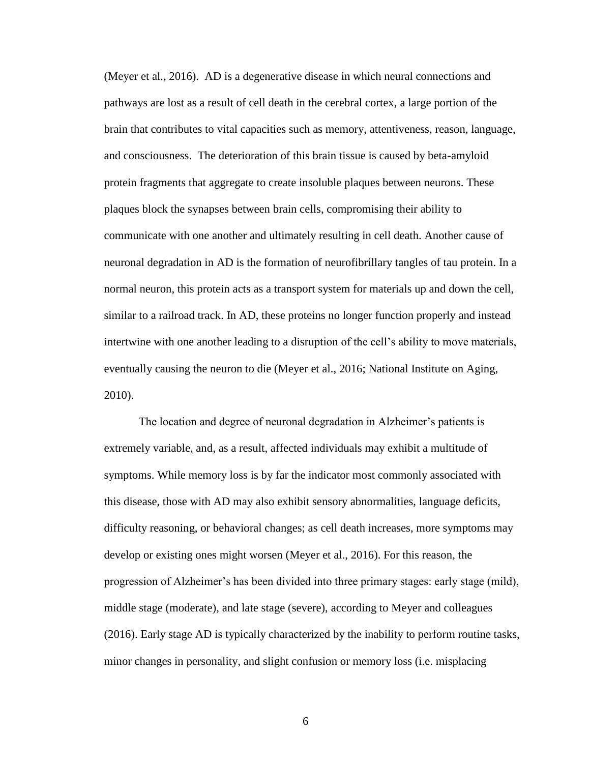(Meyer et al., 2016). AD is a degenerative disease in which neural connections and pathways are lost as a result of cell death in the cerebral cortex, a large portion of the brain that contributes to vital capacities such as memory, attentiveness, reason, language, and consciousness. The deterioration of this brain tissue is caused by beta-amyloid protein fragments that aggregate to create insoluble plaques between neurons. These plaques block the synapses between brain cells, compromising their ability to communicate with one another and ultimately resulting in cell death. Another cause of neuronal degradation in AD is the formation of neurofibrillary tangles of tau protein. In a normal neuron, this protein acts as a transport system for materials up and down the cell, similar to a railroad track. In AD, these proteins no longer function properly and instead intertwine with one another leading to a disruption of the cell's ability to move materials, eventually causing the neuron to die (Meyer et al., 2016; National Institute on Aging, 2010).

The location and degree of neuronal degradation in Alzheimer's patients is extremely variable, and, as a result, affected individuals may exhibit a multitude of symptoms. While memory loss is by far the indicator most commonly associated with this disease, those with AD may also exhibit sensory abnormalities, language deficits, difficulty reasoning, or behavioral changes; as cell death increases, more symptoms may develop or existing ones might worsen (Meyer et al., 2016). For this reason, the progression of Alzheimer's has been divided into three primary stages: early stage (mild), middle stage (moderate), and late stage (severe), according to Meyer and colleagues (2016). Early stage AD is typically characterized by the inability to perform routine tasks, minor changes in personality, and slight confusion or memory loss (i.e. misplacing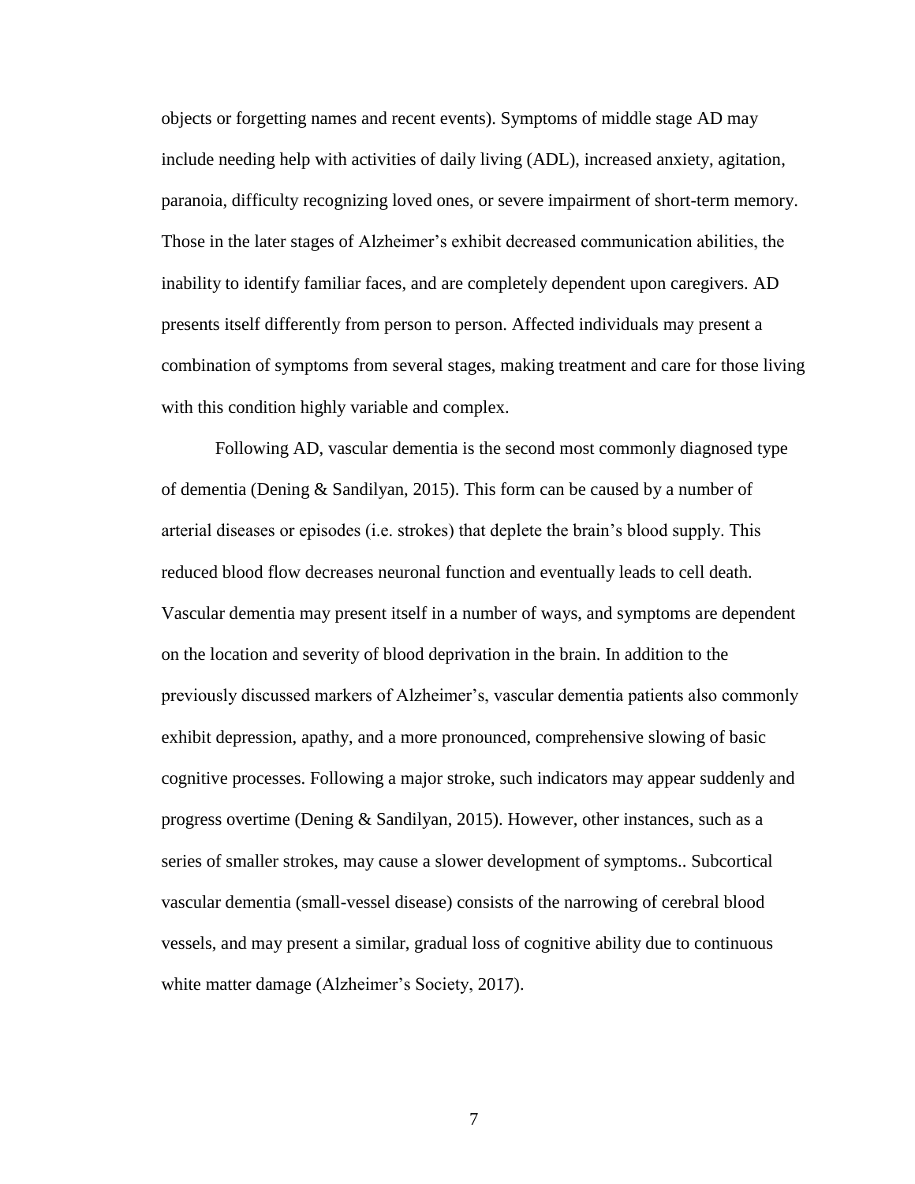objects or forgetting names and recent events). Symptoms of middle stage AD may include needing help with activities of daily living (ADL), increased anxiety, agitation, paranoia, difficulty recognizing loved ones, or severe impairment of short-term memory. Those in the later stages of Alzheimer's exhibit decreased communication abilities, the inability to identify familiar faces, and are completely dependent upon caregivers. AD presents itself differently from person to person. Affected individuals may present a combination of symptoms from several stages, making treatment and care for those living with this condition highly variable and complex.

Following AD, vascular dementia is the second most commonly diagnosed type of dementia (Dening & Sandilyan, 2015). This form can be caused by a number of arterial diseases or episodes (i.e. strokes) that deplete the brain's blood supply. This reduced blood flow decreases neuronal function and eventually leads to cell death. Vascular dementia may present itself in a number of ways, and symptoms are dependent on the location and severity of blood deprivation in the brain. In addition to the previously discussed markers of Alzheimer's, vascular dementia patients also commonly exhibit depression, apathy, and a more pronounced, comprehensive slowing of basic cognitive processes. Following a major stroke, such indicators may appear suddenly and progress overtime (Dening & Sandilyan, 2015). However, other instances, such as a series of smaller strokes, may cause a slower development of symptoms.. Subcortical vascular dementia (small-vessel disease) consists of the narrowing of cerebral blood vessels, and may present a similar, gradual loss of cognitive ability due to continuous white matter damage (Alzheimer's Society, 2017).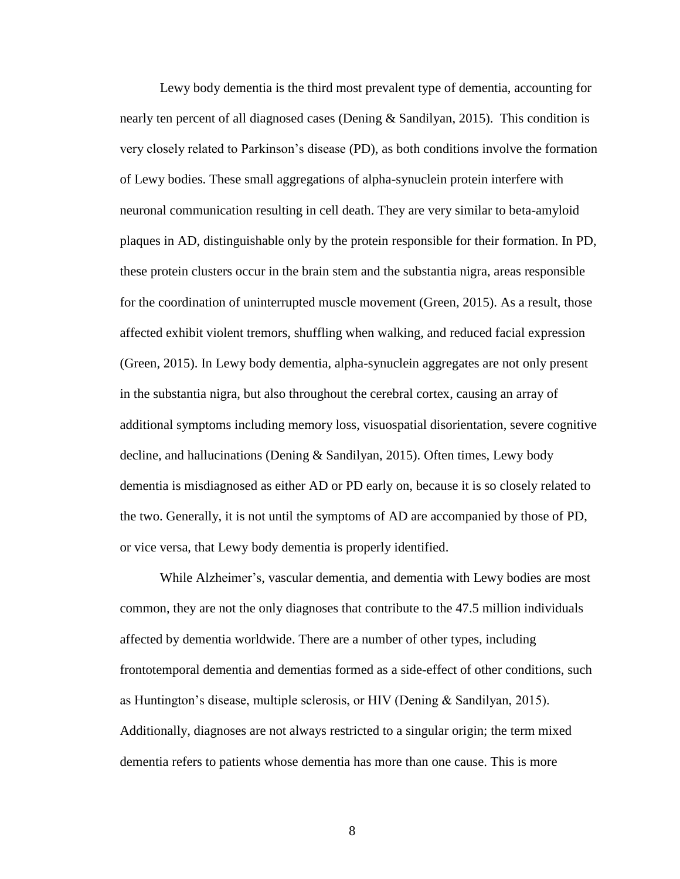Lewy body dementia is the third most prevalent type of dementia, accounting for nearly ten percent of all diagnosed cases (Dening & Sandilyan, 2015). This condition is very closely related to Parkinson's disease (PD), as both conditions involve the formation of Lewy bodies. These small aggregations of alpha-synuclein protein interfere with neuronal communication resulting in cell death. They are very similar to beta-amyloid plaques in AD, distinguishable only by the protein responsible for their formation. In PD, these protein clusters occur in the brain stem and the substantia nigra, areas responsible for the coordination of uninterrupted muscle movement (Green, 2015). As a result, those affected exhibit violent tremors, shuffling when walking, and reduced facial expression (Green, 2015). In Lewy body dementia, alpha-synuclein aggregates are not only present in the substantia nigra, but also throughout the cerebral cortex, causing an array of additional symptoms including memory loss, visuospatial disorientation, severe cognitive decline, and hallucinations (Dening & Sandilyan, 2015). Often times, Lewy body dementia is misdiagnosed as either AD or PD early on, because it is so closely related to the two. Generally, it is not until the symptoms of AD are accompanied by those of PD, or vice versa, that Lewy body dementia is properly identified.

While Alzheimer's, vascular dementia, and dementia with Lewy bodies are most common, they are not the only diagnoses that contribute to the 47.5 million individuals affected by dementia worldwide. There are a number of other types, including frontotemporal dementia and dementias formed as a side-effect of other conditions, such as Huntington's disease, multiple sclerosis, or HIV (Dening & Sandilyan, 2015). Additionally, diagnoses are not always restricted to a singular origin; the term mixed dementia refers to patients whose dementia has more than one cause. This is more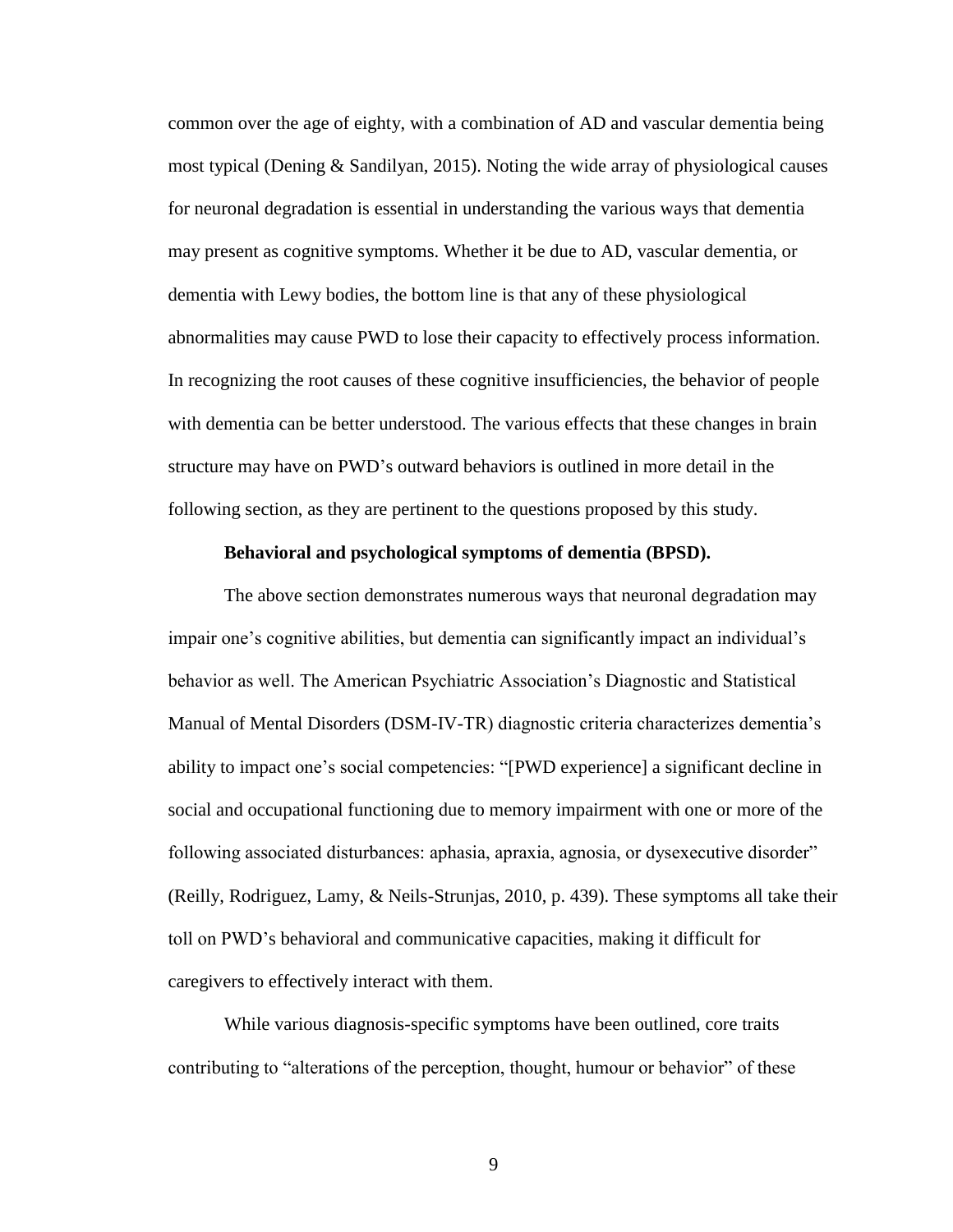common over the age of eighty, with a combination of AD and vascular dementia being most typical (Dening & Sandilyan, 2015). Noting the wide array of physiological causes for neuronal degradation is essential in understanding the various ways that dementia may present as cognitive symptoms. Whether it be due to AD, vascular dementia, or dementia with Lewy bodies, the bottom line is that any of these physiological abnormalities may cause PWD to lose their capacity to effectively process information. In recognizing the root causes of these cognitive insufficiencies, the behavior of people with dementia can be better understood. The various effects that these changes in brain structure may have on PWD's outward behaviors is outlined in more detail in the following section, as they are pertinent to the questions proposed by this study.

**Behavioral and psychological symptoms of dementia (BPSD).**

The above section demonstrates numerous ways that neuronal degradation may impair one's cognitive abilities, but dementia can significantly impact an individual's behavior as well. The American Psychiatric Association's Diagnostic and Statistical Manual of Mental Disorders (DSM-IV-TR) diagnostic criteria characterizes dementia's ability to impact one's social competencies: "[PWD experience] a significant decline in social and occupational functioning due to memory impairment with one or more of the following associated disturbances: aphasia, apraxia, agnosia, or dysexecutive disorder" (Reilly, Rodriguez, Lamy, & Neils-Strunjas, 2010, p. 439). These symptoms all take their toll on PWD's behavioral and communicative capacities, making it difficult for caregivers to effectively interact with them.

While various diagnosis-specific symptoms have been outlined, core traits contributing to "alterations of the perception, thought, humour or behavior" of these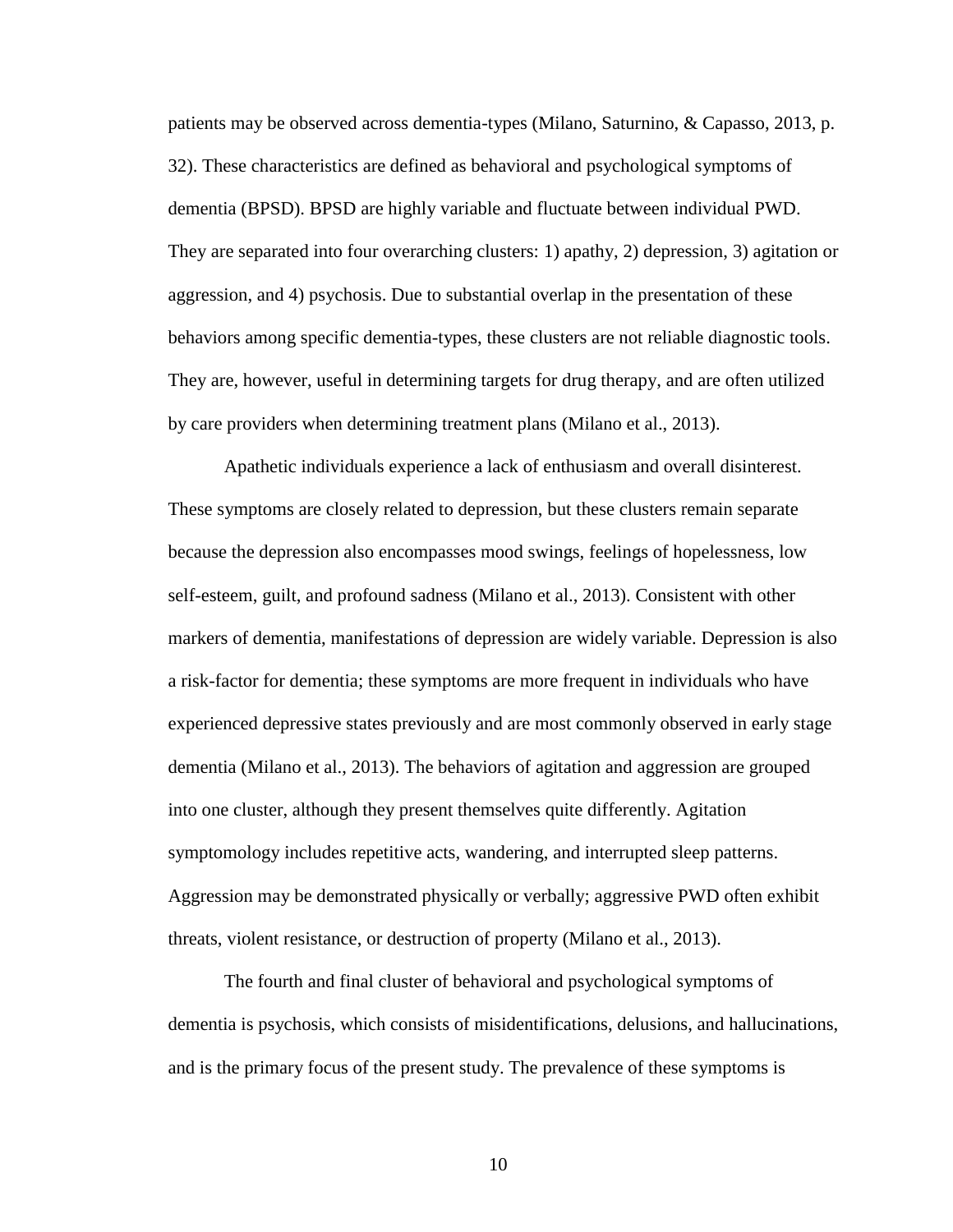patients may be observed across dementia-types (Milano, Saturnino, & Capasso, 2013, p. 32). These characteristics are defined as behavioral and psychological symptoms of dementia (BPSD). BPSD are highly variable and fluctuate between individual PWD. They are separated into four overarching clusters: 1) apathy, 2) depression, 3) agitation or aggression, and 4) psychosis. Due to substantial overlap in the presentation of these behaviors among specific dementia-types, these clusters are not reliable diagnostic tools. They are, however, useful in determining targets for drug therapy, and are often utilized by care providers when determining treatment plans (Milano et al., 2013).

Apathetic individuals experience a lack of enthusiasm and overall disinterest. These symptoms are closely related to depression, but these clusters remain separate because the depression also encompasses mood swings, feelings of hopelessness, low self-esteem, guilt, and profound sadness (Milano et al., 2013). Consistent with other markers of dementia, manifestations of depression are widely variable. Depression is also a risk-factor for dementia; these symptoms are more frequent in individuals who have experienced depressive states previously and are most commonly observed in early stage dementia (Milano et al., 2013). The behaviors of agitation and aggression are grouped into one cluster, although they present themselves quite differently. Agitation symptomology includes repetitive acts, wandering, and interrupted sleep patterns. Aggression may be demonstrated physically or verbally; aggressive PWD often exhibit threats, violent resistance, or destruction of property (Milano et al., 2013).

The fourth and final cluster of behavioral and psychological symptoms of dementia is psychosis, which consists of misidentifications, delusions, and hallucinations, and is the primary focus of the present study. The prevalence of these symptoms is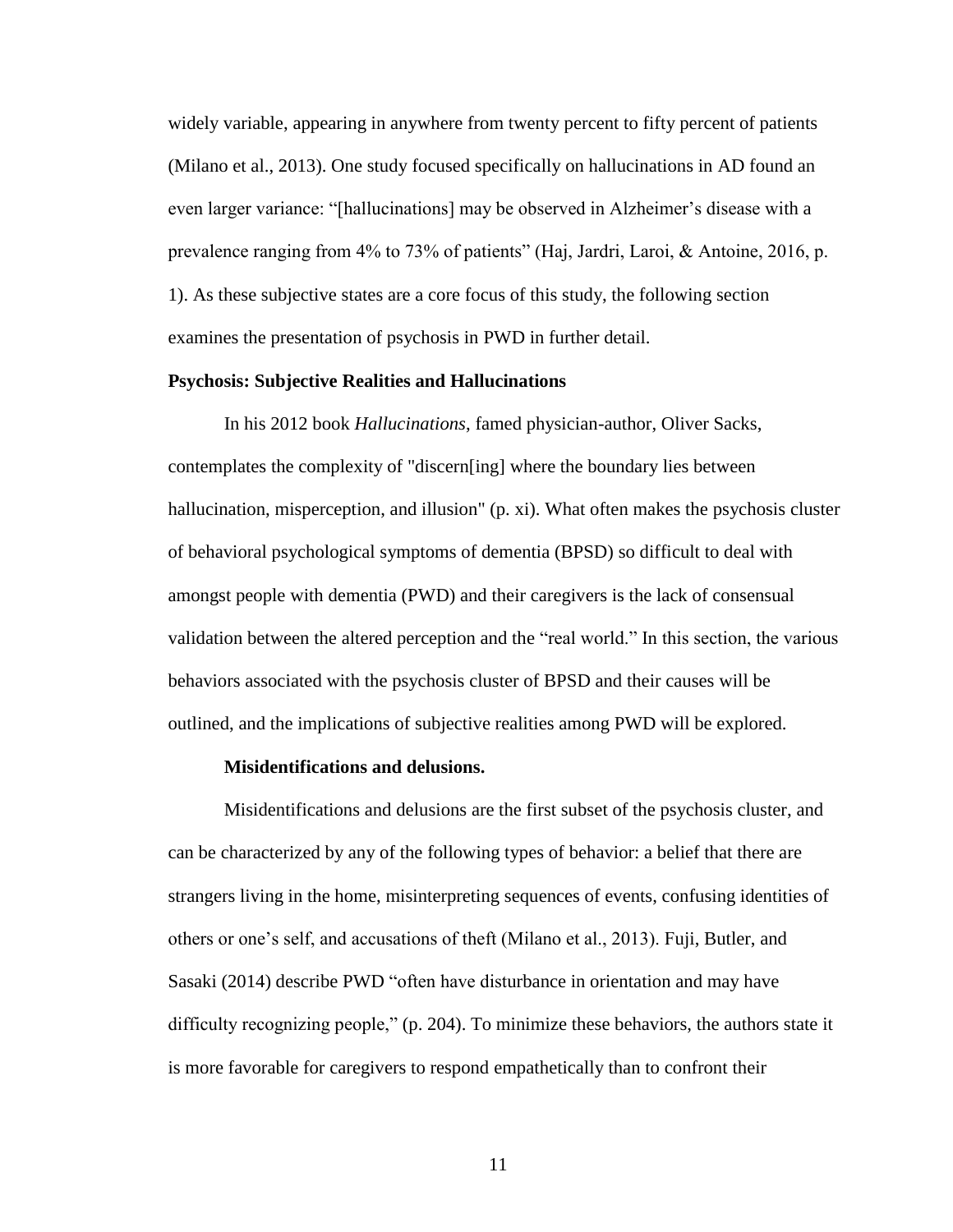widely variable, appearing in anywhere from twenty percent to fifty percent of patients (Milano et al., 2013). One study focused specifically on hallucinations in AD found an even larger variance: "[hallucinations] may be observed in Alzheimer's disease with a prevalence ranging from 4% to 73% of patients" (Haj, Jardri, Laroi, & Antoine, 2016, p. 1). As these subjective states are a core focus of this study, the following section examines the presentation of psychosis in PWD in further detail.

## Psychosis: Subjective Realities and Hallucinations

In his 2012 book *Hallucinations*, famed physician-author, Oliver Sacks, contemplates the complexity of "discern[ing] where the boundary lies between hallucination, misperception, and illusion" (p. xi). What often makes the psychosis cluster of behavioral psychological symptoms of dementia (BPSD) so difficult to deal with amongst people with dementia (PWD) and their caregivers is the lack of consensual validation between the altered perception and the "real world." In this section, the various behaviors associated with the psychosis cluster of BPSD and their causes will be outlined, and the implications of subjective realities among PWD will be explored.

### Misidentifications and delusions.

Misidentifications and delusions are the first subset of the psychosis cluster, and can be characterized by any of the following types of behavior: a belief that there are strangers living in the home, misinterpreting sequences of events, confusing identities of others or one's self, and accusations of theft (Milano et al., 2013). Fuji, Butler, and Sasaki (2014) describe PWD "often have disturbance in orientation and may have difficulty recognizing people," (p. 204). To minimize these behaviors, the authors state it is more favorable for caregivers to respond empathetically than to confront their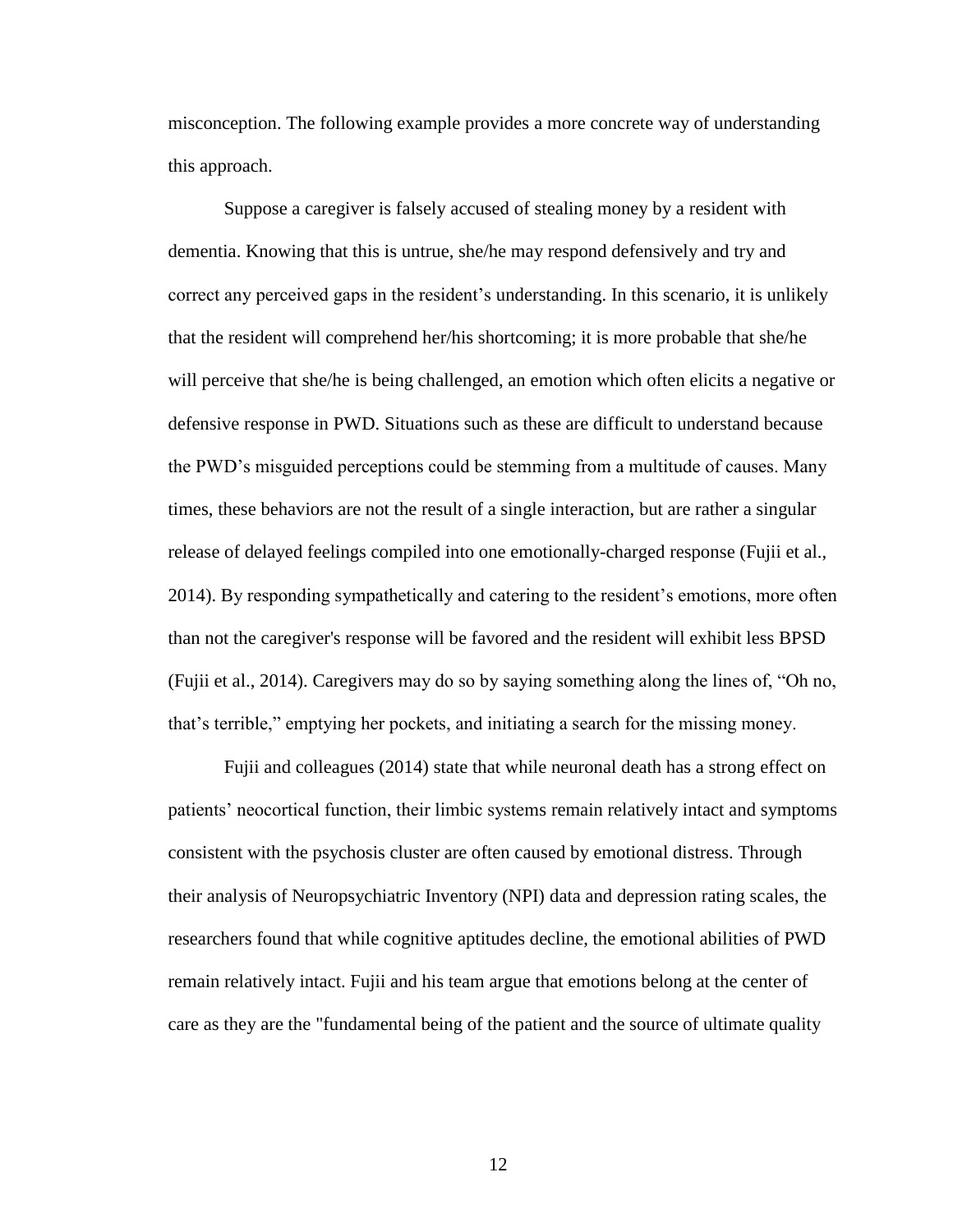misconception. The following example provides a more concrete way of understanding this approach.

Suppose a caregiver is falsely accused of stealing money by a resident with dementia. Knowing that this is untrue, she/he may respond defensively and try and correct any perceived gaps in the resident's understanding. In this scenario, it is unlikely that the resident will comprehend her/his shortcoming; it is more probable that she/he will perceive that she/he is being challenged, an emotion which often elicits a negative or defensive response in PWD. Situations such as these are difficult to understand because the PWD's misguided perceptions could be stemming from a multitude of causes. Many times, these behaviors are not the result of a single interaction, but are rather a singular release of delayed feelings compiled into one emotionally-charged response (Fujii et al., 2014). By responding sympathetically and catering to the resident's emotions, more often than not the caregiver's response will be favored and the resident will exhibit less BPSD (Fujii et al., 2014). Caregivers may do so by saying something along the lines of, "Oh no, that's terrible," emptying her pockets, and initiating a search for the missing money.

Fujii and colleagues (2014) state that while neuronal death has a strong effect on patients' neocortical function, their limbic systems remain relatively intact and symptoms consistent with the psychosis cluster are often caused by emotional distress. Through their analysis of Neuropsychiatric Inventory (NPI) data and depression rating scales, the researchers found that while cognitive aptitudes decline, the emotional abilities of PWD remain relatively intact. Fujii and his team argue that emotions belong at the center of care as they are the "fundamental being of the patient and the source of ultimate quality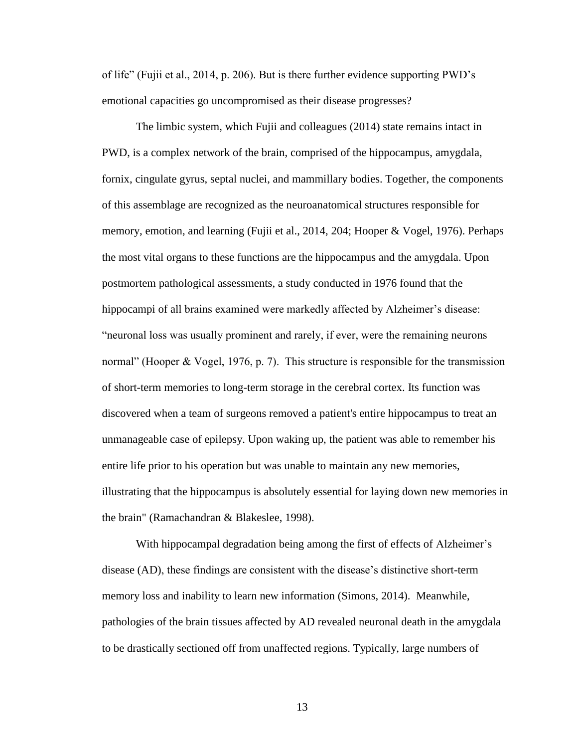of life" (Fujii et al., 2014, p. 206). But is there further evidence supporting PWD's emotional capacities go uncompromised as their disease progresses?

The limbic system, which Fujii and colleagues (2014) state remains intact in PWD, is a complex network of the brain, comprised of the hippocampus, amygdala, fornix, cingulate gyrus, septal nuclei, and mammillary bodies. Together, the components of this assemblage are recognized as the neuroanatomical structures responsible for memory, emotion, and learning (Fujii et al., 2014, 204; Hooper & Vogel, 1976). Perhaps the most vital organs to these functions are the hippocampus and the amygdala. Upon postmortem pathological assessments, a study conducted in 1976 found that the hippocampi of all brains examined were markedly affected by Alzheimer's disease: "neuronal loss was usually prominent and rarely, if ever, were the remaining neurons normal" (Hooper & Vogel, 1976, p. 7). This structure is responsible for the transmission of short-term memories to long-term storage in the cerebral cortex. Its function was discovered when a team of surgeons removed a patient's entire hippocampus to treat an unmanageable case of epilepsy. Upon waking up, the patient was able to remember his entire life prior to his operation but was unable to maintain any new memories, illustrating that the hippocampus is absolutely essential for laying down new memories in the brain" (Ramachandran & Blakeslee, 1998).

With hippocampal degradation being among the first of effects of Alzheimer's disease (AD), these findings are consistent with the disease's distinctive short-term memory loss and inability to learn new information (Simons, 2014). Meanwhile, pathologies of the brain tissues affected by AD revealed neuronal death in the amygdala to be drastically sectioned off from unaffected regions. Typically, large numbers of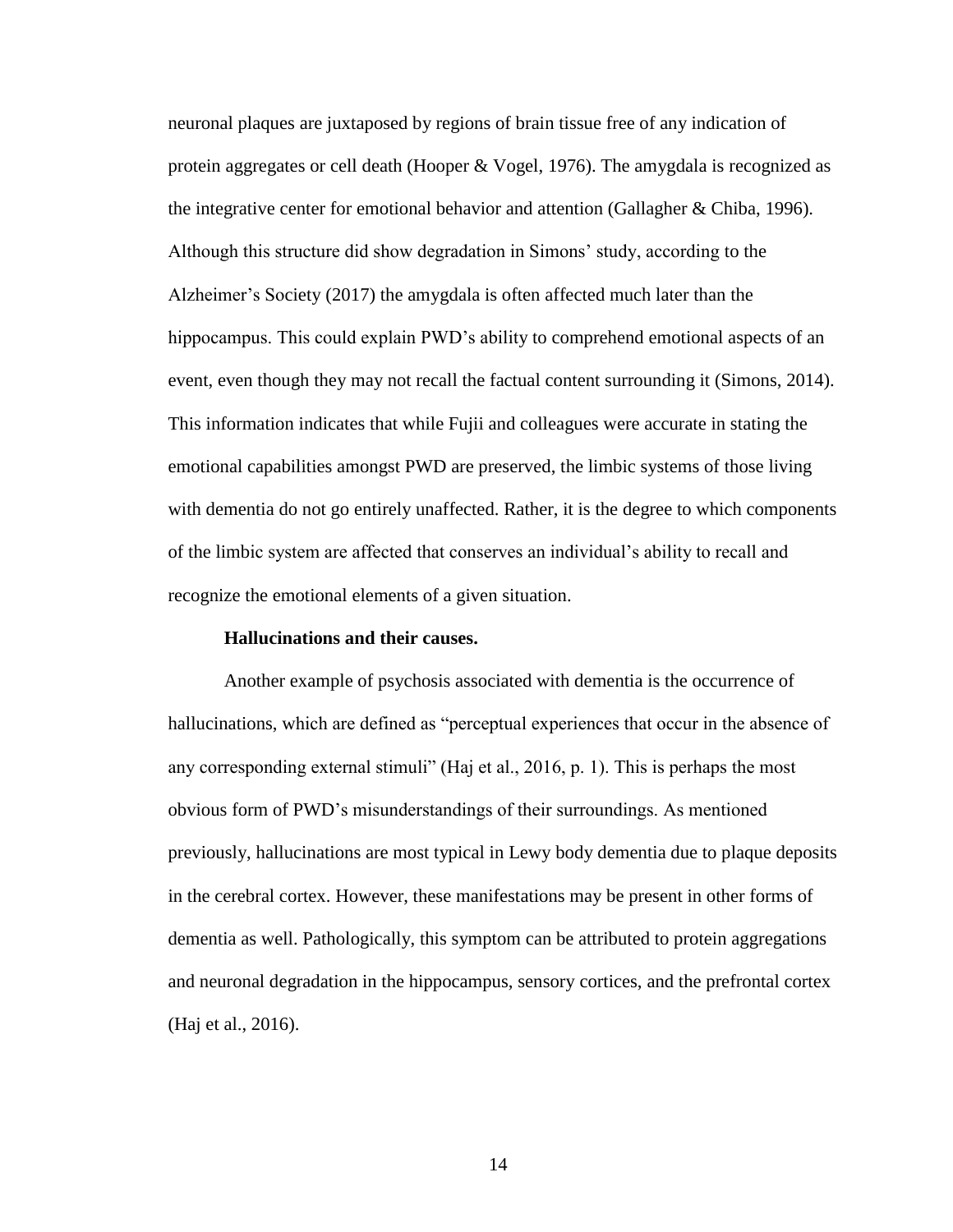neuronal plaques are juxtaposed by regions of brain tissue free of any indication of protein aggregates or cell death (Hooper & Vogel, 1976). The amygdala is recognized as the integrative center for emotional behavior and attention (Gallagher & Chiba, 1996). Although this structure did show degradation in Simons' study, according to the Alzheimer's Society (2017) the amygdala is often affected much later than the hippocampus. This could explain PWD's ability to comprehend emotional aspects of an event, even though they may not recall the factual content surrounding it (Simons, 2014). This information indicates that while Fujii and colleagues were accurate in stating the emotional capabilities amongst PWD are preserved, the limbic systems of those living with dementia do not go entirely unaffected. Rather, it is the degree to which components of the limbic system are affected that conserves an individual's ability to recall and recognize the emotional elements of a given situation.

**Hallucinations and their causes.**

Another example of psychosis associated with dementia is the occurrence of hallucinations, which are defined as "perceptual experiences that occur in the absence of any corresponding external stimuli" (Haj et al., 2016, p. 1). This is perhaps the most obvious form of PWD's misunderstandings of their surroundings. As mentioned previously, hallucinations are most typical in Lewy body dementia due to plaque deposits in the cerebral cortex. However, these manifestations may be present in other forms of dementia as well. Pathologically, this symptom can be attributed to protein aggregations and neuronal degradation in the hippocampus, sensory cortices, and the prefrontal cortex (Haj et al., 2016).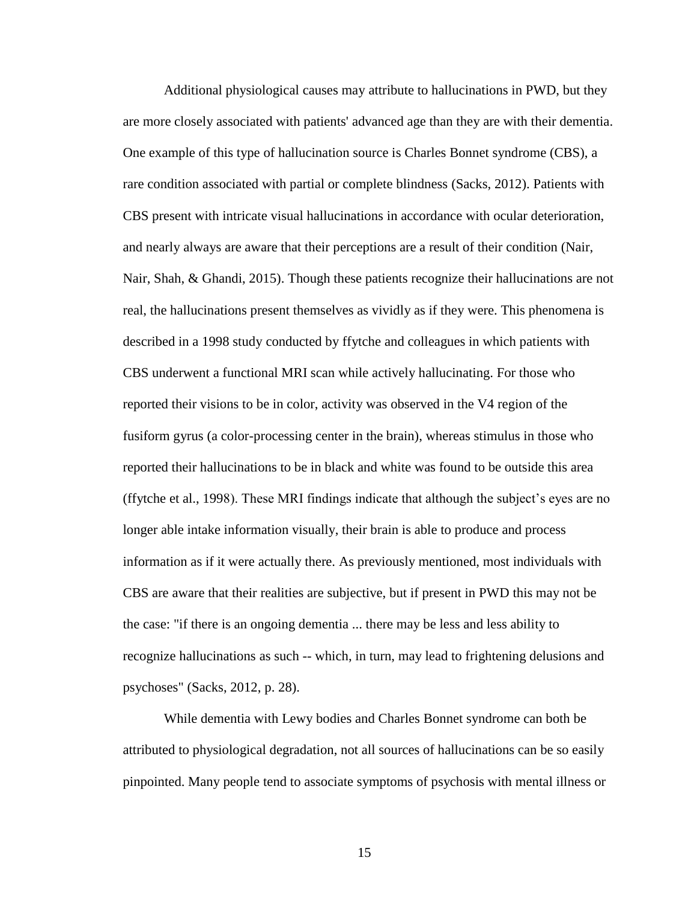Additional physiological causes may attribute to hallucinations in PWD, but they are more closely associated with patients' advanced age than they are with their dementia. One example of this type of hallucination source is Charles Bonnet syndrome (CBS), a rare condition associated with partial or complete blindness (Sacks, 2012). Patients with CBS present with intricate visual hallucinations in accordance with ocular deterioration, and nearly always are aware that their perceptions are a result of their condition (Nair, Nair, Shah, & Ghandi, 2015). Though these patients recognize their hallucinations are not real, the hallucinations present themselves as vividly as if they were. This phenomena is described in a 1998 study conducted by ffytche and colleagues in which patients with CBS underwent a functional MRI scan while actively hallucinating. For those who reported their visions to be in color, activity was observed in the V4 region of the fusiform gyrus (a color-processing center in the brain), whereas stimulus in those who reported their hallucinations to be in black and white was found to be outside this area (ffytche et al., 1998). These MRI findings indicate that although the subject's eyes are no longer able intake information visually, their brain is able to produce and process information as if it were actually there. As previously mentioned, most individuals with CBS are aware that their realities are subjective, but if present in PWD this may not be the case: "if there is an ongoing dementia ... there may be less and less ability to recognize hallucinations as such -- which, in turn, may lead to frightening delusions and psychoses" (Sacks, 2012, p. 28).

While dementia with Lewy bodies and Charles Bonnet syndrome can both be attributed to physiological degradation, not all sources of hallucinations can be so easily pinpointed. Many people tend to associate symptoms of psychosis with mental illness or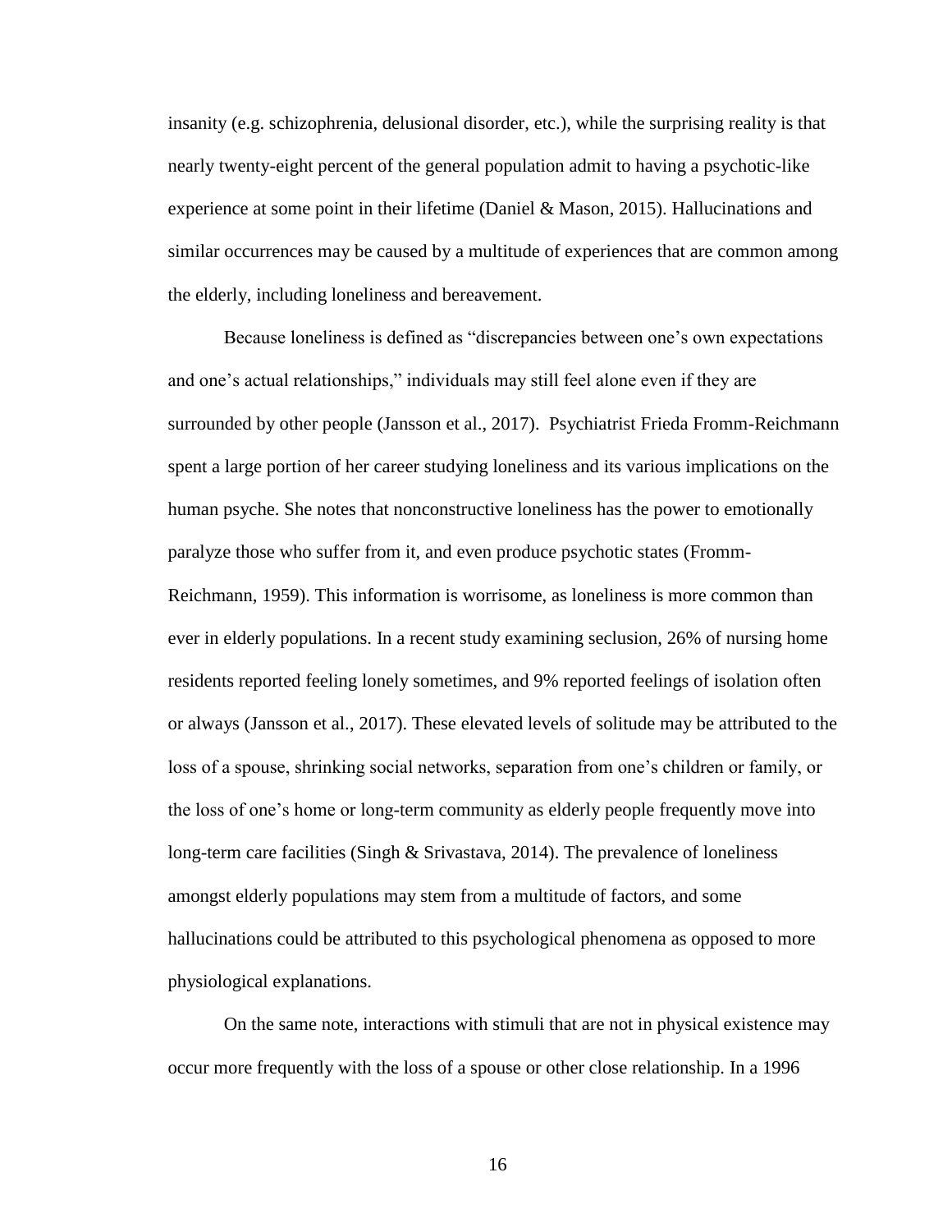insanity (e.g. schizophrenia, delusional disorder, etc.), while the surprising reality is that nearly twenty-eight percent of the general population admit to having a psychotic-like experience at some point in their lifetime (Daniel & Mason, 2015). Hallucinations and similar occurrences may be caused by a multitude of experiences that are common among the elderly, including loneliness and bereavement.

Because loneliness is defined as "discrepancies between one's own expectations and one's actual relationships," individuals may still feel alone even if they are surrounded by other people (Jansson et al., 2017). Psychiatrist Frieda Fromm-Reichmann spent a large portion of her career studying loneliness and its various implications on the human psyche. She notes that nonconstructive loneliness has the power to emotionally paralyze those who suffer from it, and even produce psychotic states (Fromm-Reichmann, 1959). This information is worrisome, as loneliness is more common than ever in elderly populations. In a recent study examining seclusion, 26% of nursing home residents reported feeling lonely sometimes, and 9% reported feelings of isolation often or always (Jansson et al., 2017). These elevated levels of solitude may be attributed to the loss of a spouse, shrinking social networks, separation from one's children or family, or the loss of one's home or long-term community as elderly people frequently move into long-term care facilities (Singh & Srivastava, 2014). The prevalence of loneliness amongst elderly populations may stem from a multitude of factors, and some hallucinations could be attributed to this psychological phenomena as opposed to more physiological explanations.

On the same note, interactions with stimuli that are not in physical existence may occur more frequently with the loss of a spouse or other close relationship. In a 1996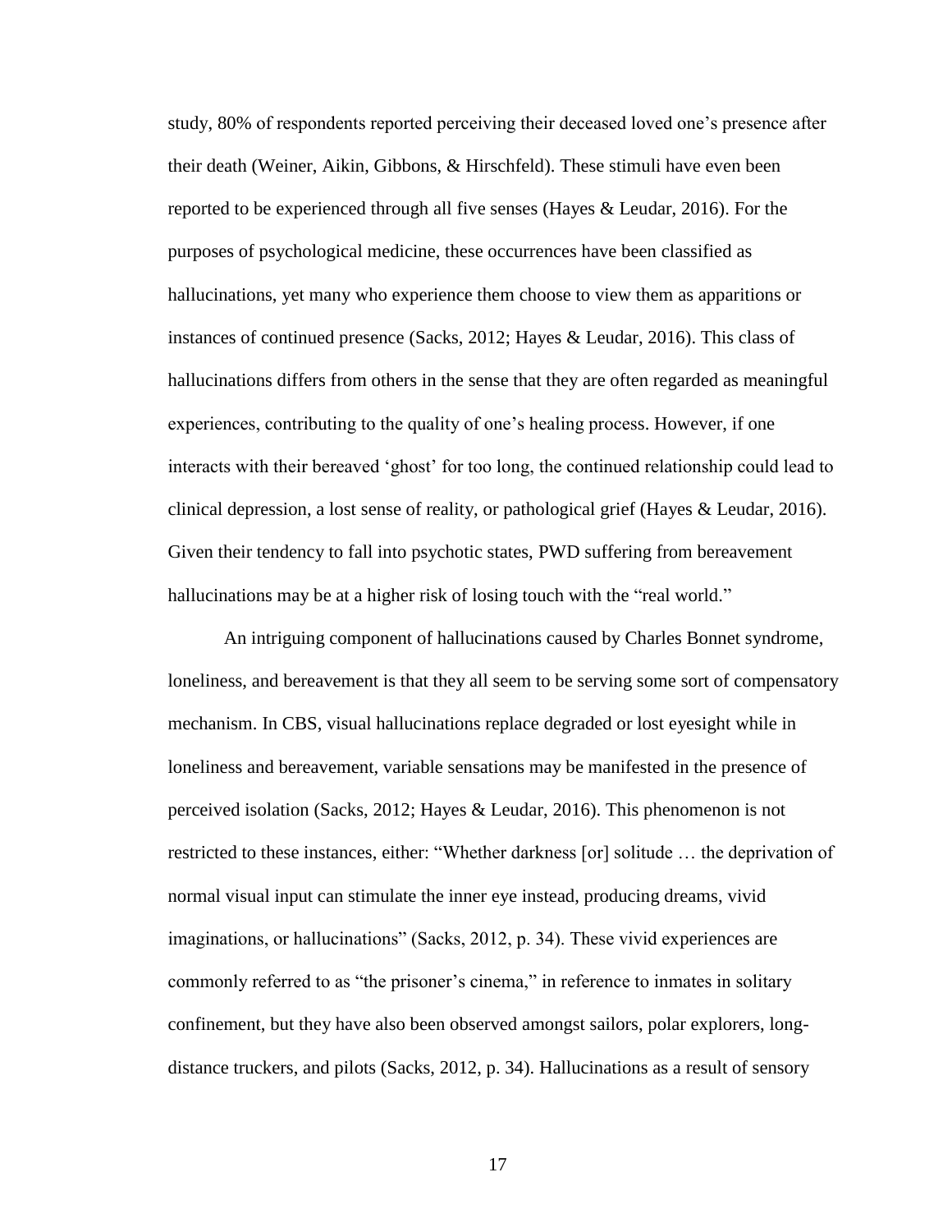study, 80% of respondents reported perceiving their deceased loved one's presence after their death (Weiner, Aikin, Gibbons, & Hirschfeld). These stimuli have even been reported to be experienced through all five senses (Hayes & Leudar, 2016). For the purposes of psychological medicine, these occurrences have been classified as hallucinations, yet many who experience them choose to view them as apparitions or instances of continued presence (Sacks, 2012; Hayes & Leudar, 2016). This class of hallucinations differs from others in the sense that they are often regarded as meaningful experiences, contributing to the quality of one's healing process. However, if one interacts with their bereaved 'ghost' for too long, the continued relationship could lead to clinical depression, a lost sense of reality, or pathological grief (Hayes & Leudar, 2016). Given their tendency to fall into psychotic states, PWD suffering from bereavement hallucinations may be at a higher risk of losing touch with the "real world."

An intriguing component of hallucinations caused by Charles Bonnet syndrome, loneliness, and bereavement is that they all seem to be serving some sort of compensatory mechanism. In CBS, visual hallucinations replace degraded or lost eyesight while in loneliness and bereavement, variable sensations may be manifested in the presence of perceived isolation (Sacks, 2012; Hayes & Leudar, 2016). This phenomenon is not restricted to these instances, either: "Whether darkness [or] solitude … the deprivation of normal visual input can stimulate the inner eye instead, producing dreams, vivid imaginations, or hallucinations" (Sacks, 2012, p. 34). These vivid experiences are commonly referred to as "the prisoner's cinema," in reference to inmates in solitary confinement, but they have also been observed amongst sailors, polar explorers, long-distance truckers, and pilots (Sacks, 2012, p. 34). Hallucinations as a result of sensory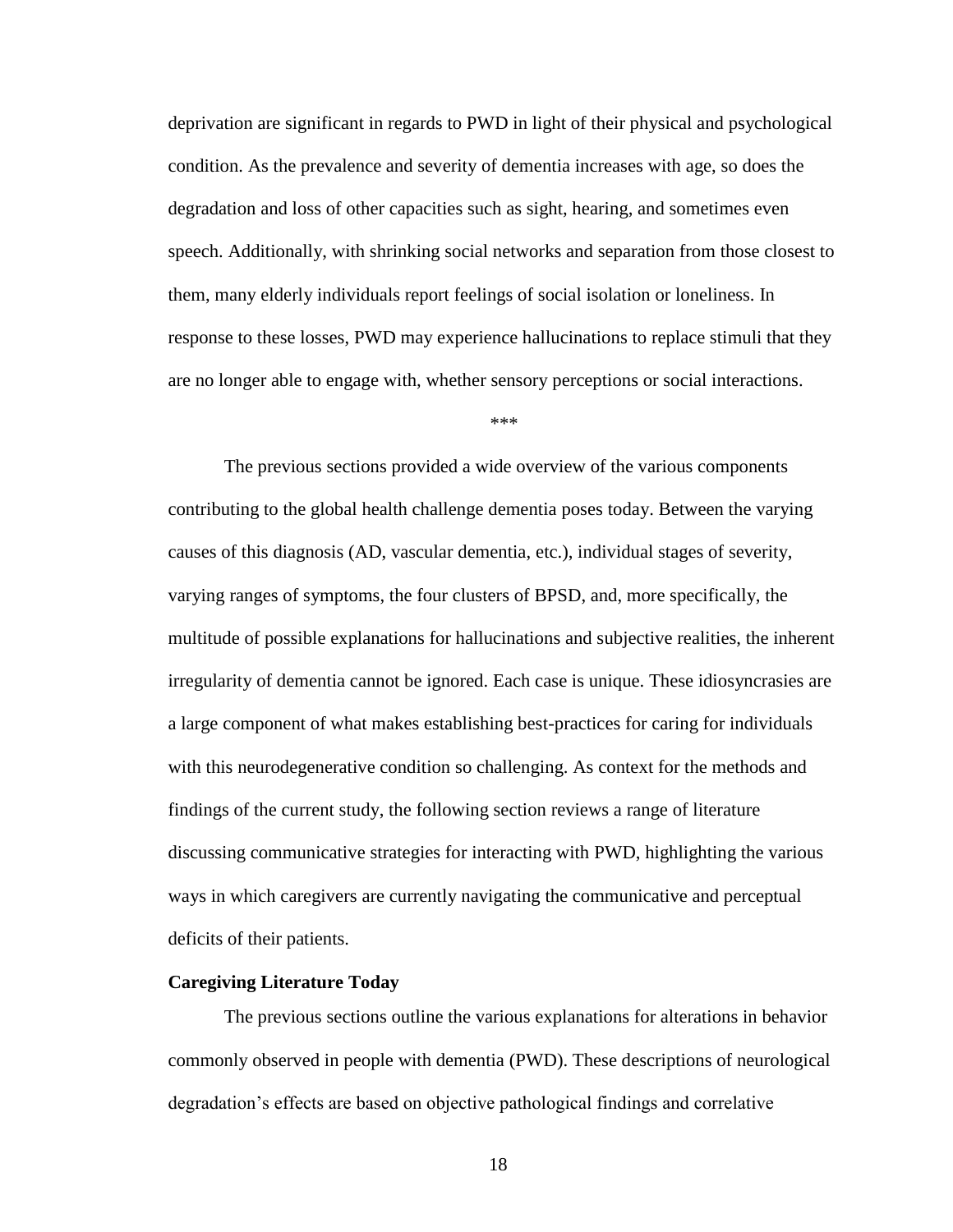deprivation are significant in regards to PWD in light of their physical and psychological condition. As the prevalence and severity of dementia increases with age, so does the degradation and loss of other capacities such as sight, hearing, and sometimes even speech. Additionally, with shrinking social networks and separation from those closest to them, many elderly individuals report feelings of social isolation or loneliness. In response to these losses, PWD may experience hallucinations to replace stimuli that they are no longer able to engage with, whether sensory perceptions or social interactions.

***

The previous sections provided a wide overview of the various components contributing to the global health challenge dementia poses today. Between the varying causes of this diagnosis (AD, vascular dementia, etc.), individual stages of severity, varying ranges of symptoms, the four clusters of BPSD, and, more specifically, the multitude of possible explanations for hallucinations and subjective realities, the inherent irregularity of dementia cannot be ignored. Each case is unique. These idiosyncrasies are a large component of what makes establishing best-practices for caring for individuals with this neurodegenerative condition so challenging. As context for the methods and findings of the current study, the following section reviews a range of literature discussing communicative strategies for interacting with PWD, highlighting the various ways in which caregivers are currently navigating the communicative and perceptual deficits of their patients.

### Caregiving Literature Today

The previous sections outline the various explanations for alterations in behavior commonly observed in people with dementia (PWD). These descriptions of neurological degradation's effects are based on objective pathological findings and correlative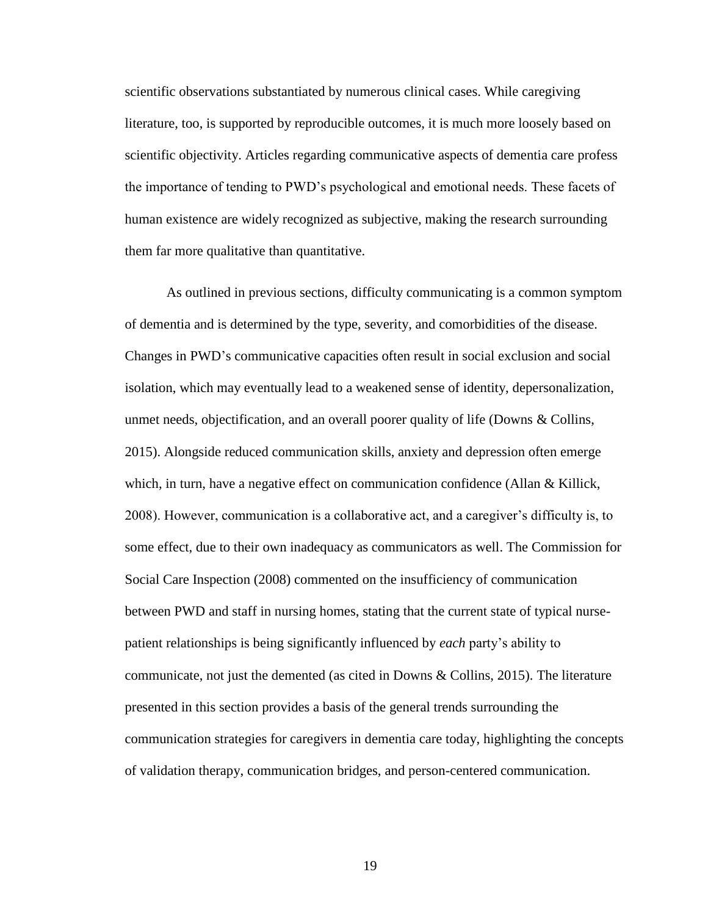scientific observations substantiated by numerous clinical cases. While caregiving literature, too, is supported by reproducible outcomes, it is much more loosely based on scientific objectivity. Articles regarding communicative aspects of dementia care profess the importance of tending to PWD's psychological and emotional needs. These facets of human existence are widely recognized as subjective, making the research surrounding them far more qualitative than quantitative.

As outlined in previous sections, difficulty communicating is a common symptom of dementia and is determined by the type, severity, and comorbidities of the disease. Changes in PWD's communicative capacities often result in social exclusion and social isolation, which may eventually lead to a weakened sense of identity, depersonalization, unmet needs, objectification, and an overall poorer quality of life (Downs & Collins, 2015). Alongside reduced communication skills, anxiety and depression often emerge which, in turn, have a negative effect on communication confidence (Allan & Killick, 2008). However, communication is a collaborative act, and a caregiver's difficulty is, to some effect, due to their own inadequacy as communicators as well. The Commission for Social Care Inspection (2008) commented on the insufficiency of communication between PWD and staff in nursing homes, stating that the current state of typical nurse-patient relationships is being significantly influenced by *each* party's ability to communicate, not just the demented (as cited in Downs & Collins, 2015). The literature presented in this section provides a basis of the general trends surrounding the communication strategies for caregivers in dementia care today, highlighting the concepts of validation therapy, communication bridges, and person-centered communication.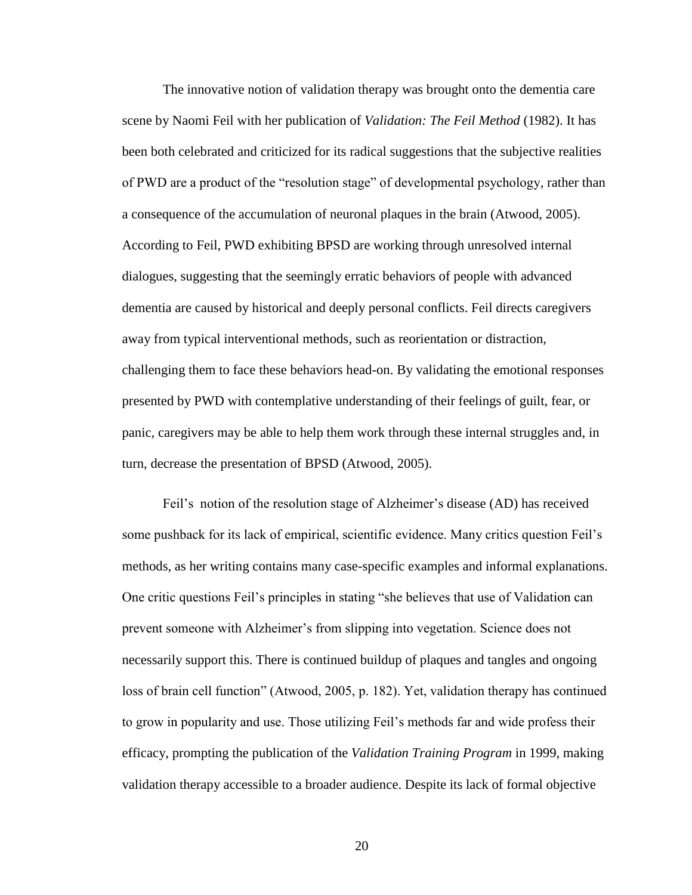The innovative notion of validation therapy was brought onto the dementia care scene by Naomi Feil with her publication of *Validation: The Feil Method* (1982). It has been both celebrated and criticized for its radical suggestions that the subjective realities of PWD are a product of the "resolution stage" of developmental psychology, rather than a consequence of the accumulation of neuronal plaques in the brain (Atwood, 2005). According to Feil, PWD exhibiting BPSD are working through unresolved internal dialogues, suggesting that the seemingly erratic behaviors of people with advanced dementia are caused by historical and deeply personal conflicts. Feil directs caregivers away from typical interventional methods, such as reorientation or distraction, challenging them to face these behaviors head-on. By validating the emotional responses presented by PWD with contemplative understanding of their feelings of guilt, fear, or panic, caregivers may be able to help them work through these internal struggles and, in turn, decrease the presentation of BPSD (Atwood, 2005).

Feil's notion of the resolution stage of Alzheimer's disease (AD) has received some pushback for its lack of empirical, scientific evidence. Many critics question Feil's methods, as her writing contains many case-specific examples and informal explanations. One critic questions Feil's principles in stating "she believes that use of Validation can prevent someone with Alzheimer's from slipping into vegetation. Science does not necessarily support this. There is continued buildup of plaques and tangles and ongoing loss of brain cell function" (Atwood, 2005, p. 182). Yet, validation therapy has continued to grow in popularity and use. Those utilizing Feil's methods far and wide profess their efficacy, prompting the publication of the *Validation Training Program* in 1999, making validation therapy accessible to a broader audience. Despite its lack of formal objective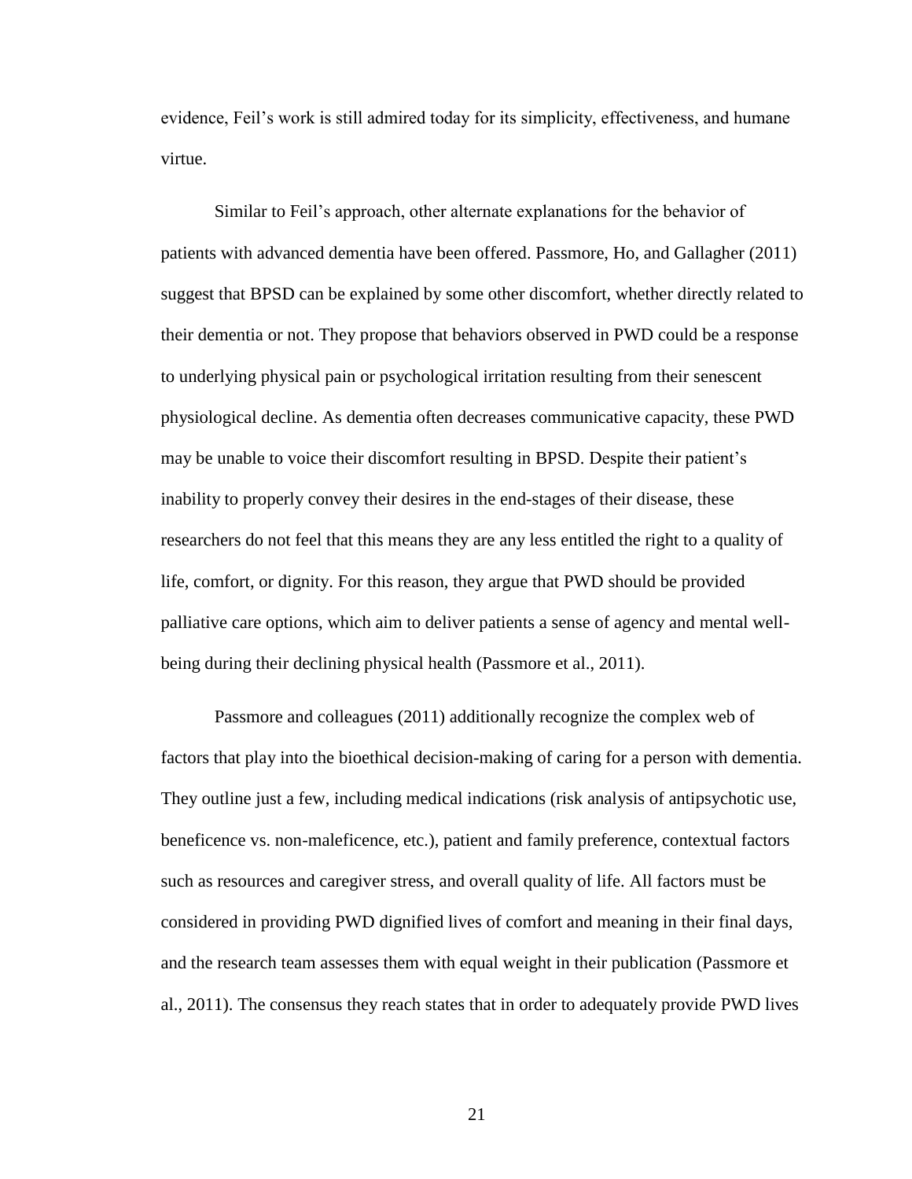evidence, Feil's work is still admired today for its simplicity, effectiveness, and humane virtue.

Similar to Feil's approach, other alternate explanations for the behavior of patients with advanced dementia have been offered. Passmore, Ho, and Gallagher (2011) suggest that BPSD can be explained by some other discomfort, whether directly related to their dementia or not. They propose that behaviors observed in PWD could be a response to underlying physical pain or psychological irritation resulting from their senescent physiological decline. As dementia often decreases communicative capacity, these PWD may be unable to voice their discomfort resulting in BPSD. Despite their patient's inability to properly convey their desires in the end-stages of their disease, these researchers do not feel that this means they are any less entitled the right to a quality of life, comfort, or dignity. For this reason, they argue that PWD should be provided palliative care options, which aim to deliver patients a sense of agency and mental well-being during their declining physical health (Passmore et al., 2011).

Passmore and colleagues (2011) additionally recognize the complex web of factors that play into the bioethical decision-making of caring for a person with dementia. They outline just a few, including medical indications (risk analysis of antipsychotic use, beneficence vs. non-maleficence, etc.), patient and family preference, contextual factors such as resources and caregiver stress, and overall quality of life. All factors must be considered in providing PWD dignified lives of comfort and meaning in their final days, and the research team assesses them with equal weight in their publication (Passmore et al., 2011). The consensus they reach states that in order to adequately provide PWD lives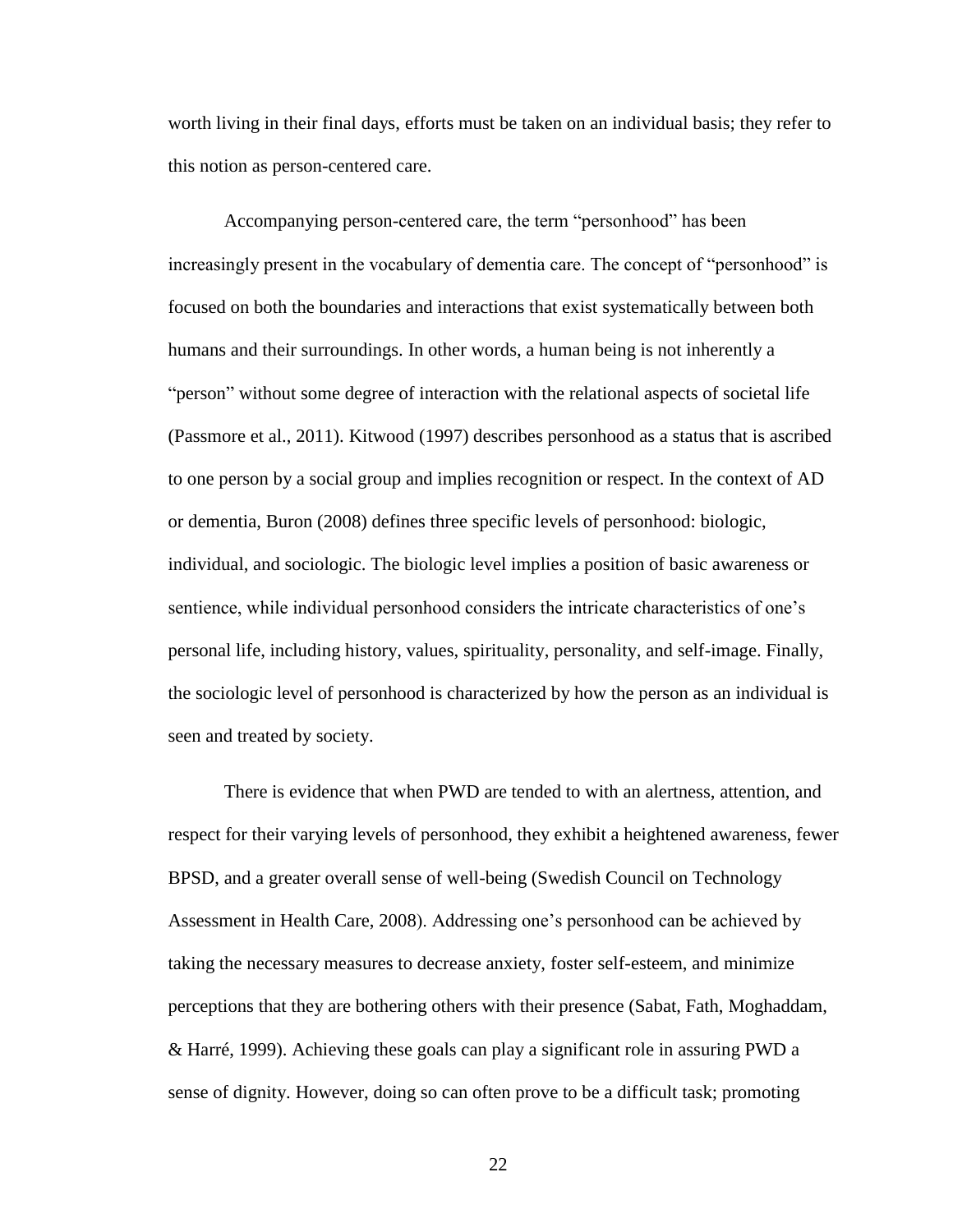worth living in their final days, efforts must be taken on an individual basis; they refer to this notion as person-centered care.

Accompanying person-centered care, the term "personhood" has been increasingly present in the vocabulary of dementia care. The concept of "personhood" is focused on both the boundaries and interactions that exist systematically between both humans and their surroundings. In other words, a human being is not inherently a "person" without some degree of interaction with the relational aspects of societal life (Passmore et al., 2011). Kitwood (1997) describes personhood as a status that is ascribed to one person by a social group and implies recognition or respect. In the context of AD or dementia, Buron (2008) defines three specific levels of personhood: biologic, individual, and sociologic. The biologic level implies a position of basic awareness or sentience, while individual personhood considers the intricate characteristics of one's personal life, including history, values, spirituality, personality, and self-image. Finally, the sociologic level of personhood is characterized by how the person as an individual is seen and treated by society.

There is evidence that when PWD are tended to with an alertness, attention, and respect for their varying levels of personhood, they exhibit a heightened awareness, fewer BPSD, and a greater overall sense of well-being (Swedish Council on Technology Assessment in Health Care, 2008). Addressing one's personhood can be achieved by taking the necessary measures to decrease anxiety, foster self-esteem, and minimize perceptions that they are bothering others with their presence (Sabat, Fath, Moghaddam, & Harré, 1999). Achieving these goals can play a significant role in assuring PWD a sense of dignity. However, doing so can often prove to be a difficult task; promoting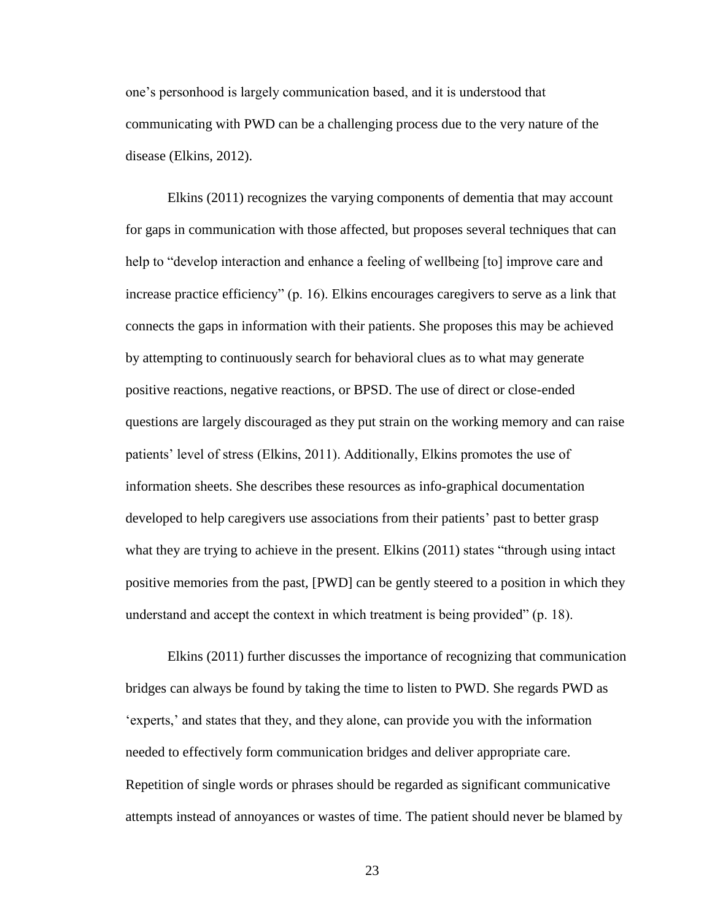one's personhood is largely communication based, and it is understood that communicating with PWD can be a challenging process due to the very nature of the disease (Elkins, 2012).

Elkins (2011) recognizes the varying components of dementia that may account for gaps in communication with those affected, but proposes several techniques that can help to "develop interaction and enhance a feeling of wellbeing [to] improve care and increase practice efficiency" (p. 16). Elkins encourages caregivers to serve as a link that connects the gaps in information with their patients. She proposes this may be achieved by attempting to continuously search for behavioral clues as to what may generate positive reactions, negative reactions, or BPSD. The use of direct or close-ended questions are largely discouraged as they put strain on the working memory and can raise patients' level of stress (Elkins, 2011). Additionally, Elkins promotes the use of information sheets. She describes these resources as info-graphical documentation developed to help caregivers use associations from their patients' past to better grasp what they are trying to achieve in the present. Elkins (2011) states "through using intact positive memories from the past, [PWD] can be gently steered to a position in which they understand and accept the context in which treatment is being provided" (p. 18).

Elkins (2011) further discusses the importance of recognizing that communication bridges can always be found by taking the time to listen to PWD. She regards PWD as 'experts,' and states that they, and they alone, can provide you with the information needed to effectively form communication bridges and deliver appropriate care. Repetition of single words or phrases should be regarded as significant communicative attempts instead of annoyances or wastes of time. The patient should never be blamed by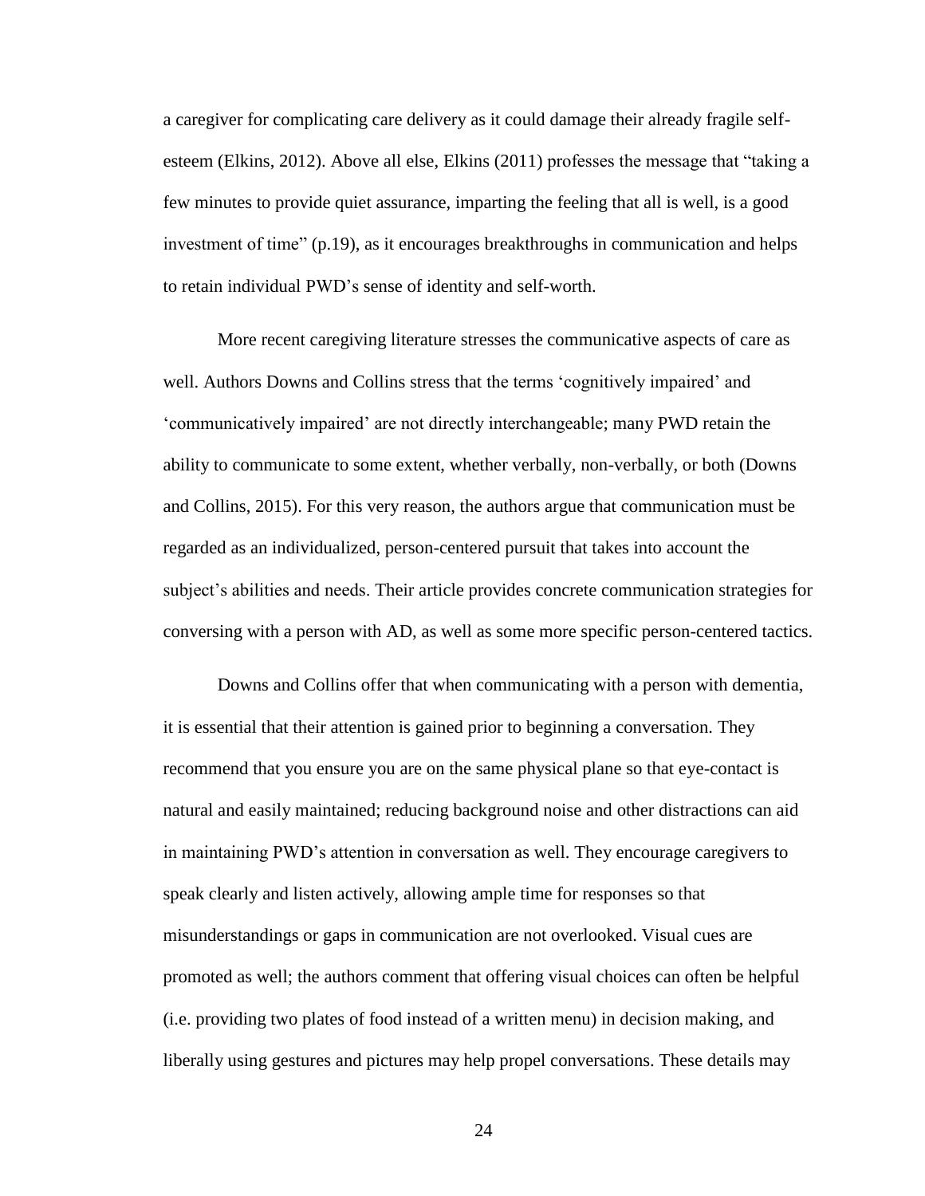a caregiver for complicating care delivery as it could damage their already fragile self-esteem (Elkins, 2012). Above all else, Elkins (2011) professes the message that "taking a few minutes to provide quiet assurance, imparting the feeling that all is well, is a good investment of time" (p.19), as it encourages breakthroughs in communication and helps to retain individual PWD's sense of identity and self-worth.

More recent caregiving literature stresses the communicative aspects of care as well. Authors Downs and Collins stress that the terms 'cognitively impaired' and 'communicatively impaired' are not directly interchangeable; many PWD retain the ability to communicate to some extent, whether verbally, non-verbally, or both (Downs and Collins, 2015). For this very reason, the authors argue that communication must be regarded as an individualized, person-centered pursuit that takes into account the subject's abilities and needs. Their article provides concrete communication strategies for conversing with a person with AD, as well as some more specific person-centered tactics.

Downs and Collins offer that when communicating with a person with dementia, it is essential that their attention is gained prior to beginning a conversation. They recommend that you ensure you are on the same physical plane so that eye-contact is natural and easily maintained; reducing background noise and other distractions can aid in maintaining PWD's attention in conversation as well. They encourage caregivers to speak clearly and listen actively, allowing ample time for responses so that misunderstandings or gaps in communication are not overlooked. Visual cues are promoted as well; the authors comment that offering visual choices can often be helpful (i.e. providing two plates of food instead of a written menu) in decision making, and liberally using gestures and pictures may help propel conversations. These details may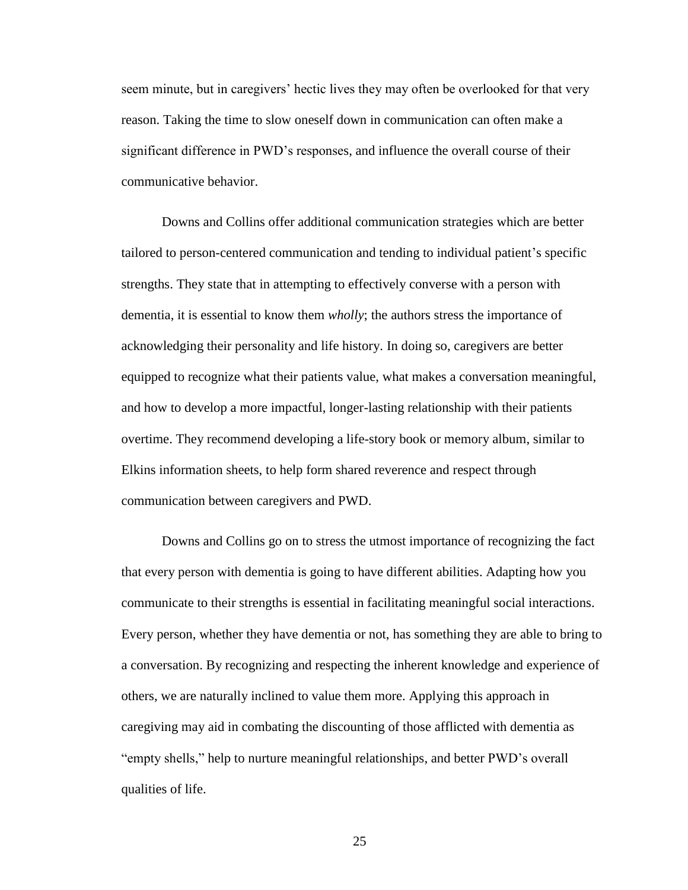seem minute, but in caregivers' hectic lives they may often be overlooked for that very reason. Taking the time to slow oneself down in communication can often make a significant difference in PWD's responses, and influence the overall course of their communicative behavior.

Downs and Collins offer additional communication strategies which are better tailored to person-centered communication and tending to individual patient's specific strengths. They state that in attempting to effectively converse with a person with dementia, it is essential to know them *wholly*; the authors stress the importance of acknowledging their personality and life history. In doing so, caregivers are better equipped to recognize what their patients value, what makes a conversation meaningful, and how to develop a more impactful, longer-lasting relationship with their patients overtime. They recommend developing a life-story book or memory album, similar to Elkins information sheets, to help form shared reverence and respect through communication between caregivers and PWD.

Downs and Collins go on to stress the utmost importance of recognizing the fact that every person with dementia is going to have different abilities. Adapting how you communicate to their strengths is essential in facilitating meaningful social interactions. Every person, whether they have dementia or not, has something they are able to bring to a conversation. By recognizing and respecting the inherent knowledge and experience of others, we are naturally inclined to value them more. Applying this approach in caregiving may aid in combating the discounting of those afflicted with dementia as "empty shells," help to nurture meaningful relationships, and better PWD's overall qualities of life.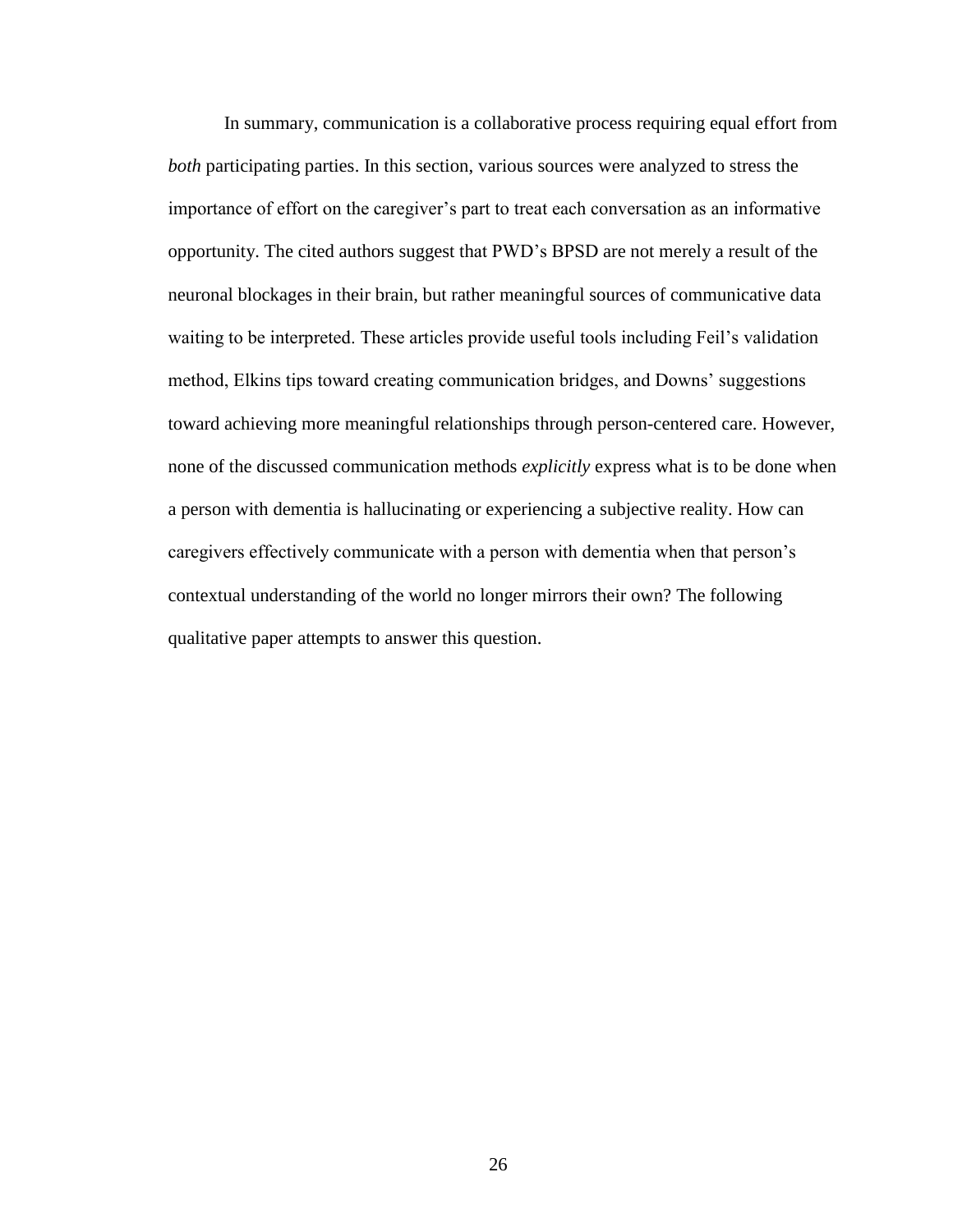In summary, communication is a collaborative process requiring equal effort from *both* participating parties. In this section, various sources were analyzed to stress the importance of effort on the caregiver's part to treat each conversation as an informative opportunity. The cited authors suggest that PWD's BPSD are not merely a result of the neuronal blockages in their brain, but rather meaningful sources of communicative data waiting to be interpreted. These articles provide useful tools including Feil's validation method, Elkins tips toward creating communication bridges, and Downs' suggestions toward achieving more meaningful relationships through person-centered care. However, none of the discussed communication methods *explicitly* express what is to be done when a person with dementia is hallucinating or experiencing a subjective reality. How can caregivers effectively communicate with a person with dementia when that person's contextual understanding of the world no longer mirrors their own? The following qualitative paper attempts to answer this question.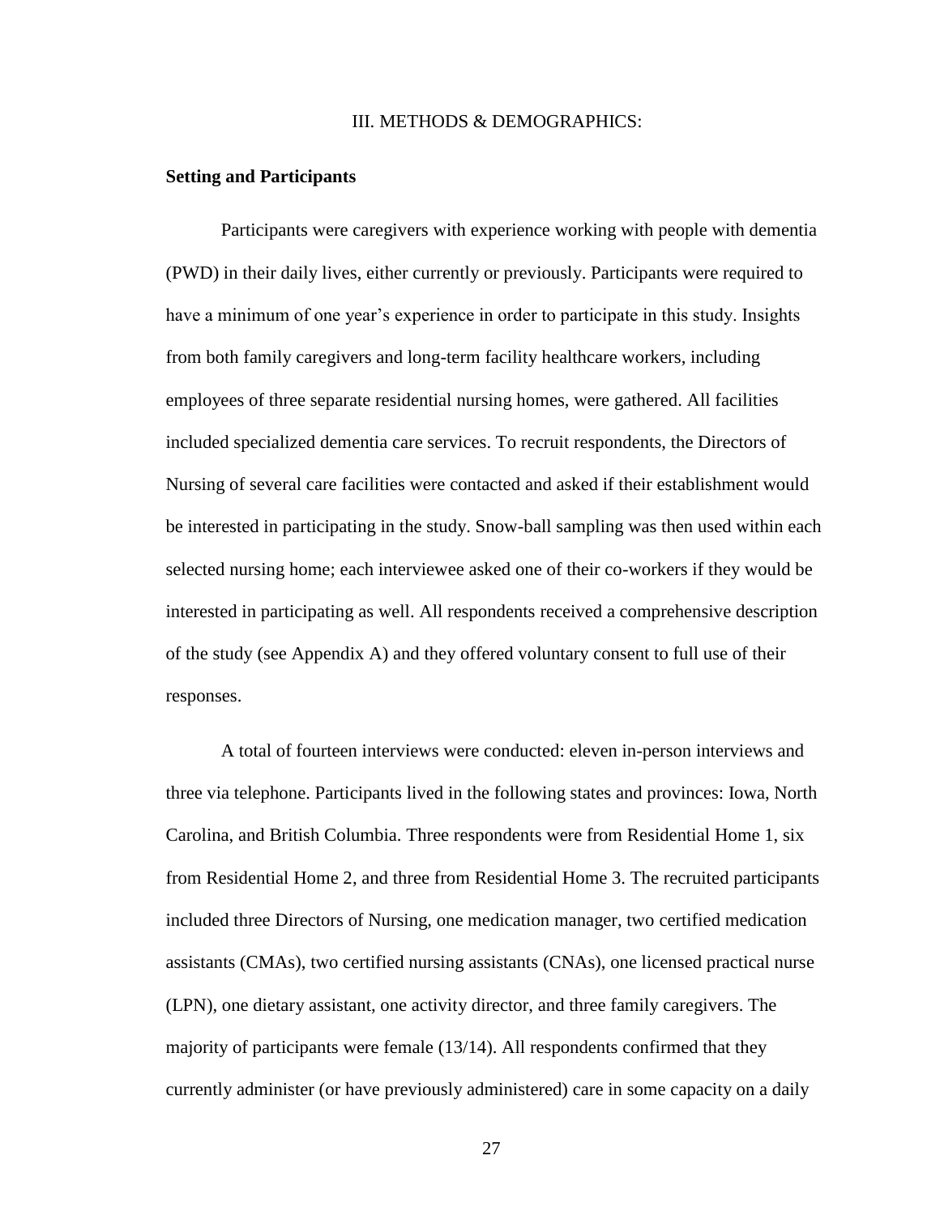# III. METHODS & DEMOGRAPHICS:

**Setting and Participants**

Participants were caregivers with experience working with people with dementia (PWD) in their daily lives, either currently or previously. Participants were required to have a minimum of one year's experience in order to participate in this study. Insights from both family caregivers and long-term facility healthcare workers, including employees of three separate residential nursing homes, were gathered. All facilities included specialized dementia care services. To recruit respondents, the Directors of Nursing of several care facilities were contacted and asked if their establishment would be interested in participating in the study. Snow-ball sampling was then used within each selected nursing home; each interviewee asked one of their co-workers if they would be interested in participating as well. All respondents received a comprehensive description of the study (see Appendix A) and they offered voluntary consent to full use of their responses.

A total of fourteen interviews were conducted: eleven in-person interviews and three via telephone. Participants lived in the following states and provinces: Iowa, North Carolina, and British Columbia. Three respondents were from Residential Home 1, six from Residential Home 2, and three from Residential Home 3. The recruited participants included three Directors of Nursing, one medication manager, two certified medication assistants (CMAs), two certified nursing assistants (CNAs), one licensed practical nurse (LPN), one dietary assistant, one activity director, and three family caregivers. The majority of participants were female (13/14). All respondents confirmed that they currently administer (or have previously administered) care in some capacity on a daily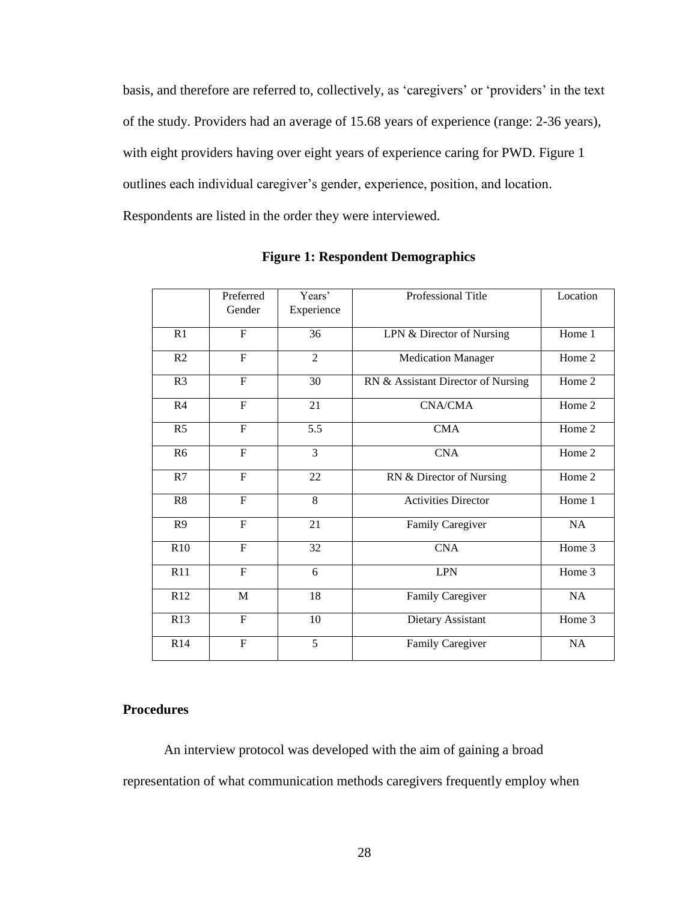basis, and therefore are referred to, collectively, as 'caregivers' or 'providers' in the text of the study. Providers had an average of 15.68 years of experience (range: 2-36 years), with eight providers having over eight years of experience caring for PWD. Figure 1 outlines each individual caregiver's gender, experience, position, and location. Respondents are listed in the order they were interviewed.

**Figure 1: Respondent Demographics**

| | Preferred Gender | Years' Experience | Professional Title | Location |
|---|---|---|---|---|
| R1 | F | 36 | LPN & Director of Nursing | Home 1 |
| R2 | F | 2 | Medication Manager | Home 2 |
| R3 | F | 30 | RN & Assistant Director of Nursing | Home 2 |
| R4 | F | 21 | CNA/CMA | Home 2 |
| R5 | F | 5.5 | CMA | Home 2 |
| R6 | F | 3 | CNA | Home 2 |
| R7 | F | 22 | RN & Director of Nursing | Home 2 |
| R8 | F | 8 | Activities Director | Home 1 |
| R9 | F | 21 | Family Caregiver | NA |
| R10 | F | 32 | CNA | Home 3 |
| R11 | F | 6 | LPN | Home 3 |
| R12 | M | 18 | Family Caregiver | NA |
| R13 | F | 10 | Dietary Assistant | Home 3 |
| R14 | F | 5 | Family Caregiver | NA |

## Procedures

An interview protocol was developed with the aim of gaining a broad representation of what communication methods caregivers frequently employ when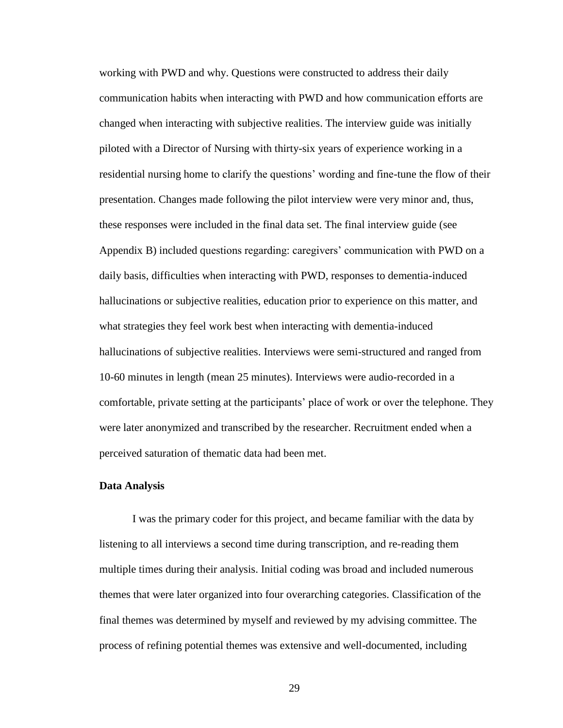working with PWD and why. Questions were constructed to address their daily communication habits when interacting with PWD and how communication efforts are changed when interacting with subjective realities. The interview guide was initially piloted with a Director of Nursing with thirty-six years of experience working in a residential nursing home to clarify the questions' wording and fine-tune the flow of their presentation. Changes made following the pilot interview were very minor and, thus, these responses were included in the final data set. The final interview guide (see Appendix B) included questions regarding: caregivers' communication with PWD on a daily basis, difficulties when interacting with PWD, responses to dementia-induced hallucinations or subjective realities, education prior to experience on this matter, and what strategies they feel work best when interacting with dementia-induced hallucinations of subjective realities. Interviews were semi-structured and ranged from 10-60 minutes in length (mean 25 minutes). Interviews were audio-recorded in a comfortable, private setting at the participants' place of work or over the telephone. They were later anonymized and transcribed by the researcher. Recruitment ended when a perceived saturation of thematic data had been met.

**Data Analysis**

I was the primary coder for this project, and became familiar with the data by listening to all interviews a second time during transcription, and re-reading them multiple times during their analysis. Initial coding was broad and included numerous themes that were later organized into four overarching categories. Classification of the final themes was determined by myself and reviewed by my advising committee. The process of refining potential themes was extensive and well-documented, including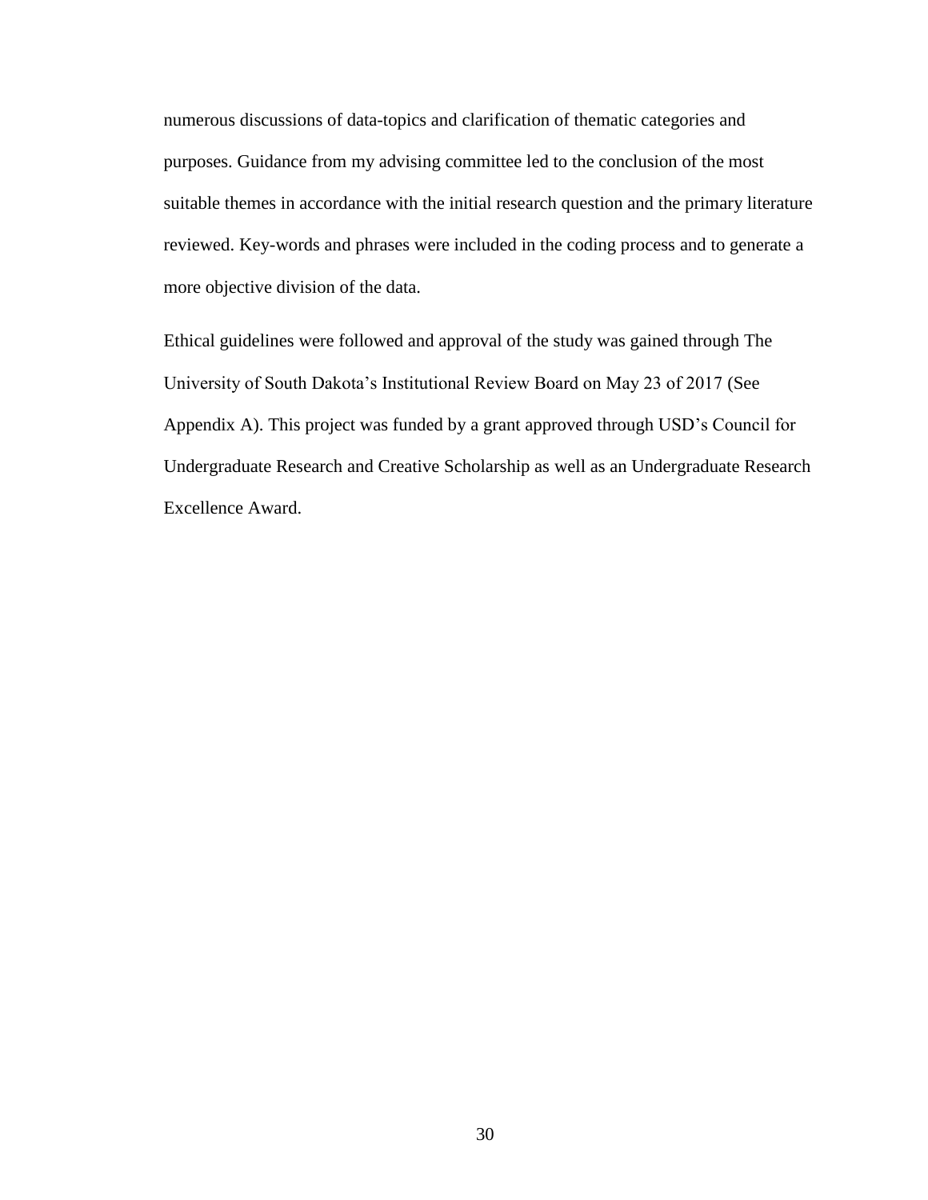numerous discussions of data-topics and clarification of thematic categories and purposes. Guidance from my advising committee led to the conclusion of the most suitable themes in accordance with the initial research question and the primary literature reviewed. Key-words and phrases were included in the coding process and to generate a more objective division of the data.

Ethical guidelines were followed and approval of the study was gained through The University of South Dakota's Institutional Review Board on May 23 of 2017 (See Appendix A). This project was funded by a grant approved through USD's Council for Undergraduate Research and Creative Scholarship as well as an Undergraduate Research Excellence Award.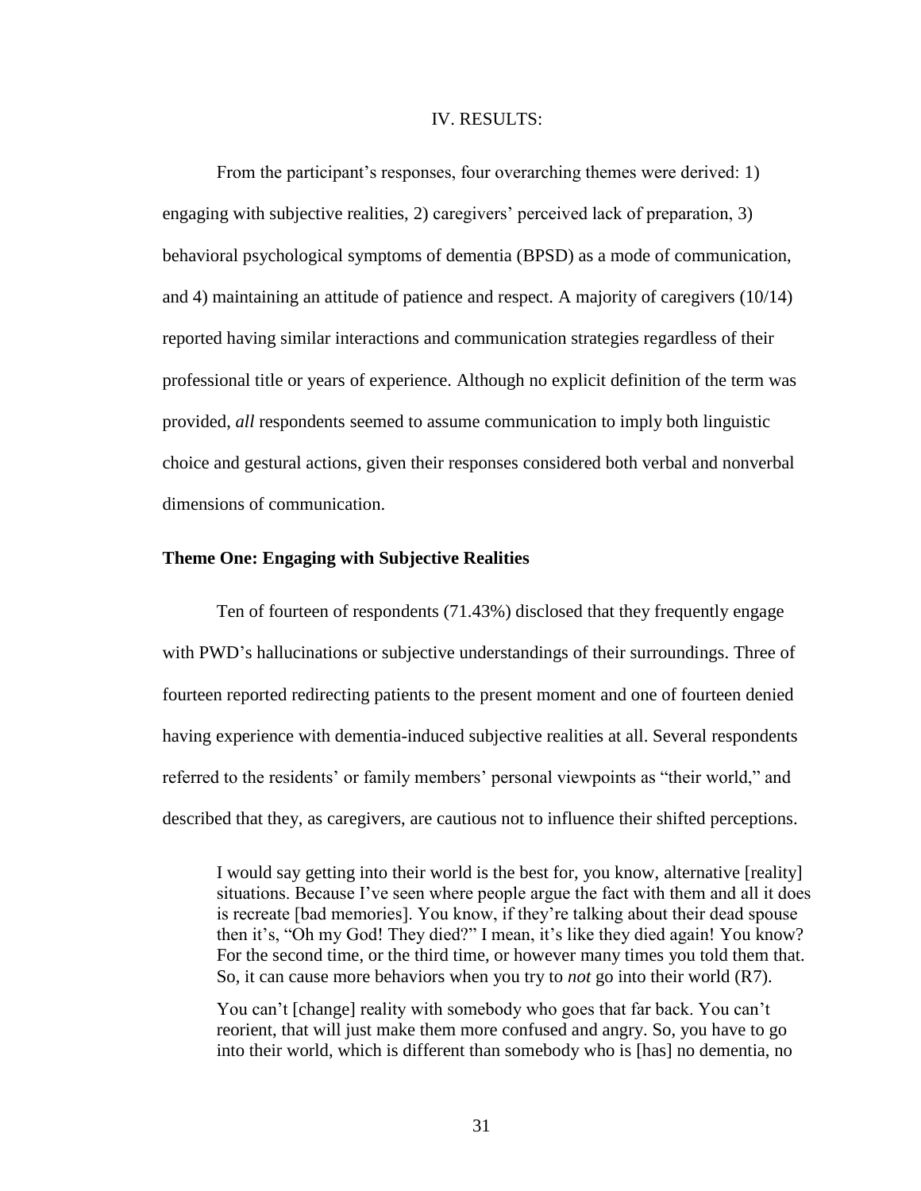# IV. RESULTS:

From the participant's responses, four overarching themes were derived: 1) engaging with subjective realities, 2) caregivers' perceived lack of preparation, 3) behavioral psychological symptoms of dementia (BPSD) as a mode of communication, and 4) maintaining an attitude of patience and respect. A majority of caregivers (10/14) reported having similar interactions and communication strategies regardless of their professional title or years of experience. Although no explicit definition of the term was provided, *all* respondents seemed to assume communication to imply both linguistic choice and gestural actions, given their responses considered both verbal and nonverbal dimensions of communication.

## Theme One: Engaging with Subjective Realities

Ten of fourteen of respondents (71.43%) disclosed that they frequently engage with PWD's hallucinations or subjective understandings of their surroundings. Three of fourteen reported redirecting patients to the present moment and one of fourteen denied having experience with dementia-induced subjective realities at all. Several respondents referred to the residents' or family members' personal viewpoints as "their world," and described that they, as caregivers, are cautious not to influence their shifted perceptions.

> I would say getting into their world is the best for, you know, alternative [reality] situations. Because I've seen where people argue the fact with them and all it does is recreate [bad memories]. You know, if they're talking about their dead spouse then it's, "Oh my God! They died?" I mean, it's like they died again! You know? For the second time, or the third time, or however many times you told them that. So, it can cause more behaviors when you try to *not* go into their world (R7).

> You can't [change] reality with somebody who goes that far back. You can't reorient, that will just make them more confused and angry. So, you have to go into their world, which is different than somebody who is [has] no dementia, no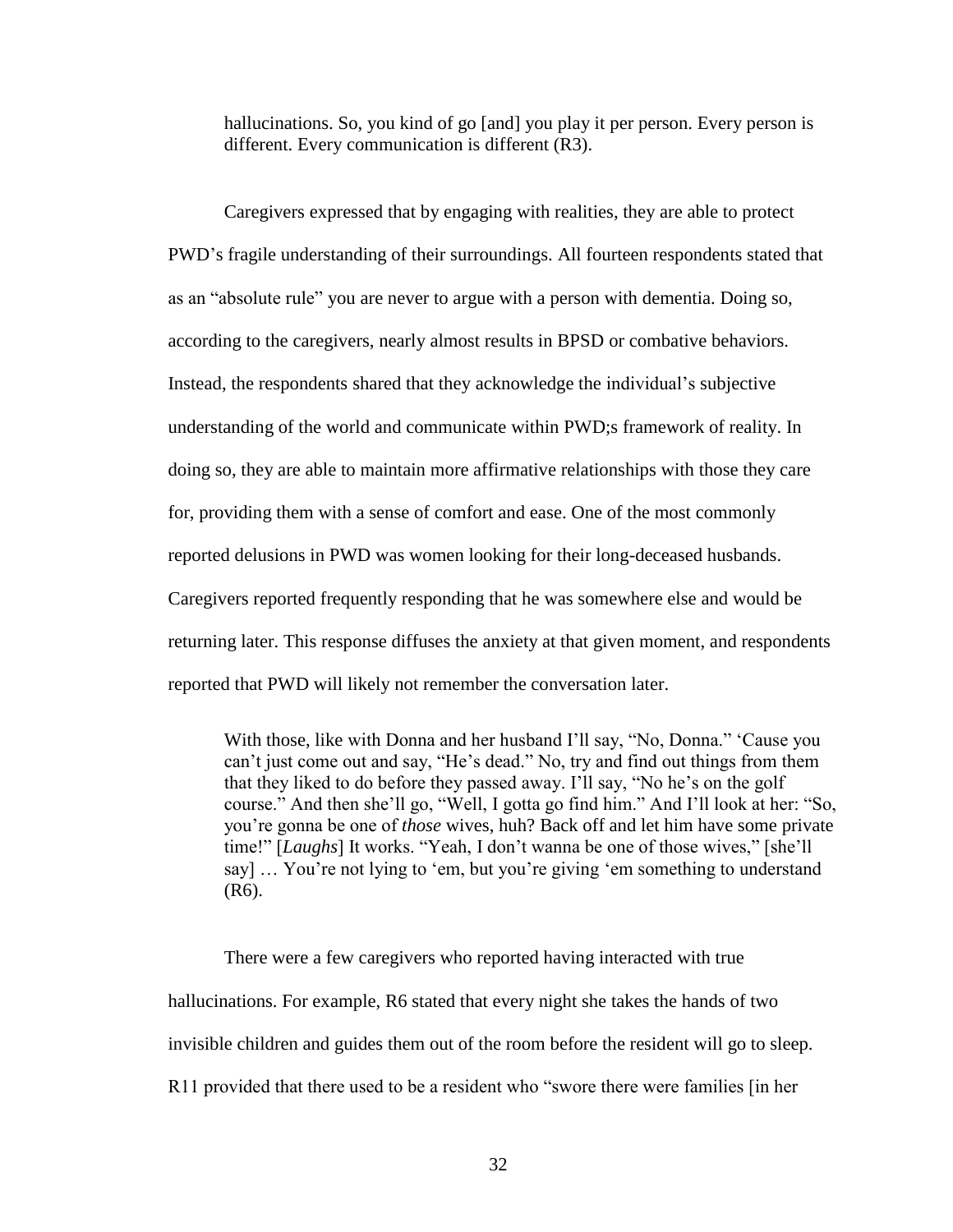> hallucinations. So, you kind of go [and] you play it per person. Every person is different. Every communication is different (R3).

Caregivers expressed that by engaging with realities, they are able to protect PWD's fragile understanding of their surroundings. All fourteen respondents stated that as an "absolute rule" you are never to argue with a person with dementia. Doing so, according to the caregivers, nearly almost results in BPSD or combative behaviors. Instead, the respondents shared that they acknowledge the individual's subjective understanding of the world and communicate within PWD;s framework of reality. In doing so, they are able to maintain more affirmative relationships with those they care for, providing them with a sense of comfort and ease. One of the most commonly reported delusions in PWD was women looking for their long-deceased husbands. Caregivers reported frequently responding that he was somewhere else and would be returning later. This response diffuses the anxiety at that given moment, and respondents reported that PWD will likely not remember the conversation later.

> With those, like with Donna and her husband I'll say, "No, Donna." 'Cause you can't just come out and say, "He's dead." No, try and find out things from them that they liked to do before they passed away. I'll say, "No he's on the golf course." And then she'll go, "Well, I gotta go find him." And I'll look at her: "So, you're gonna be one of *those* wives, huh? Back off and let him have some private time!" [*Laughs*] It works. "Yeah, I don't wanna be one of those wives," [she'll say] … You're not lying to 'em, but you're giving 'em something to understand (R6).

There were a few caregivers who reported having interacted with true hallucinations. For example, R6 stated that every night she takes the hands of two invisible children and guides them out of the room before the resident will go to sleep. R11 provided that there used to be a resident who "swore there were families [in her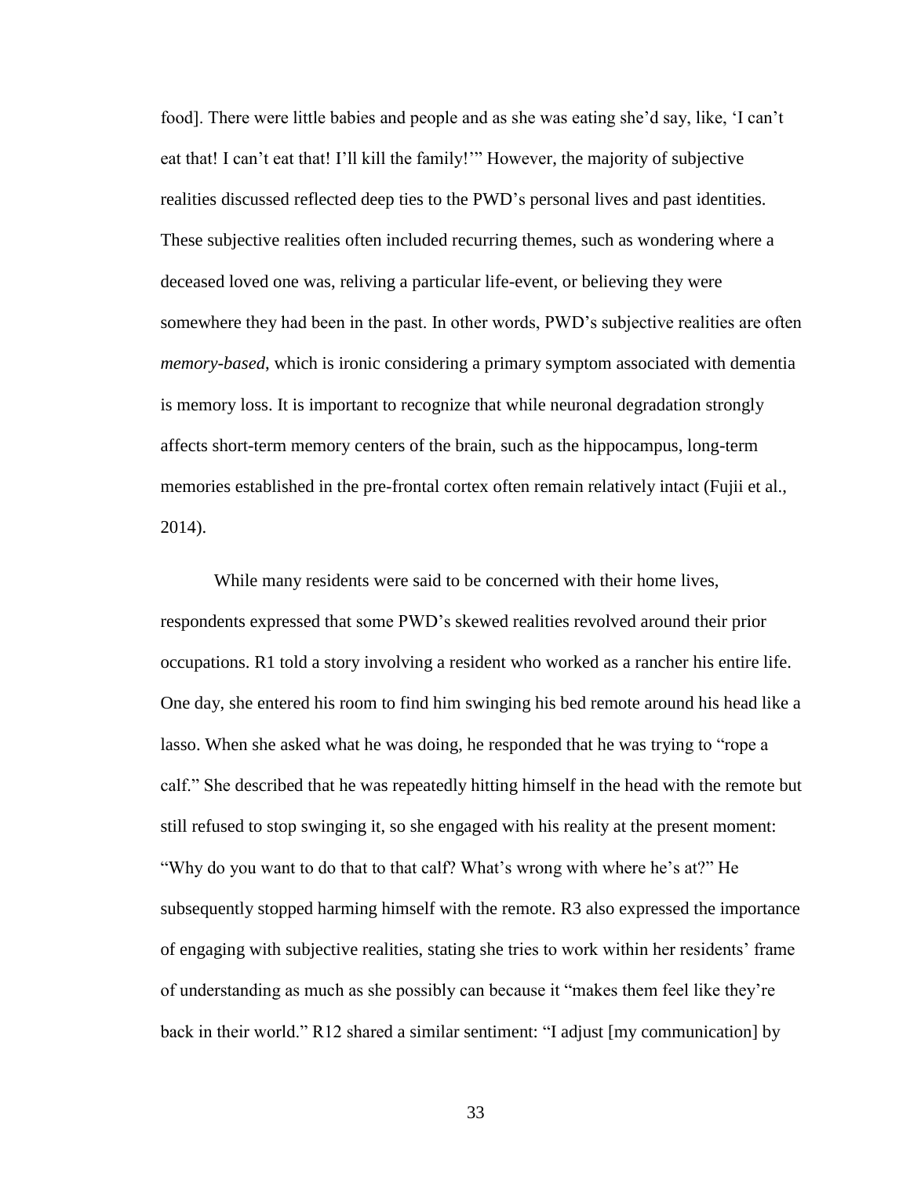food]. There were little babies and people and as she was eating she'd say, like, 'I can't eat that! I can't eat that! I'll kill the family!'" However, the majority of subjective realities discussed reflected deep ties to the PWD's personal lives and past identities. These subjective realities often included recurring themes, such as wondering where a deceased loved one was, reliving a particular life-event, or believing they were somewhere they had been in the past. In other words, PWD's subjective realities are often *memory-based*, which is ironic considering a primary symptom associated with dementia is memory loss. It is important to recognize that while neuronal degradation strongly affects short-term memory centers of the brain, such as the hippocampus, long-term memories established in the pre-frontal cortex often remain relatively intact (Fujii et al., 2014).

While many residents were said to be concerned with their home lives, respondents expressed that some PWD's skewed realities revolved around their prior occupations. R1 told a story involving a resident who worked as a rancher his entire life. One day, she entered his room to find him swinging his bed remote around his head like a lasso. When she asked what he was doing, he responded that he was trying to "rope a calf." She described that he was repeatedly hitting himself in the head with the remote but still refused to stop swinging it, so she engaged with his reality at the present moment: "Why do you want to do that to that calf? What's wrong with where he's at?" He subsequently stopped harming himself with the remote. R3 also expressed the importance of engaging with subjective realities, stating she tries to work within her residents' frame of understanding as much as she possibly can because it "makes them feel like they're back in their world." R12 shared a similar sentiment: "I adjust [my communication] by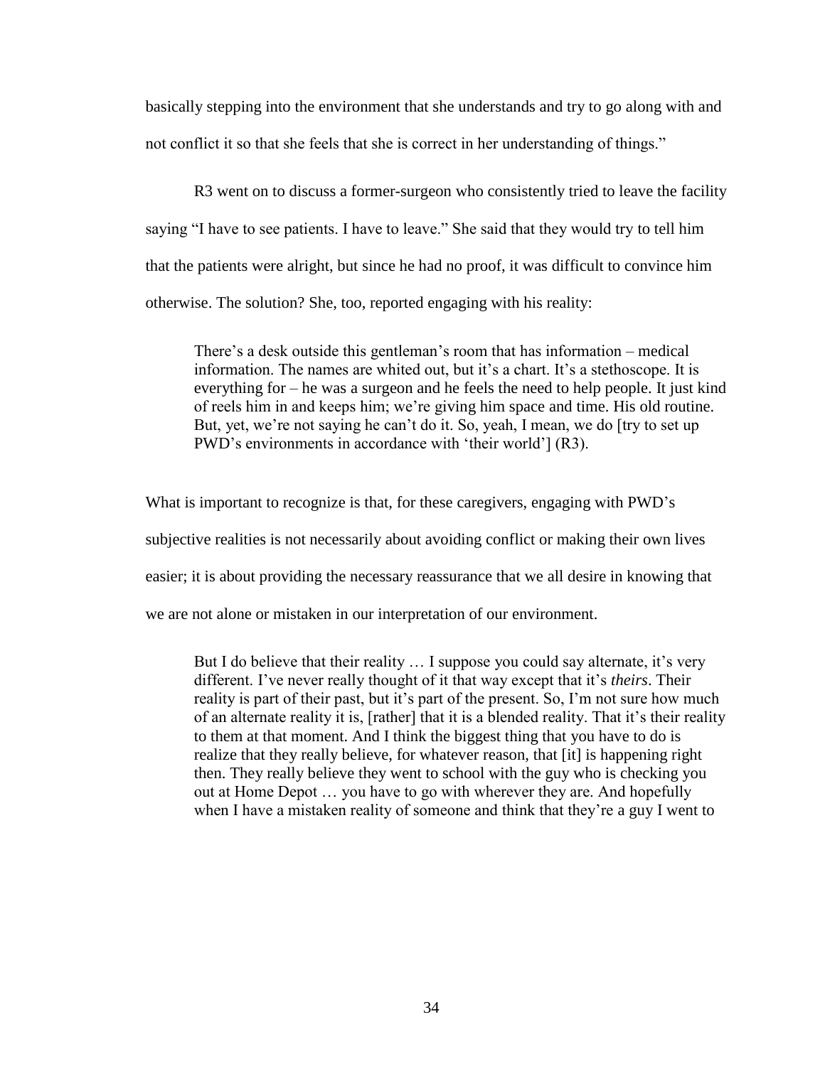basically stepping into the environment that she understands and try to go along with and not conflict it so that she feels that she is correct in her understanding of things."

R3 went on to discuss a former-surgeon who consistently tried to leave the facility saying "I have to see patients. I have to leave." She said that they would try to tell him that the patients were alright, but since he had no proof, it was difficult to convince him otherwise. The solution? She, too, reported engaging with his reality:

> There's a desk outside this gentleman's room that has information – medical information. The names are whited out, but it's a chart. It's a stethoscope. It is everything for – he was a surgeon and he feels the need to help people. It just kind of reels him in and keeps him; we're giving him space and time. His old routine. But, yet, we're not saying he can't do it. So, yeah, I mean, we do [try to set up PWD's environments in accordance with 'their world'] (R3).

What is important to recognize is that, for these caregivers, engaging with PWD's subjective realities is not necessarily about avoiding conflict or making their own lives easier; it is about providing the necessary reassurance that we all desire in knowing that we are not alone or mistaken in our interpretation of our environment.

> But I do believe that their reality … I suppose you could say alternate, it's very different. I've never really thought of it that way except that it's *theirs*. Their reality is part of their past, but it's part of the present. So, I'm not sure how much of an alternate reality it is, [rather] that it is a blended reality. That it's their reality to them at that moment. And I think the biggest thing that you have to do is realize that they really believe, for whatever reason, that [it] is happening right then. They really believe they went to school with the guy who is checking you out at Home Depot … you have to go with wherever they are. And hopefully when I have a mistaken reality of someone and think that they're a guy I went to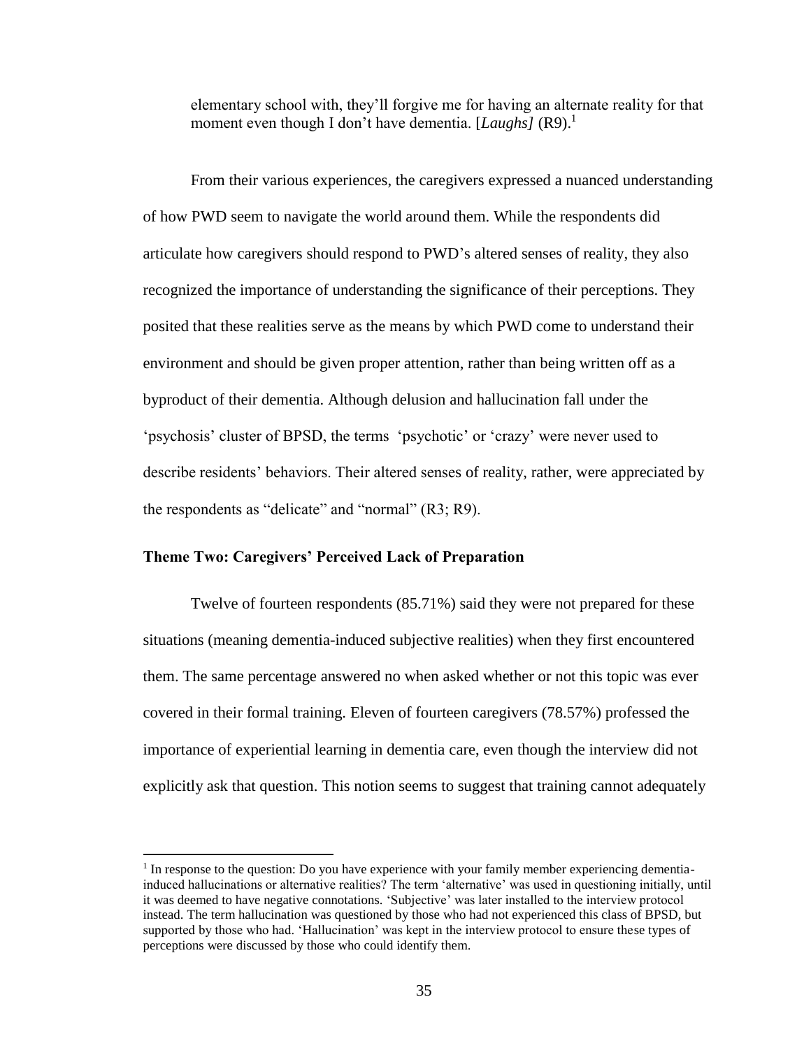elementary school with, they'll forgive me for having an alternate reality for that moment even though I don't have dementia. [*Laughs]* (R9).[1]

From their various experiences, the caregivers expressed a nuanced understanding of how PWD seem to navigate the world around them. While the respondents did articulate how caregivers should respond to PWD's altered senses of reality, they also recognized the importance of understanding the significance of their perceptions. They posited that these realities serve as the means by which PWD come to understand their environment and should be given proper attention, rather than being written off as a byproduct of their dementia. Although delusion and hallucination fall under the 'psychosis' cluster of BPSD, the terms 'psychotic' or 'crazy' were never used to describe residents' behaviors. Their altered senses of reality, rather, were appreciated by the respondents as "delicate" and "normal" (R3; R9).

### Theme Two: Caregivers' Perceived Lack of Preparation

Twelve of fourteen respondents (85.71%) said they were not prepared for these situations (meaning dementia-induced subjective realities) when they first encountered them. The same percentage answered no when asked whether or not this topic was ever covered in their formal training. Eleven of fourteen caregivers (78.57%) professed the importance of experiential learning in dementia care, even though the interview did not explicitly ask that question. This notion seems to suggest that training cannot adequately

[1] In response to the question: Do you have experience with your family member experiencing dementia-induced hallucinations or alternative realities? The term 'alternative' was used in questioning initially, until it was deemed to have negative connotations. 'Subjective' was later installed to the interview protocol instead. The term hallucination was questioned by those who had not experienced this class of BPSD, but supported by those who had. 'Hallucination' was kept in the interview protocol to ensure these types of perceptions were discussed by those who could identify them.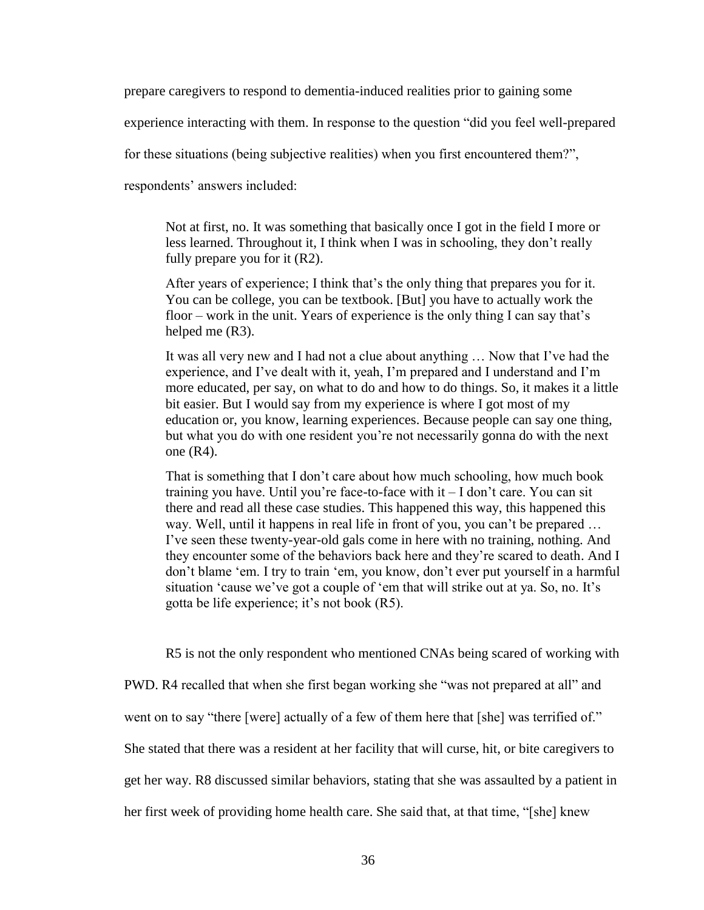prepare caregivers to respond to dementia-induced realities prior to gaining some experience interacting with them. In response to the question "did you feel well-prepared for these situations (being subjective realities) when you first encountered them?", respondents' answers included:

> Not at first, no. It was something that basically once I got in the field I more or less learned. Throughout it, I think when I was in schooling, they don't really fully prepare you for it (R2).
>
> After years of experience; I think that's the only thing that prepares you for it. You can be college, you can be textbook. [But] you have to actually work the floor – work in the unit. Years of experience is the only thing I can say that's helped me (R3).
>
> It was all very new and I had not a clue about anything … Now that I've had the experience, and I've dealt with it, yeah, I'm prepared and I understand and I'm more educated, per say, on what to do and how to do things. So, it makes it a little bit easier. But I would say from my experience is where I got most of my education or, you know, learning experiences. Because people can say one thing, but what you do with one resident you're not necessarily gonna do with the next one (R4).
>
> That is something that I don't care about how much schooling, how much book training you have. Until you're face-to-face with it – I don't care. You can sit there and read all these case studies. This happened this way, this happened this way. Well, until it happens in real life in front of you, you can't be prepared … I've seen these twenty-year-old gals come in here with no training, nothing. And they encounter some of the behaviors back here and they're scared to death. And I don't blame 'em. I try to train 'em, you know, don't ever put yourself in a harmful situation 'cause we've got a couple of 'em that will strike out at ya. So, no. It's gotta be life experience; it's not book (R5).

R5 is not the only respondent who mentioned CNAs being scared of working with PWD. R4 recalled that when she first began working she "was not prepared at all" and went on to say "there [were] actually of a few of them here that [she] was terrified of." She stated that there was a resident at her facility that will curse, hit, or bite caregivers to get her way. R8 discussed similar behaviors, stating that she was assaulted by a patient in her first week of providing home health care. She said that, at that time, "[she] knew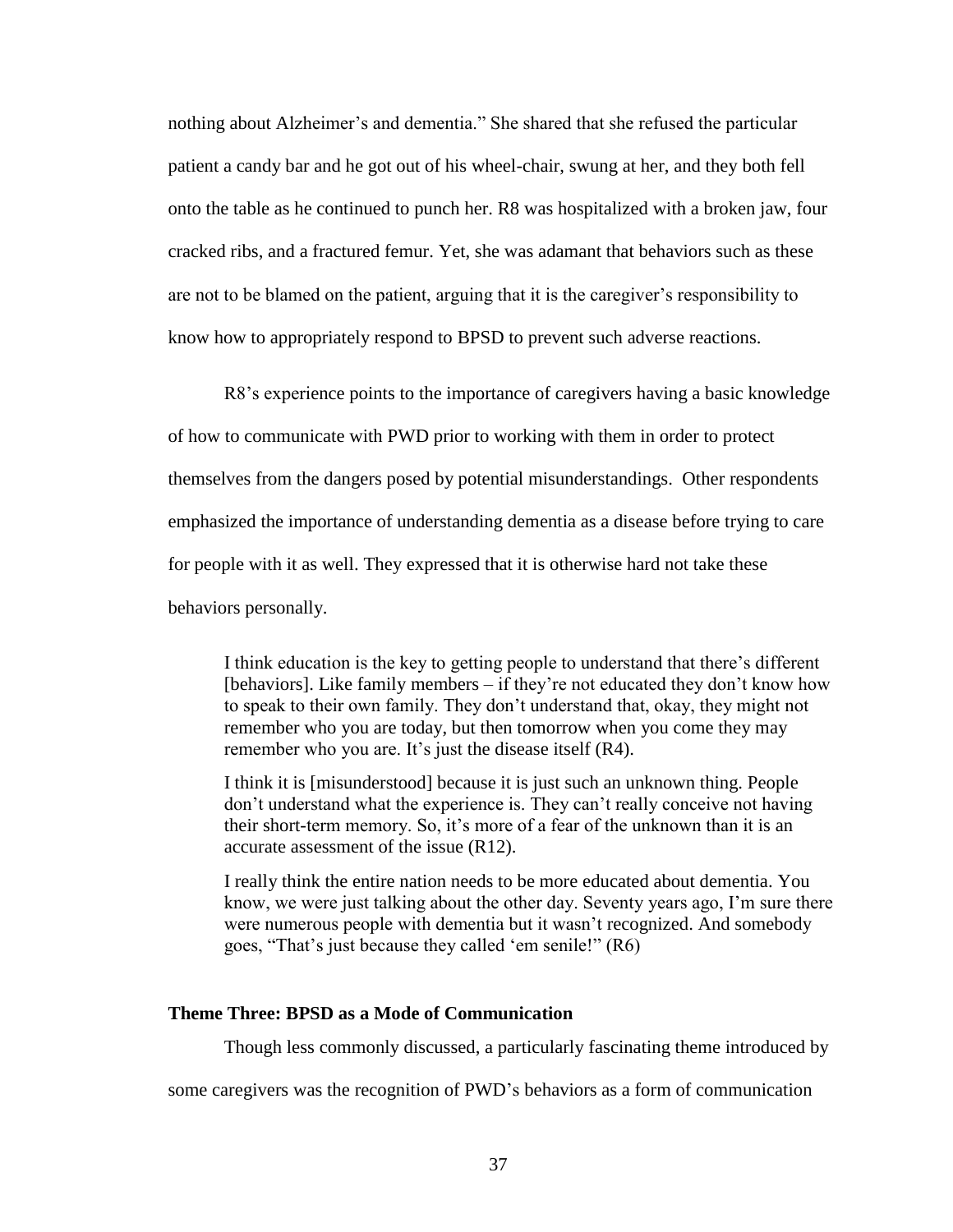nothing about Alzheimer's and dementia." She shared that she refused the particular patient a candy bar and he got out of his wheel-chair, swung at her, and they both fell onto the table as he continued to punch her. R8 was hospitalized with a broken jaw, four cracked ribs, and a fractured femur. Yet, she was adamant that behaviors such as these are not to be blamed on the patient, arguing that it is the caregiver's responsibility to know how to appropriately respond to BPSD to prevent such adverse reactions.

R8's experience points to the importance of caregivers having a basic knowledge of how to communicate with PWD prior to working with them in order to protect themselves from the dangers posed by potential misunderstandings. Other respondents emphasized the importance of understanding dementia as a disease before trying to care for people with it as well. They expressed that it is otherwise hard not take these behaviors personally.

> I think education is the key to getting people to understand that there's different [behaviors]. Like family members – if they're not educated they don't know how to speak to their own family. They don't understand that, okay, they might not remember who you are today, but then tomorrow when you come they may remember who you are. It's just the disease itself (R4).
>
> I think it is [misunderstood] because it is just such an unknown thing. People don't understand what the experience is. They can't really conceive not having their short-term memory. So, it's more of a fear of the unknown than it is an accurate assessment of the issue (R12).
>
> I really think the entire nation needs to be more educated about dementia. You know, we were just talking about the other day. Seventy years ago, I'm sure there were numerous people with dementia but it wasn't recognized. And somebody goes, "That's just because they called 'em senile!" (R6)

**Theme Three: BPSD as a Mode of Communication**

Though less commonly discussed, a particularly fascinating theme introduced by some caregivers was the recognition of PWD's behaviors as a form of communication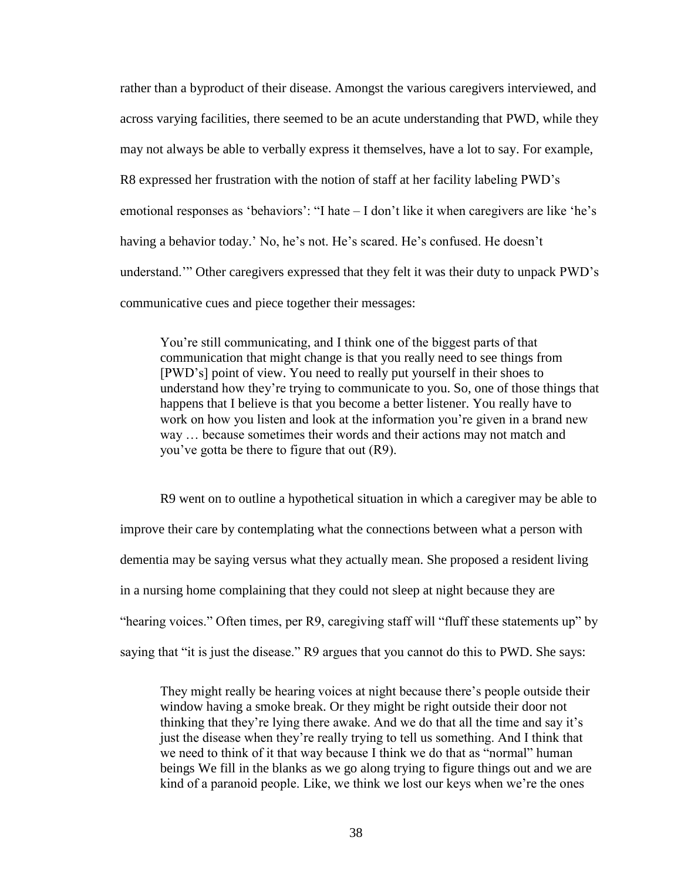rather than a byproduct of their disease. Amongst the various caregivers interviewed, and across varying facilities, there seemed to be an acute understanding that PWD, while they may not always be able to verbally express it themselves, have a lot to say. For example, R8 expressed her frustration with the notion of staff at her facility labeling PWD's emotional responses as 'behaviors': "I hate – I don't like it when caregivers are like 'he's having a behavior today.' No, he's not. He's scared. He's confused. He doesn't understand.'" Other caregivers expressed that they felt it was their duty to unpack PWD's communicative cues and piece together their messages:

> You're still communicating, and I think one of the biggest parts of that communication that might change is that you really need to see things from [PWD's] point of view. You need to really put yourself in their shoes to understand how they're trying to communicate to you. So, one of those things that happens that I believe is that you become a better listener. You really have to work on how you listen and look at the information you're given in a brand new way … because sometimes their words and their actions may not match and you've gotta be there to figure that out (R9).

R9 went on to outline a hypothetical situation in which a caregiver may be able to improve their care by contemplating what the connections between what a person with dementia may be saying versus what they actually mean. She proposed a resident living in a nursing home complaining that they could not sleep at night because they are "hearing voices." Often times, per R9, caregiving staff will "fluff these statements up" by saying that "it is just the disease." R9 argues that you cannot do this to PWD. She says:

> They might really be hearing voices at night because there's people outside their window having a smoke break. Or they might be right outside their door not thinking that they're lying there awake. And we do that all the time and say it's just the disease when they're really trying to tell us something. And I think that we need to think of it that way because I think we do that as "normal" human beings We fill in the blanks as we go along trying to figure things out and we are kind of a paranoid people. Like, we think we lost our keys when we're the ones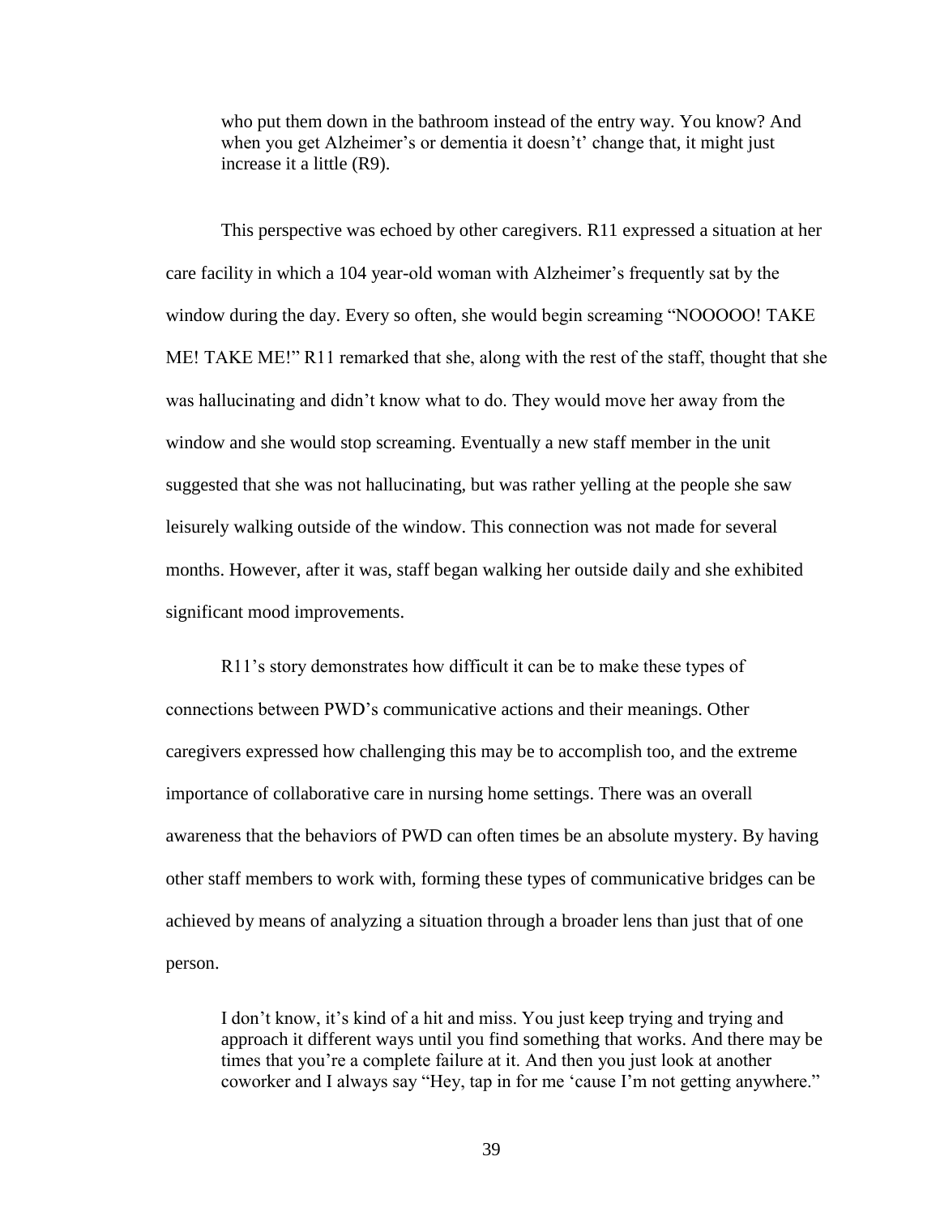> who put them down in the bathroom instead of the entry way. You know? And when you get Alzheimer's or dementia it doesn't' change that, it might just increase it a little (R9).

This perspective was echoed by other caregivers. R11 expressed a situation at her care facility in which a 104 year-old woman with Alzheimer's frequently sat by the window during the day. Every so often, she would begin screaming "NOOOOO! TAKE ME! TAKE ME!" R11 remarked that she, along with the rest of the staff, thought that she was hallucinating and didn't know what to do. They would move her away from the window and she would stop screaming. Eventually a new staff member in the unit suggested that she was not hallucinating, but was rather yelling at the people she saw leisurely walking outside of the window. This connection was not made for several months. However, after it was, staff began walking her outside daily and she exhibited significant mood improvements.

R11's story demonstrates how difficult it can be to make these types of connections between PWD's communicative actions and their meanings. Other caregivers expressed how challenging this may be to accomplish too, and the extreme importance of collaborative care in nursing home settings. There was an overall awareness that the behaviors of PWD can often times be an absolute mystery. By having other staff members to work with, forming these types of communicative bridges can be achieved by means of analyzing a situation through a broader lens than just that of one person.

> I don't know, it's kind of a hit and miss. You just keep trying and trying and approach it different ways until you find something that works. And there may be times that you're a complete failure at it. And then you just look at another coworker and I always say "Hey, tap in for me 'cause I'm not getting anywhere."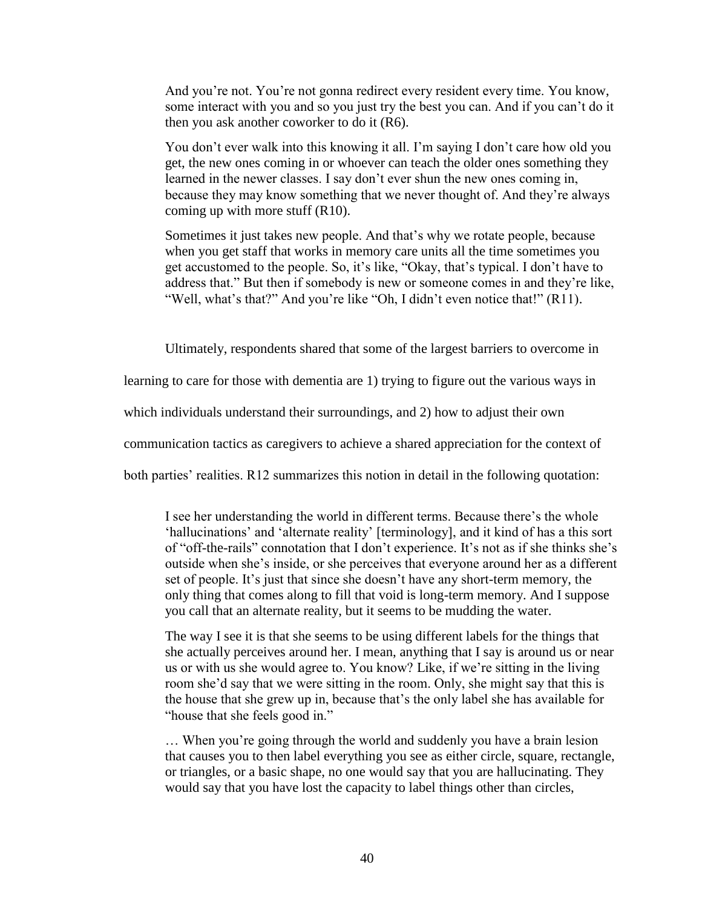> And you're not. You're not gonna redirect every resident every time. You know, some interact with you and so you just try the best you can. And if you can't do it then you ask another coworker to do it (R6).
>
> You don't ever walk into this knowing it all. I'm saying I don't care how old you get, the new ones coming in or whoever can teach the older ones something they learned in the newer classes. I say don't ever shun the new ones coming in, because they may know something that we never thought of. And they're always coming up with more stuff (R10).
>
> Sometimes it just takes new people. And that's why we rotate people, because when you get staff that works in memory care units all the time sometimes you get accustomed to the people. So, it's like, "Okay, that's typical. I don't have to address that." But then if somebody is new or someone comes in and they're like, "Well, what's that?" And you're like "Oh, I didn't even notice that!" (R11).

Ultimately, respondents shared that some of the largest barriers to overcome in learning to care for those with dementia are 1) trying to figure out the various ways in which individuals understand their surroundings, and 2) how to adjust their own communication tactics as caregivers to achieve a shared appreciation for the context of both parties' realities. R12 summarizes this notion in detail in the following quotation:

> I see her understanding the world in different terms. Because there's the whole 'hallucinations' and 'alternate reality' [terminology], and it kind of has a this sort of "off-the-rails" connotation that I don't experience. It's not as if she thinks she's outside when she's inside, or she perceives that everyone around her as a different set of people. It's just that since she doesn't have any short-term memory, the only thing that comes along to fill that void is long-term memory. And I suppose you call that an alternate reality, but it seems to be mudding the water.
>
> The way I see it is that she seems to be using different labels for the things that she actually perceives around her. I mean, anything that I say is around us or near us or with us she would agree to. You know? Like, if we're sitting in the living room she'd say that we were sitting in the room. Only, she might say that this is the house that she grew up in, because that's the only label she has available for "house that she feels good in."
>
> … When you're going through the world and suddenly you have a brain lesion that causes you to then label everything you see as either circle, square, rectangle, or triangles, or a basic shape, no one would say that you are hallucinating. They would say that you have lost the capacity to label things other than circles,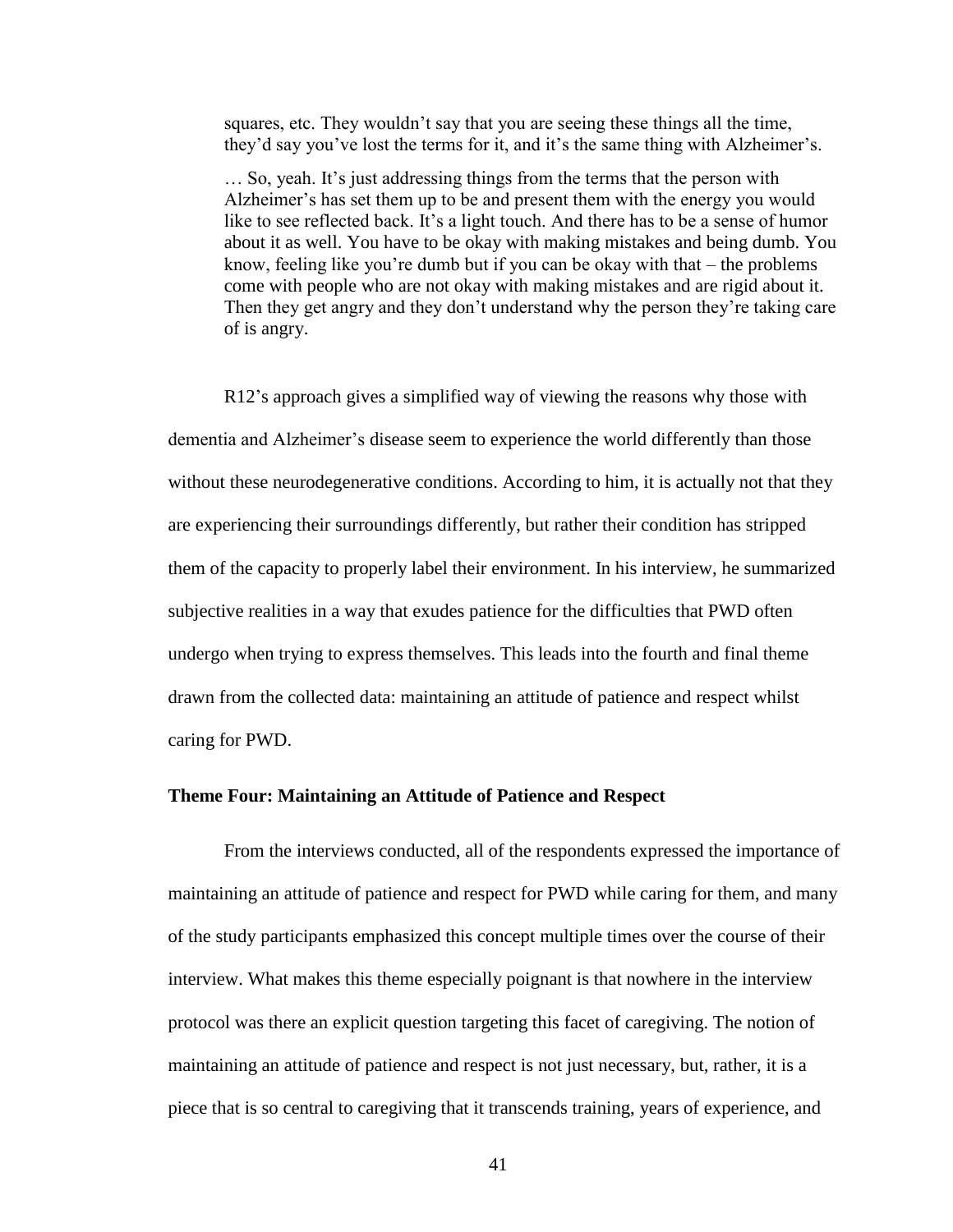> squares, etc. They wouldn't say that you are seeing these things all the time, they'd say you've lost the terms for it, and it's the same thing with Alzheimer's.
>
> … So, yeah. It's just addressing things from the terms that the person with Alzheimer's has set them up to be and present them with the energy you would like to see reflected back. It's a light touch. And there has to be a sense of humor about it as well. You have to be okay with making mistakes and being dumb. You know, feeling like you're dumb but if you can be okay with that – the problems come with people who are not okay with making mistakes and are rigid about it. Then they get angry and they don't understand why the person they're taking care of is angry.

R12's approach gives a simplified way of viewing the reasons why those with dementia and Alzheimer's disease seem to experience the world differently than those without these neurodegenerative conditions. According to him, it is actually not that they are experiencing their surroundings differently, but rather their condition has stripped them of the capacity to properly label their environment. In his interview, he summarized subjective realities in a way that exudes patience for the difficulties that PWD often undergo when trying to express themselves. This leads into the fourth and final theme drawn from the collected data: maintaining an attitude of patience and respect whilst caring for PWD.

### Theme Four: Maintaining an Attitude of Patience and Respect

From the interviews conducted, all of the respondents expressed the importance of maintaining an attitude of patience and respect for PWD while caring for them, and many of the study participants emphasized this concept multiple times over the course of their interview. What makes this theme especially poignant is that nowhere in the interview protocol was there an explicit question targeting this facet of caregiving. The notion of maintaining an attitude of patience and respect is not just necessary, but, rather, it is a piece that is so central to caregiving that it transcends training, years of experience, and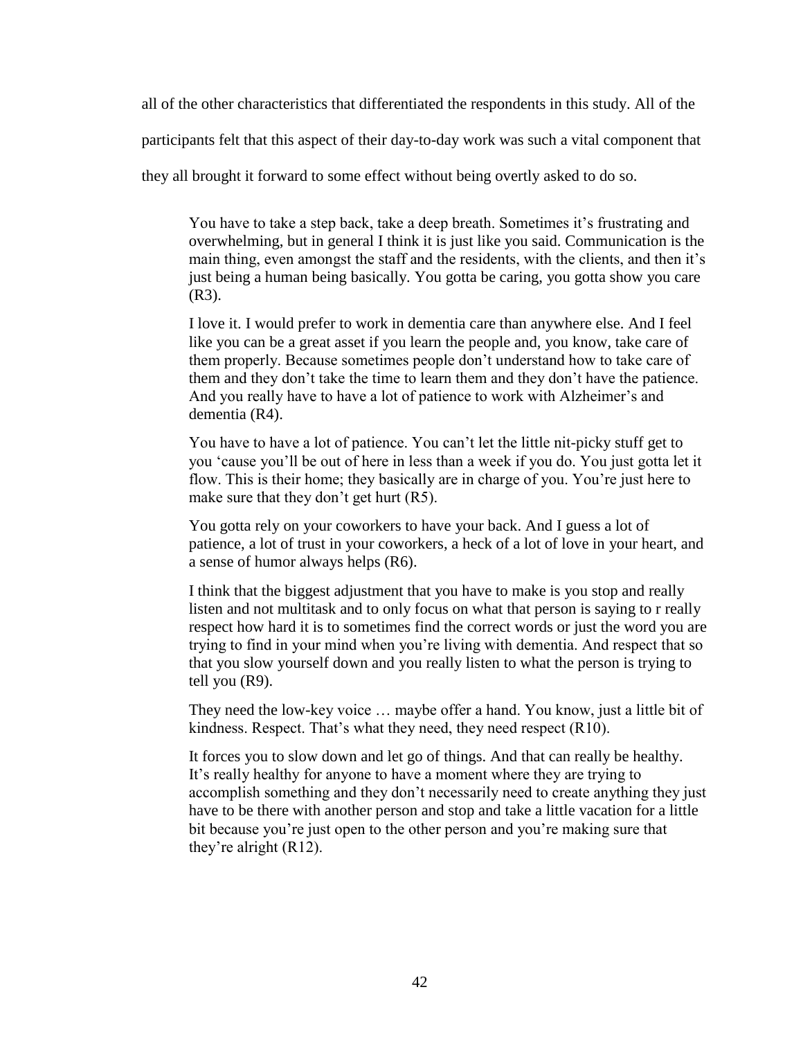all of the other characteristics that differentiated the respondents in this study. All of the participants felt that this aspect of their day-to-day work was such a vital component that they all brought it forward to some effect without being overtly asked to do so.

> You have to take a step back, take a deep breath. Sometimes it's frustrating and overwhelming, but in general I think it is just like you said. Communication is the main thing, even amongst the staff and the residents, with the clients, and then it's just being a human being basically. You gotta be caring, you gotta show you care (R3).
>
> I love it. I would prefer to work in dementia care than anywhere else. And I feel like you can be a great asset if you learn the people and, you know, take care of them properly. Because sometimes people don't understand how to take care of them and they don't take the time to learn them and they don't have the patience. And you really have to have a lot of patience to work with Alzheimer's and dementia (R4).
>
> You have to have a lot of patience. You can't let the little nit-picky stuff get to you 'cause you'll be out of here in less than a week if you do. You just gotta let it flow. This is their home; they basically are in charge of you. You're just here to make sure that they don't get hurt (R5).
>
> You gotta rely on your coworkers to have your back. And I guess a lot of patience, a lot of trust in your coworkers, a heck of a lot of love in your heart, and a sense of humor always helps (R6).
>
> I think that the biggest adjustment that you have to make is you stop and really listen and not multitask and to only focus on what that person is saying to r really respect how hard it is to sometimes find the correct words or just the word you are trying to find in your mind when you're living with dementia. And respect that so that you slow yourself down and you really listen to what the person is trying to tell you (R9).
>
> They need the low-key voice … maybe offer a hand. You know, just a little bit of kindness. Respect. That's what they need, they need respect (R10).
>
> It forces you to slow down and let go of things. And that can really be healthy. It's really healthy for anyone to have a moment where they are trying to accomplish something and they don't necessarily need to create anything they just have to be there with another person and stop and take a little vacation for a little bit because you're just open to the other person and you're making sure that they're alright (R12).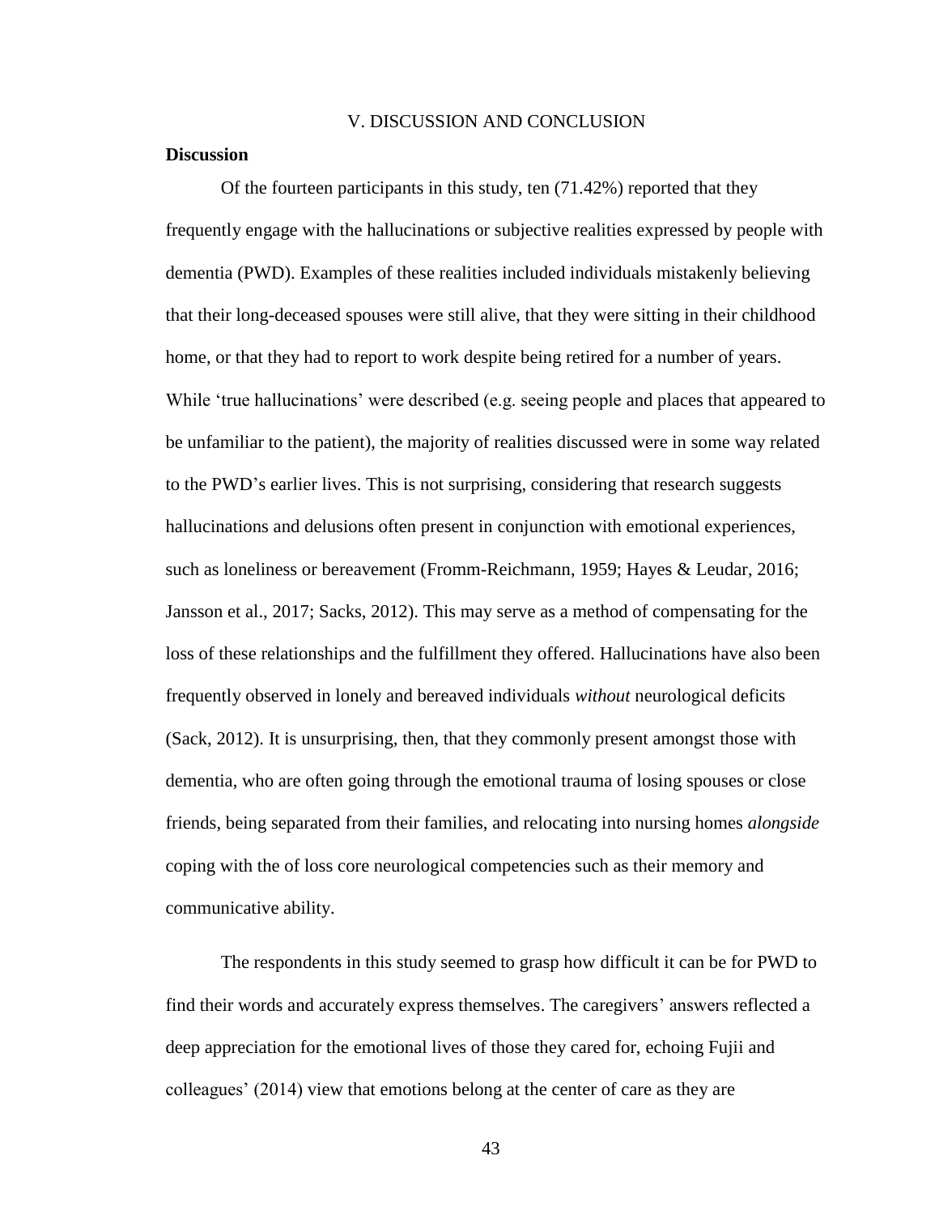# V. DISCUSSION AND CONCLUSION

## Discussion

Of the fourteen participants in this study, ten (71.42%) reported that they frequently engage with the hallucinations or subjective realities expressed by people with dementia (PWD). Examples of these realities included individuals mistakenly believing that their long-deceased spouses were still alive, that they were sitting in their childhood home, or that they had to report to work despite being retired for a number of years. While 'true hallucinations' were described (e.g. seeing people and places that appeared to be unfamiliar to the patient), the majority of realities discussed were in some way related to the PWD's earlier lives. This is not surprising, considering that research suggests hallucinations and delusions often present in conjunction with emotional experiences, such as loneliness or bereavement (Fromm-Reichmann, 1959; Hayes & Leudar, 2016; Jansson et al., 2017; Sacks, 2012). This may serve as a method of compensating for the loss of these relationships and the fulfillment they offered. Hallucinations have also been frequently observed in lonely and bereaved individuals *without* neurological deficits (Sack, 2012). It is unsurprising, then, that they commonly present amongst those with dementia, who are often going through the emotional trauma of losing spouses or close friends, being separated from their families, and relocating into nursing homes *alongside* coping with the of loss core neurological competencies such as their memory and communicative ability.

The respondents in this study seemed to grasp how difficult it can be for PWD to find their words and accurately express themselves. The caregivers' answers reflected a deep appreciation for the emotional lives of those they cared for, echoing Fujii and colleagues' (2014) view that emotions belong at the center of care as they are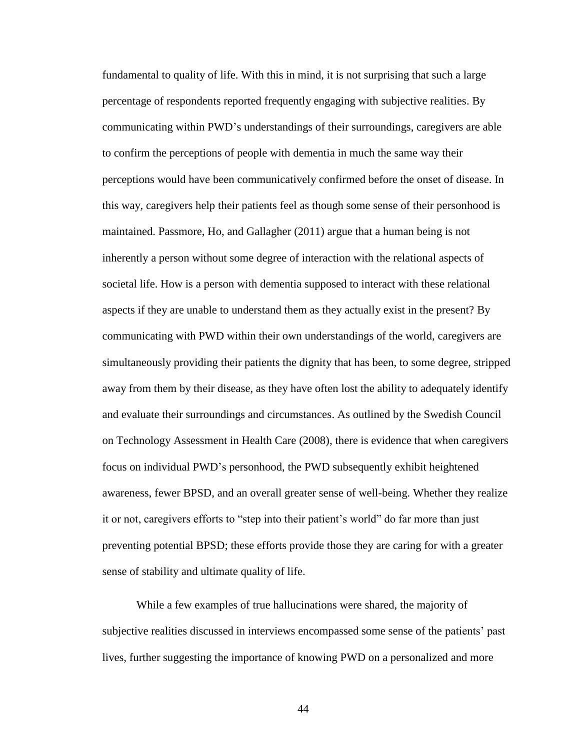fundamental to quality of life. With this in mind, it is not surprising that such a large percentage of respondents reported frequently engaging with subjective realities. By communicating within PWD's understandings of their surroundings, caregivers are able to confirm the perceptions of people with dementia in much the same way their perceptions would have been communicatively confirmed before the onset of disease. In this way, caregivers help their patients feel as though some sense of their personhood is maintained. Passmore, Ho, and Gallagher (2011) argue that a human being is not inherently a person without some degree of interaction with the relational aspects of societal life. How is a person with dementia supposed to interact with these relational aspects if they are unable to understand them as they actually exist in the present? By communicating with PWD within their own understandings of the world, caregivers are simultaneously providing their patients the dignity that has been, to some degree, stripped away from them by their disease, as they have often lost the ability to adequately identify and evaluate their surroundings and circumstances. As outlined by the Swedish Council on Technology Assessment in Health Care (2008), there is evidence that when caregivers focus on individual PWD's personhood, the PWD subsequently exhibit heightened awareness, fewer BPSD, and an overall greater sense of well-being. Whether they realize it or not, caregivers efforts to "step into their patient's world" do far more than just preventing potential BPSD; these efforts provide those they are caring for with a greater sense of stability and ultimate quality of life.

While a few examples of true hallucinations were shared, the majority of subjective realities discussed in interviews encompassed some sense of the patients' past lives, further suggesting the importance of knowing PWD on a personalized and more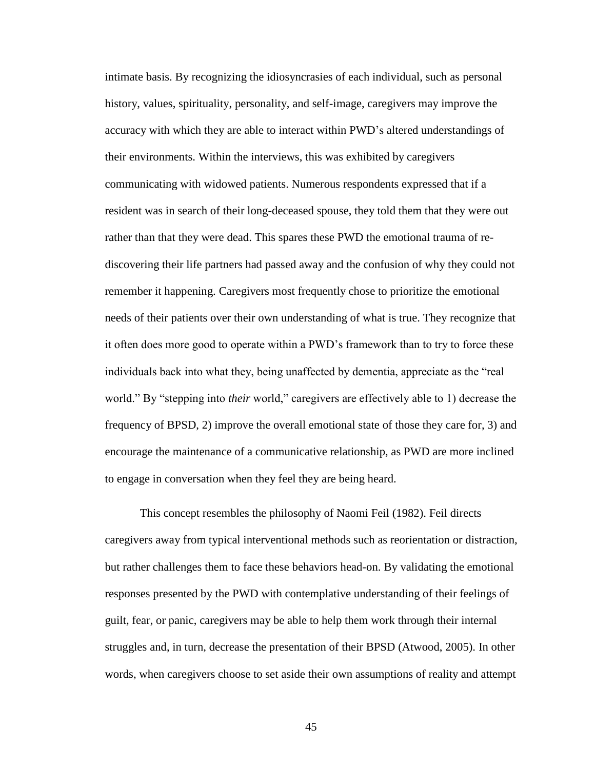intimate basis. By recognizing the idiosyncrasies of each individual, such as personal history, values, spirituality, personality, and self-image, caregivers may improve the accuracy with which they are able to interact within PWD's altered understandings of their environments. Within the interviews, this was exhibited by caregivers communicating with widowed patients. Numerous respondents expressed that if a resident was in search of their long-deceased spouse, they told them that they were out rather than that they were dead. This spares these PWD the emotional trauma of re-discovering their life partners had passed away and the confusion of why they could not remember it happening. Caregivers most frequently chose to prioritize the emotional needs of their patients over their own understanding of what is true. They recognize that it often does more good to operate within a PWD's framework than to try to force these individuals back into what they, being unaffected by dementia, appreciate as the "real world." By "stepping into *their* world," caregivers are effectively able to 1) decrease the frequency of BPSD, 2) improve the overall emotional state of those they care for, 3) and encourage the maintenance of a communicative relationship, as PWD are more inclined to engage in conversation when they feel they are being heard.

This concept resembles the philosophy of Naomi Feil (1982). Feil directs caregivers away from typical interventional methods such as reorientation or distraction, but rather challenges them to face these behaviors head-on. By validating the emotional responses presented by the PWD with contemplative understanding of their feelings of guilt, fear, or panic, caregivers may be able to help them work through their internal struggles and, in turn, decrease the presentation of their BPSD (Atwood, 2005). In other words, when caregivers choose to set aside their own assumptions of reality and attempt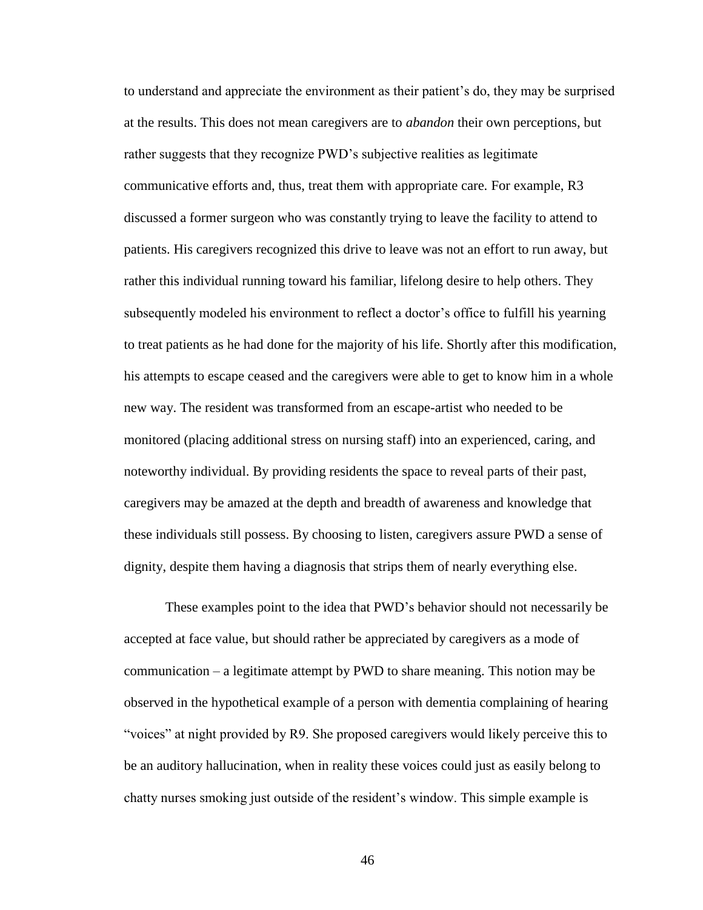to understand and appreciate the environment as their patient's do, they may be surprised at the results. This does not mean caregivers are to *abandon* their own perceptions, but rather suggests that they recognize PWD's subjective realities as legitimate communicative efforts and, thus, treat them with appropriate care. For example, R3 discussed a former surgeon who was constantly trying to leave the facility to attend to patients. His caregivers recognized this drive to leave was not an effort to run away, but rather this individual running toward his familiar, lifelong desire to help others. They subsequently modeled his environment to reflect a doctor's office to fulfill his yearning to treat patients as he had done for the majority of his life. Shortly after this modification, his attempts to escape ceased and the caregivers were able to get to know him in a whole new way. The resident was transformed from an escape-artist who needed to be monitored (placing additional stress on nursing staff) into an experienced, caring, and noteworthy individual. By providing residents the space to reveal parts of their past, caregivers may be amazed at the depth and breadth of awareness and knowledge that these individuals still possess. By choosing to listen, caregivers assure PWD a sense of dignity, despite them having a diagnosis that strips them of nearly everything else.

These examples point to the idea that PWD's behavior should not necessarily be accepted at face value, but should rather be appreciated by caregivers as a mode of communication – a legitimate attempt by PWD to share meaning. This notion may be observed in the hypothetical example of a person with dementia complaining of hearing "voices" at night provided by R9. She proposed caregivers would likely perceive this to be an auditory hallucination, when in reality these voices could just as easily belong to chatty nurses smoking just outside of the resident's window. This simple example is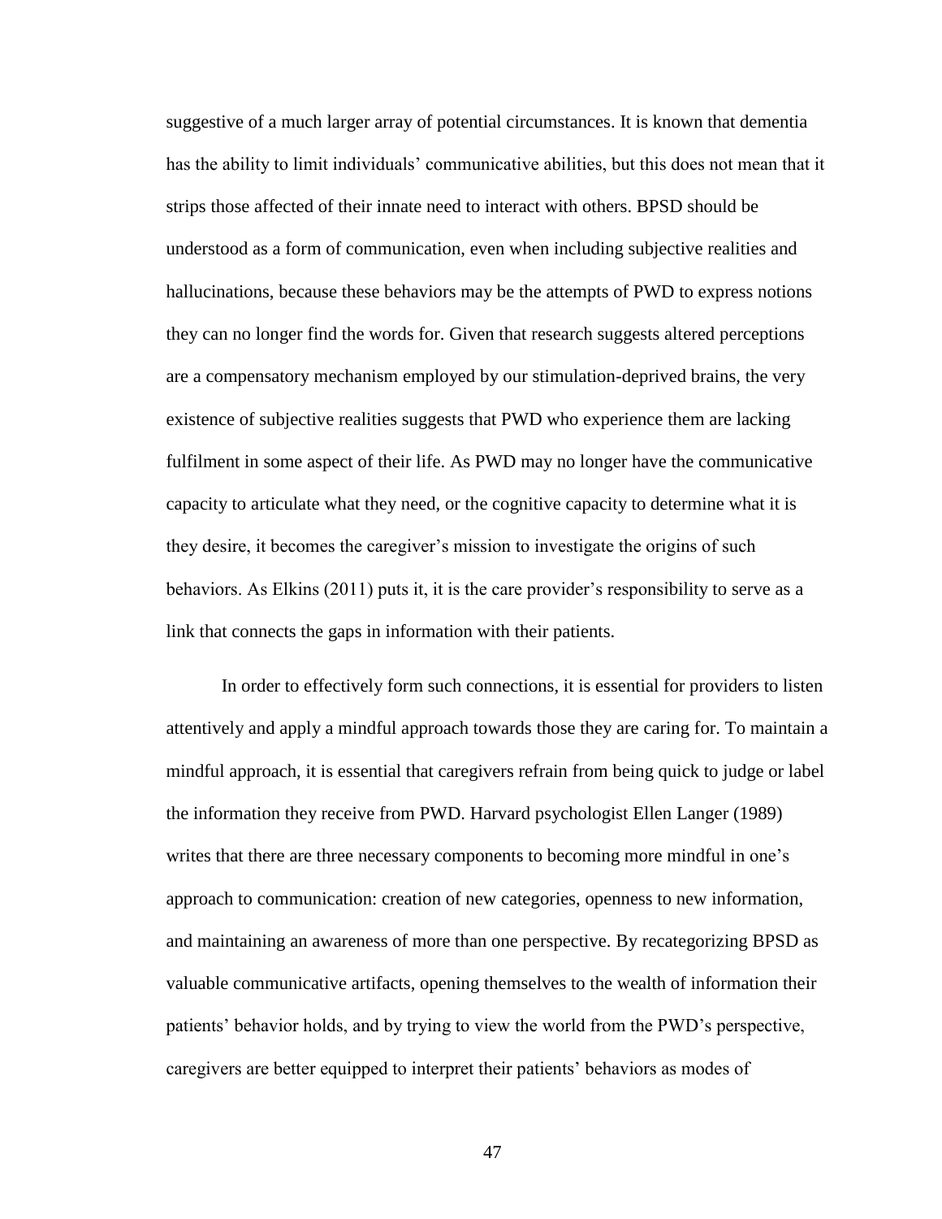suggestive of a much larger array of potential circumstances. It is known that dementia has the ability to limit individuals' communicative abilities, but this does not mean that it strips those affected of their innate need to interact with others. BPSD should be understood as a form of communication, even when including subjective realities and hallucinations, because these behaviors may be the attempts of PWD to express notions they can no longer find the words for. Given that research suggests altered perceptions are a compensatory mechanism employed by our stimulation-deprived brains, the very existence of subjective realities suggests that PWD who experience them are lacking fulfilment in some aspect of their life. As PWD may no longer have the communicative capacity to articulate what they need, or the cognitive capacity to determine what it is they desire, it becomes the caregiver's mission to investigate the origins of such behaviors. As Elkins (2011) puts it, it is the care provider's responsibility to serve as a link that connects the gaps in information with their patients.

In order to effectively form such connections, it is essential for providers to listen attentively and apply a mindful approach towards those they are caring for. To maintain a mindful approach, it is essential that caregivers refrain from being quick to judge or label the information they receive from PWD. Harvard psychologist Ellen Langer (1989) writes that there are three necessary components to becoming more mindful in one's approach to communication: creation of new categories, openness to new information, and maintaining an awareness of more than one perspective. By recategorizing BPSD as valuable communicative artifacts, opening themselves to the wealth of information their patients' behavior holds, and by trying to view the world from the PWD's perspective, caregivers are better equipped to interpret their patients' behaviors as modes of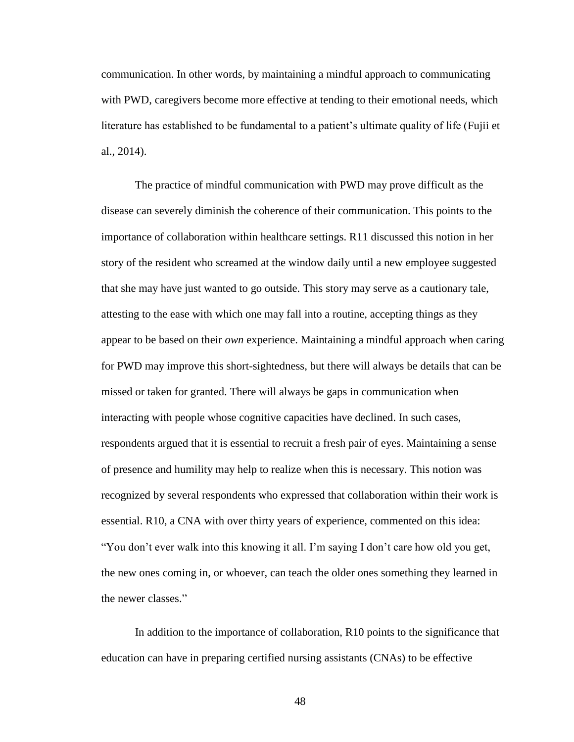communication. In other words, by maintaining a mindful approach to communicating with PWD, caregivers become more effective at tending to their emotional needs, which literature has established to be fundamental to a patient's ultimate quality of life (Fujii et al., 2014).

The practice of mindful communication with PWD may prove difficult as the disease can severely diminish the coherence of their communication. This points to the importance of collaboration within healthcare settings. R11 discussed this notion in her story of the resident who screamed at the window daily until a new employee suggested that she may have just wanted to go outside. This story may serve as a cautionary tale, attesting to the ease with which one may fall into a routine, accepting things as they appear to be based on their *own* experience. Maintaining a mindful approach when caring for PWD may improve this short-sightedness, but there will always be details that can be missed or taken for granted. There will always be gaps in communication when interacting with people whose cognitive capacities have declined. In such cases, respondents argued that it is essential to recruit a fresh pair of eyes. Maintaining a sense of presence and humility may help to realize when this is necessary. This notion was recognized by several respondents who expressed that collaboration within their work is essential. R10, a CNA with over thirty years of experience, commented on this idea: "You don't ever walk into this knowing it all. I'm saying I don't care how old you get, the new ones coming in, or whoever, can teach the older ones something they learned in the newer classes."

In addition to the importance of collaboration, R10 points to the significance that education can have in preparing certified nursing assistants (CNAs) to be effective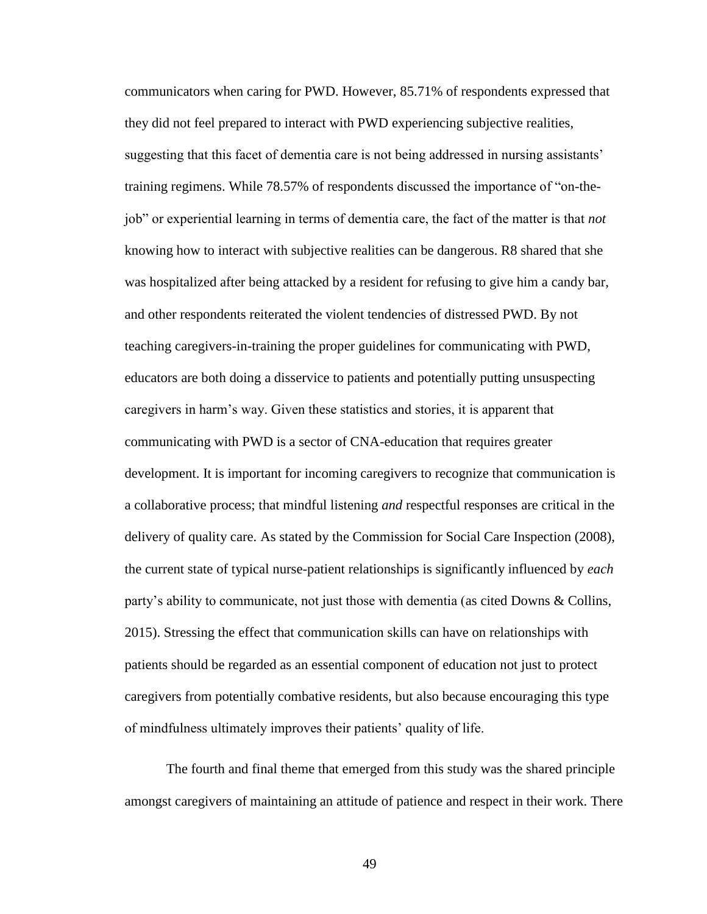communicators when caring for PWD. However, 85.71% of respondents expressed that they did not feel prepared to interact with PWD experiencing subjective realities, suggesting that this facet of dementia care is not being addressed in nursing assistants' training regimens. While 78.57% of respondents discussed the importance of "on-the-job" or experiential learning in terms of dementia care, the fact of the matter is that *not* knowing how to interact with subjective realities can be dangerous. R8 shared that she was hospitalized after being attacked by a resident for refusing to give him a candy bar, and other respondents reiterated the violent tendencies of distressed PWD. By not teaching caregivers-in-training the proper guidelines for communicating with PWD, educators are both doing a disservice to patients and potentially putting unsuspecting caregivers in harm's way. Given these statistics and stories, it is apparent that communicating with PWD is a sector of CNA-education that requires greater development. It is important for incoming caregivers to recognize that communication is a collaborative process; that mindful listening *and* respectful responses are critical in the delivery of quality care. As stated by the Commission for Social Care Inspection (2008), the current state of typical nurse-patient relationships is significantly influenced by *each* party's ability to communicate, not just those with dementia (as cited Downs & Collins, 2015). Stressing the effect that communication skills can have on relationships with patients should be regarded as an essential component of education not just to protect caregivers from potentially combative residents, but also because encouraging this type of mindfulness ultimately improves their patients' quality of life.

The fourth and final theme that emerged from this study was the shared principle amongst caregivers of maintaining an attitude of patience and respect in their work. There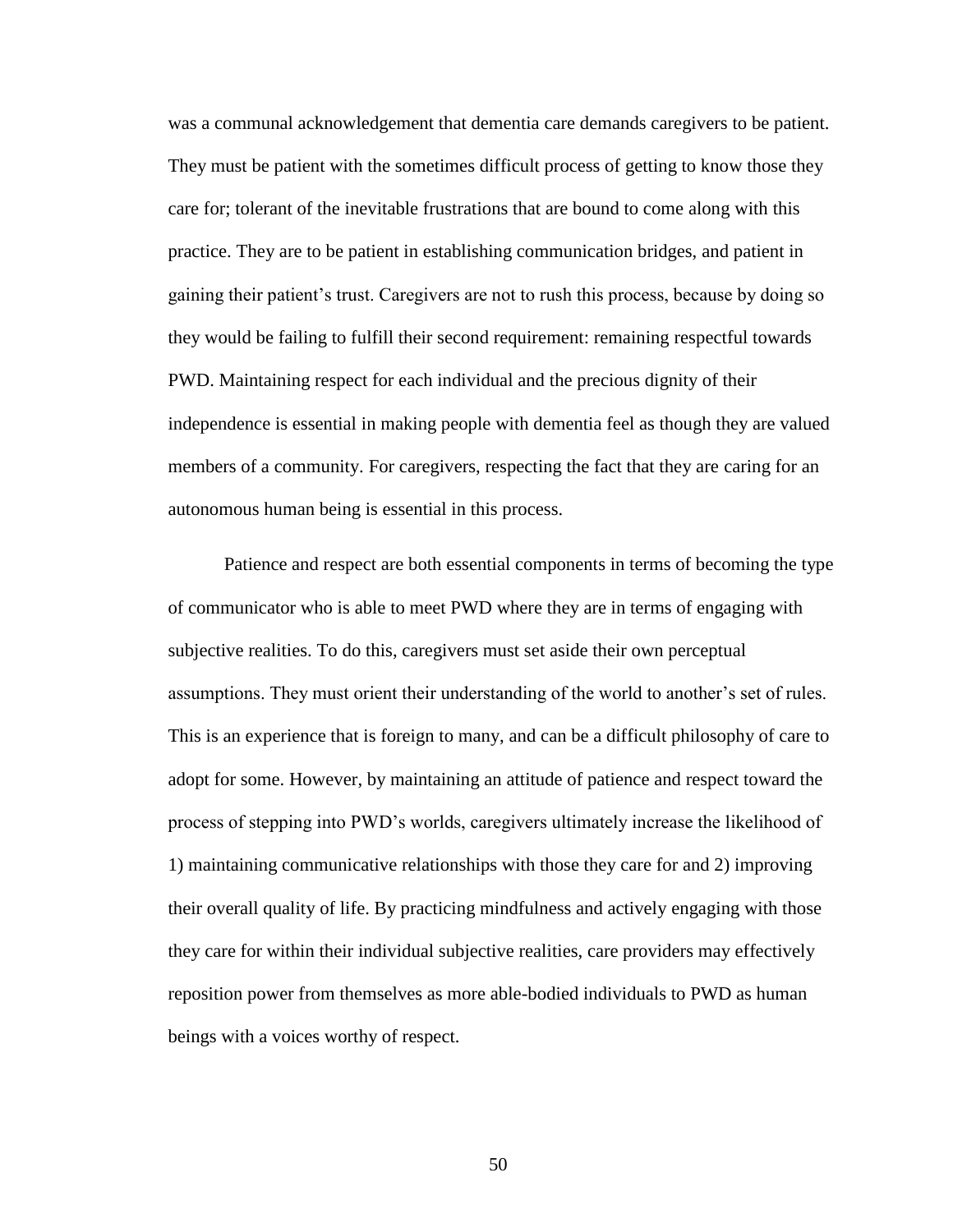was a communal acknowledgement that dementia care demands caregivers to be patient. They must be patient with the sometimes difficult process of getting to know those they care for; tolerant of the inevitable frustrations that are bound to come along with this practice. They are to be patient in establishing communication bridges, and patient in gaining their patient's trust. Caregivers are not to rush this process, because by doing so they would be failing to fulfill their second requirement: remaining respectful towards PWD. Maintaining respect for each individual and the precious dignity of their independence is essential in making people with dementia feel as though they are valued members of a community. For caregivers, respecting the fact that they are caring for an autonomous human being is essential in this process.

Patience and respect are both essential components in terms of becoming the type of communicator who is able to meet PWD where they are in terms of engaging with subjective realities. To do this, caregivers must set aside their own perceptual assumptions. They must orient their understanding of the world to another's set of rules. This is an experience that is foreign to many, and can be a difficult philosophy of care to adopt for some. However, by maintaining an attitude of patience and respect toward the process of stepping into PWD's worlds, caregivers ultimately increase the likelihood of 1) maintaining communicative relationships with those they care for and 2) improving their overall quality of life. By practicing mindfulness and actively engaging with those they care for within their individual subjective realities, care providers may effectively reposition power from themselves as more able-bodied individuals to PWD as human beings with a voices worthy of respect.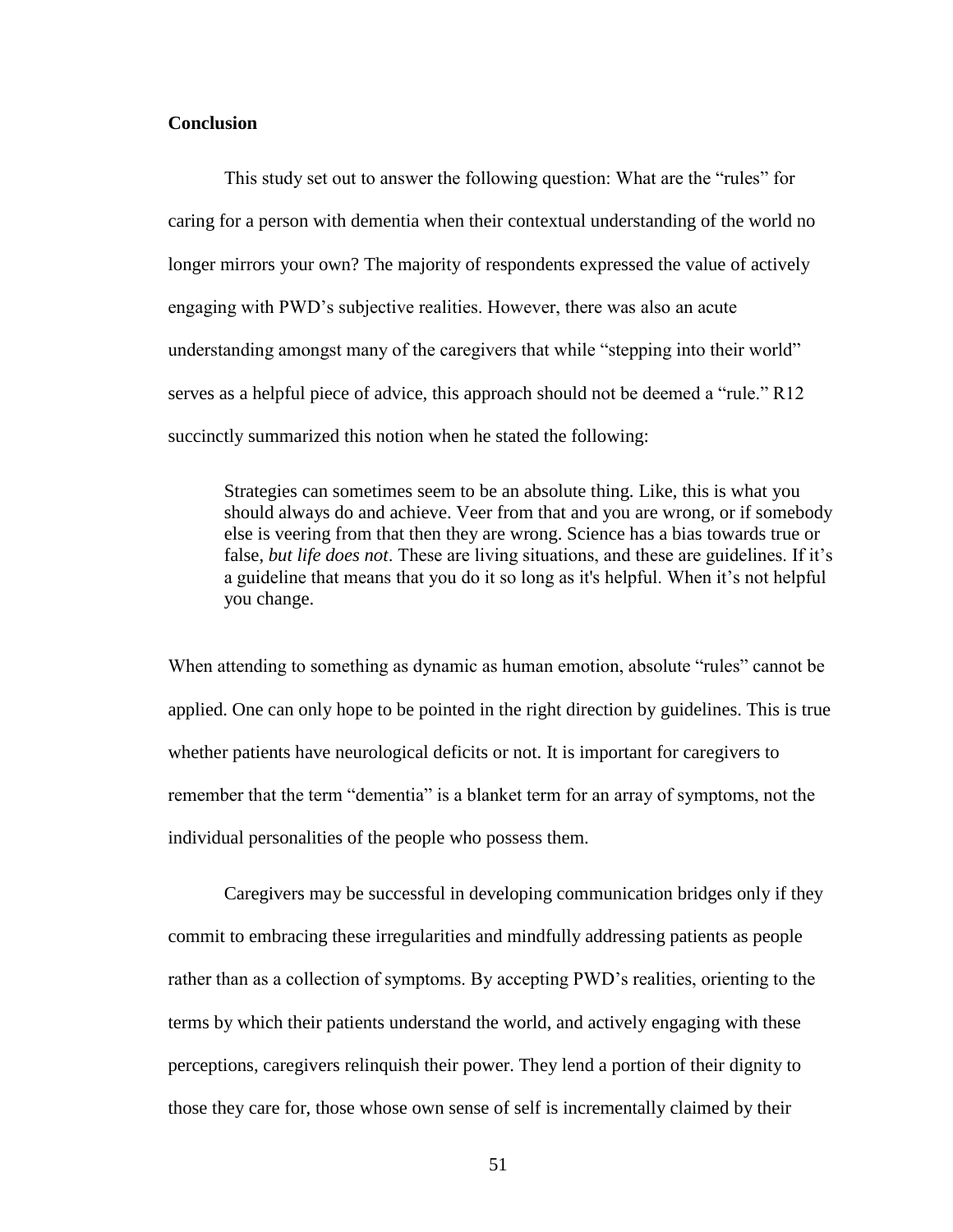## Conclusion

This study set out to answer the following question: What are the "rules" for caring for a person with dementia when their contextual understanding of the world no longer mirrors your own? The majority of respondents expressed the value of actively engaging with PWD's subjective realities. However, there was also an acute understanding amongst many of the caregivers that while "stepping into their world" serves as a helpful piece of advice, this approach should not be deemed a "rule." R12 succinctly summarized this notion when he stated the following:

> Strategies can sometimes seem to be an absolute thing. Like, this is what you should always do and achieve. Veer from that and you are wrong, or if somebody else is veering from that then they are wrong. Science has a bias towards true or false, *but life does not*. These are living situations, and these are guidelines. If it's a guideline that means that you do it so long as it's helpful. When it's not helpful you change.

When attending to something as dynamic as human emotion, absolute "rules" cannot be applied. One can only hope to be pointed in the right direction by guidelines. This is true whether patients have neurological deficits or not. It is important for caregivers to remember that the term "dementia" is a blanket term for an array of symptoms, not the individual personalities of the people who possess them.

Caregivers may be successful in developing communication bridges only if they commit to embracing these irregularities and mindfully addressing patients as people rather than as a collection of symptoms. By accepting PWD's realities, orienting to the terms by which their patients understand the world, and actively engaging with these perceptions, caregivers relinquish their power. They lend a portion of their dignity to those they care for, those whose own sense of self is incrementally claimed by their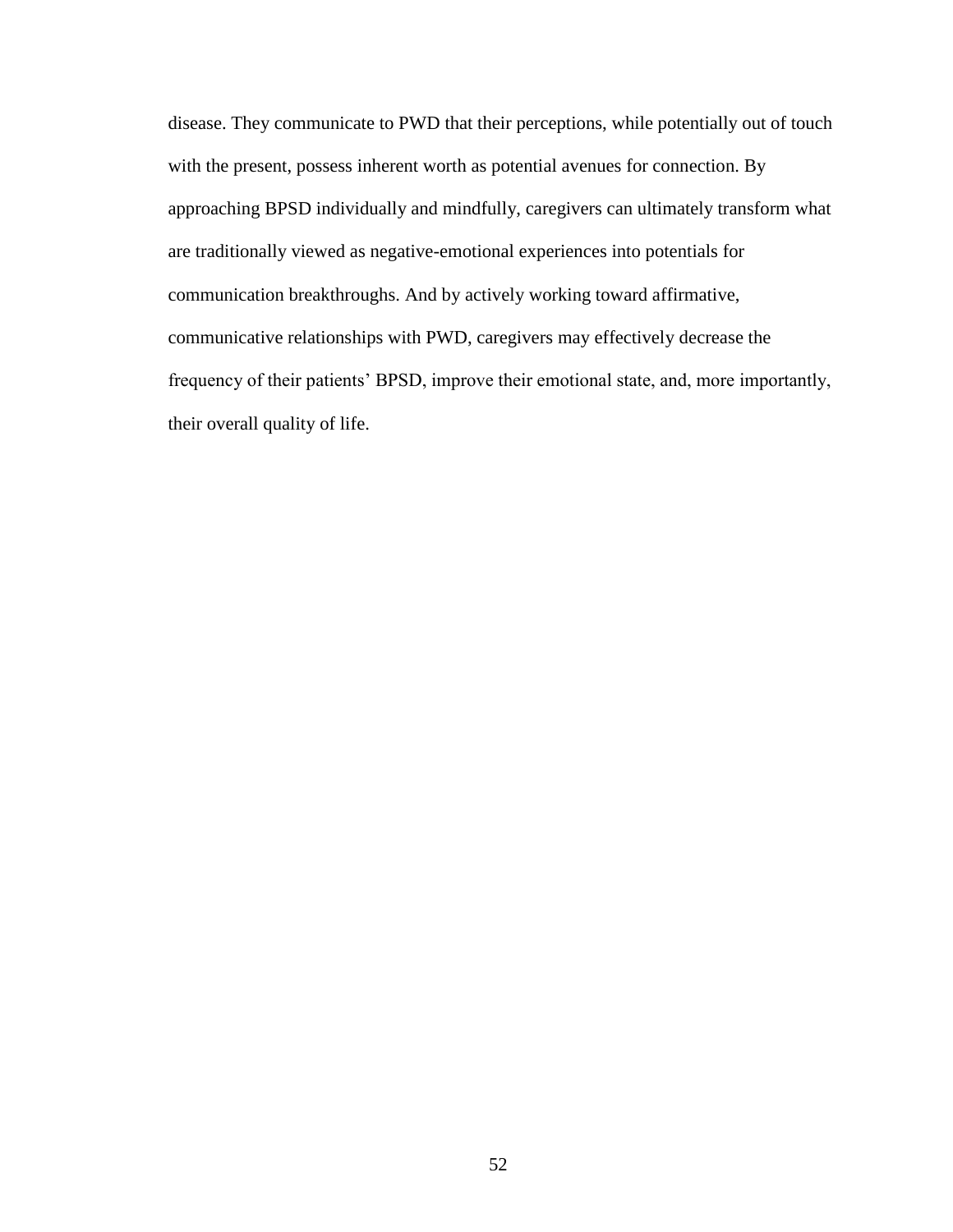disease. They communicate to PWD that their perceptions, while potentially out of touch with the present, possess inherent worth as potential avenues for connection. By approaching BPSD individually and mindfully, caregivers can ultimately transform what are traditionally viewed as negative-emotional experiences into potentials for communication breakthroughs. And by actively working toward affirmative, communicative relationships with PWD, caregivers may effectively decrease the frequency of their patients' BPSD, improve their emotional state, and, more importantly, their overall quality of life.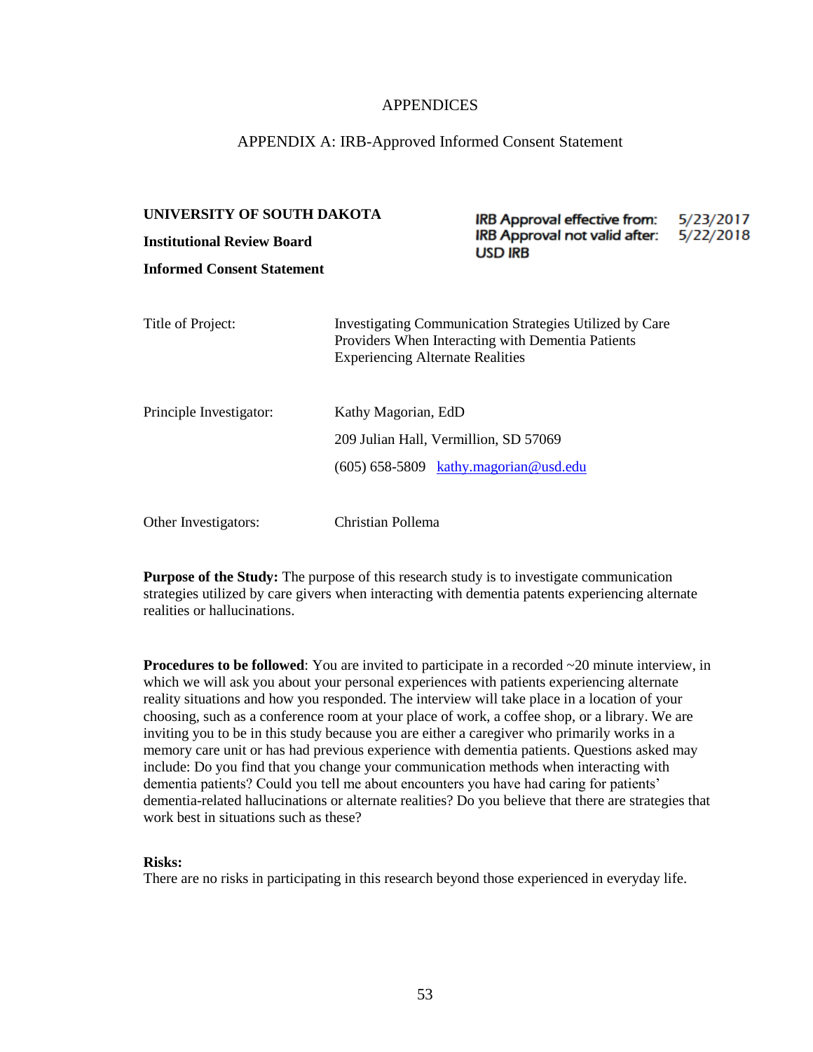# APPENDICES

## APPENDIX A: IRB-Approved Informed Consent Statement

**UNIVERSITY OF SOUTH DAKOTA**

**Institutional Review Board**

**Informed Consent Statement**

IRB Approval effective from: 5/23/2017
IRB Approval not valid after: 5/22/2018
USD IRB

| | |
|---|---|
| Title of Project: | Investigating Communication Strategies Utilized by Care Providers When Interacting with Dementia Patients Experiencing Alternate Realities |
| Principle Investigator: | Kathy Magorian, EdD<br>209 Julian Hall, Vermillion, SD 57069<br>(605) 658-5809 kathy.magorian@usd.edu |
| Other Investigators: | Christian Pollema |

**Purpose of the Study:** The purpose of this research study is to investigate communication strategies utilized by care givers when interacting with dementia patents experiencing alternate realities or hallucinations.

**Procedures to be followed**: You are invited to participate in a recorded ~20 minute interview, in which we will ask you about your personal experiences with patients experiencing alternate reality situations and how you responded. The interview will take place in a location of your choosing, such as a conference room at your place of work, a coffee shop, or a library. We are inviting you to be in this study because you are either a caregiver who primarily works in a memory care unit or has had previous experience with dementia patients. Questions asked may include: Do you find that you change your communication methods when interacting with dementia patients? Could you tell me about encounters you have had caring for patients' dementia-related hallucinations or alternate realities? Do you believe that there are strategies that work best in situations such as these?

**Risks:**
There are no risks in participating in this research beyond those experienced in everyday life.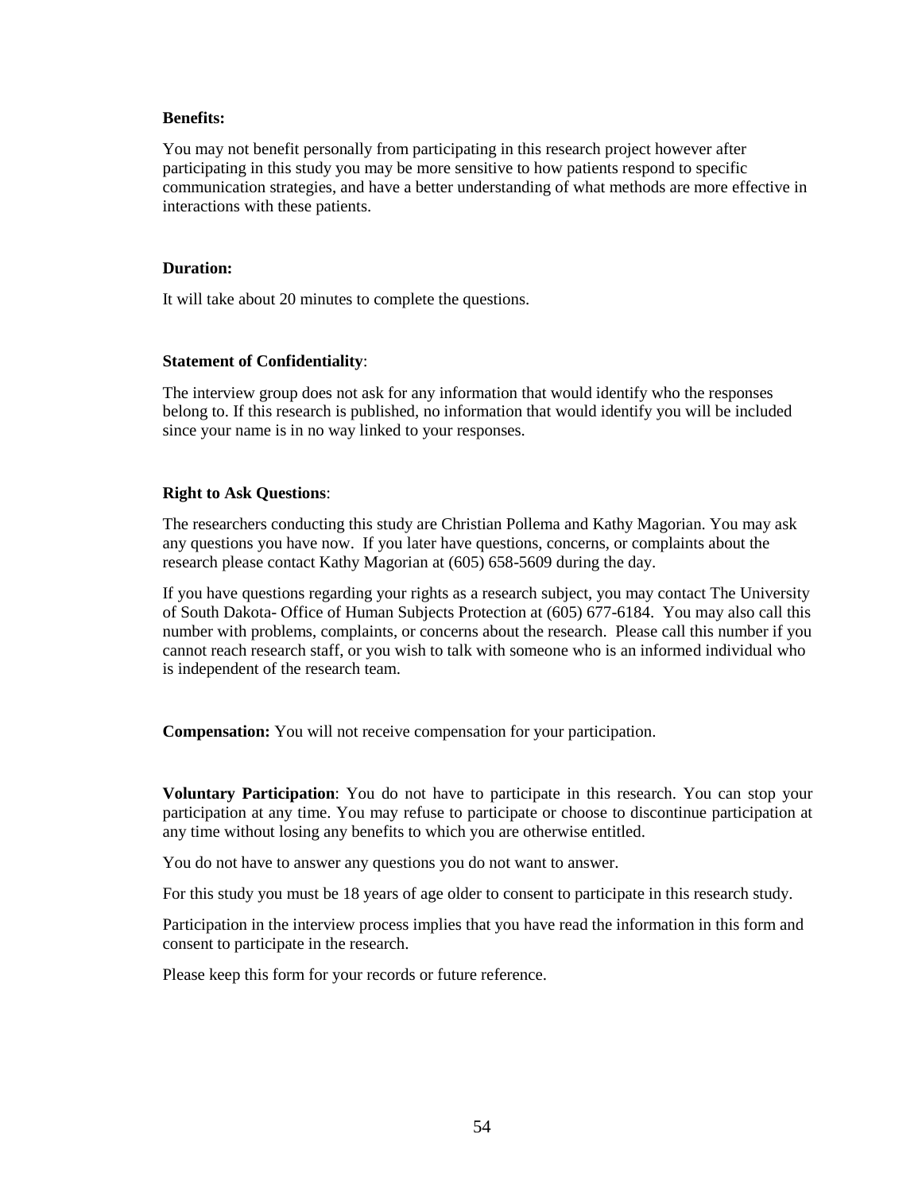**Benefits:**

You may not benefit personally from participating in this research project however after participating in this study you may be more sensitive to how patients respond to specific communication strategies, and have a better understanding of what methods are more effective in interactions with these patients.

**Duration:**

It will take about 20 minutes to complete the questions.

**Statement of Confidentiality**:

The interview group does not ask for any information that would identify who the responses belong to. If this research is published, no information that would identify you will be included since your name is in no way linked to your responses.

**Right to Ask Questions**:

The researchers conducting this study are Christian Pollema and Kathy Magorian. You may ask any questions you have now. If you later have questions, concerns, or complaints about the research please contact Kathy Magorian at (605) 658-5609 during the day.

If you have questions regarding your rights as a research subject, you may contact The University of South Dakota- Office of Human Subjects Protection at (605) 677-6184. You may also call this number with problems, complaints, or concerns about the research. Please call this number if you cannot reach research staff, or you wish to talk with someone who is an informed individual who is independent of the research team.

**Compensation:** You will not receive compensation for your participation.

**Voluntary Participation**: You do not have to participate in this research. You can stop your participation at any time. You may refuse to participate or choose to discontinue participation at any time without losing any benefits to which you are otherwise entitled.

You do not have to answer any questions you do not want to answer.

For this study you must be 18 years of age older to consent to participate in this research study.

Participation in the interview process implies that you have read the information in this form and consent to participate in the research.

Please keep this form for your records or future reference.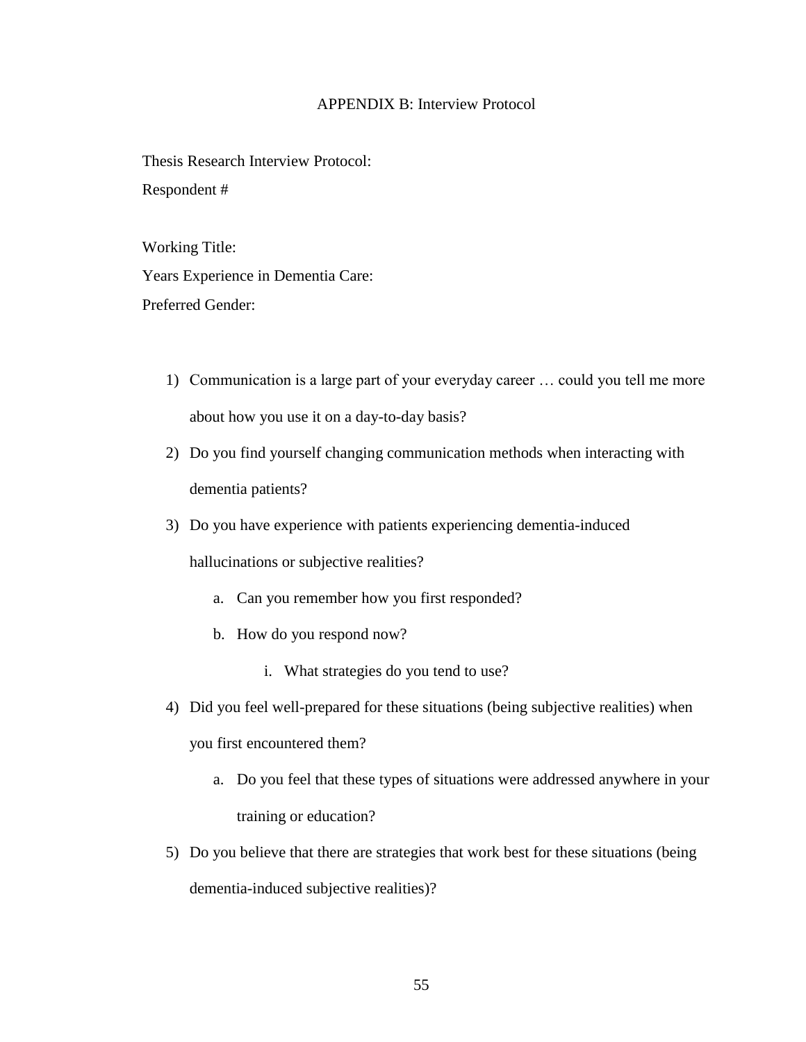# APPENDIX B: Interview Protocol

Thesis Research Interview Protocol:

Respondent #

Working Title:

Years Experience in Dementia Care:

Preferred Gender:

1) Communication is a large part of your everyday career … could you tell me more about how you use it on a day-to-day basis?
2) Do you find yourself changing communication methods when interacting with dementia patients?
3) Do you have experience with patients experiencing dementia-induced hallucinations or subjective realities?
    a. Can you remember how you first responded?
    b. How do you respond now?
        i. What strategies do you tend to use?
4) Did you feel well-prepared for these situations (being subjective realities) when you first encountered them?
    a. Do you feel that these types of situations were addressed anywhere in your training or education?
5) Do you believe that there are strategies that work best for these situations (being dementia-induced subjective realities)?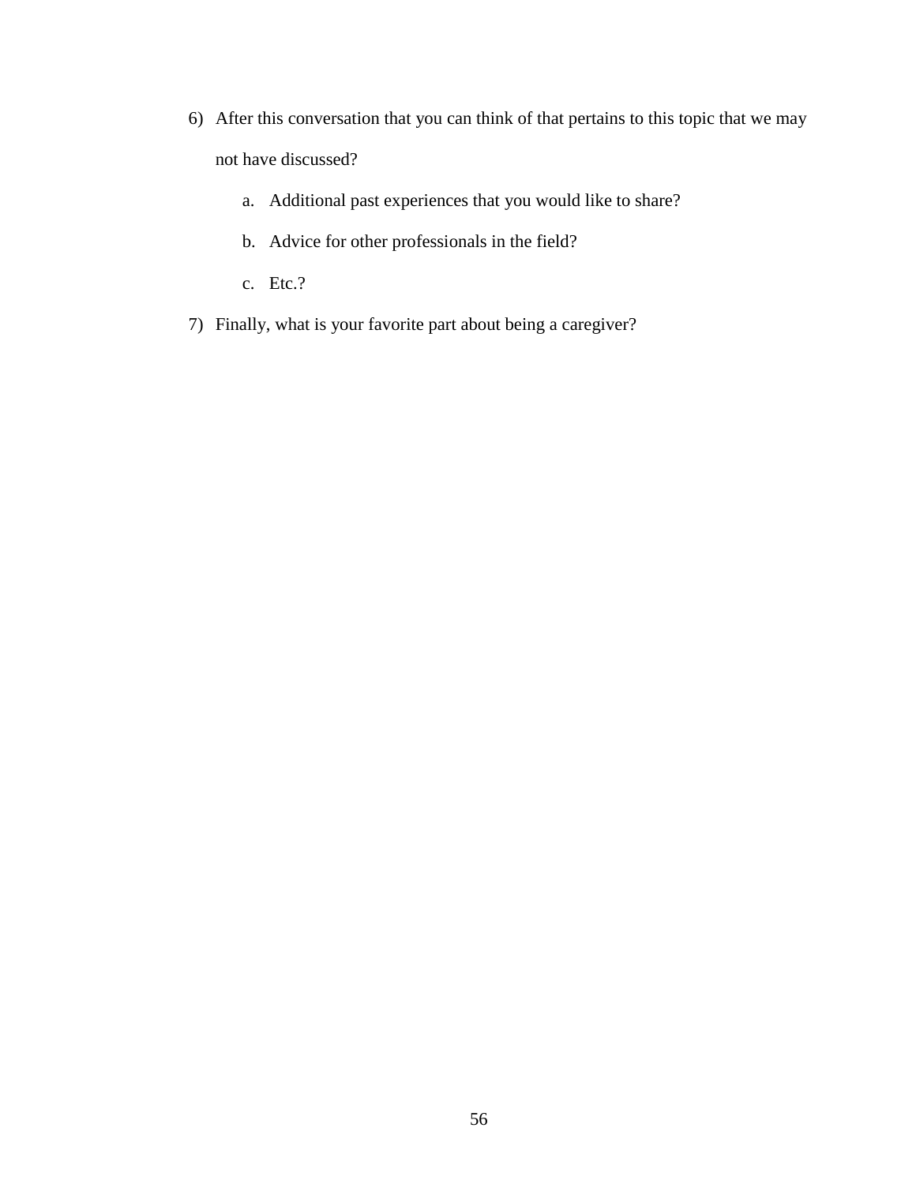6) After this conversation that you can think of that pertains to this topic that we may not have discussed?
    a. Additional past experiences that you would like to share?
    b. Advice for other professionals in the field?
    c. Etc.?
7) Finally, what is your favorite part about being a caregiver?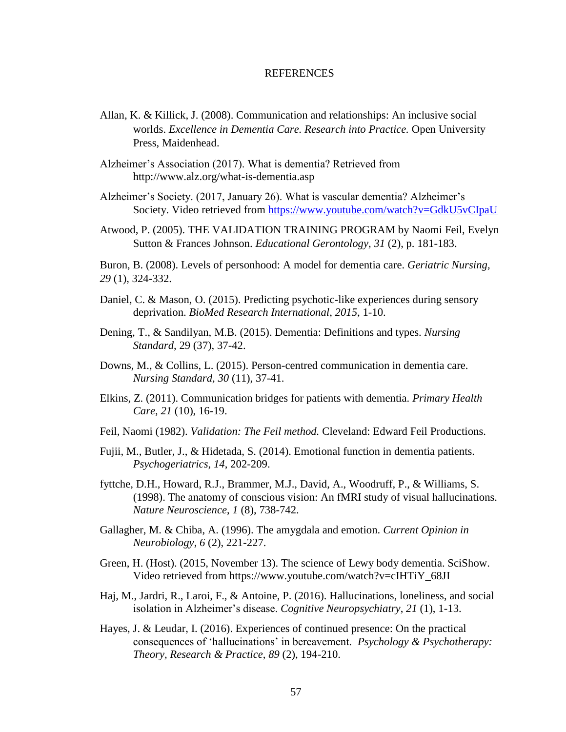# REFERENCES

Allan, K. & Killick, J. (2008). Communication and relationships: An inclusive social worlds. *Excellence in Dementia Care. Research into Practice.* Open University Press, Maidenhead.

Alzheimer's Association (2017). What is dementia? Retrieved from http://www.alz.org/what-is-dementia.asp

Alzheimer's Society. (2017, January 26). What is vascular dementia? Alzheimer's Society. Video retrieved from https://www.youtube.com/watch?v=GdkU5vCIpaU

Atwood, P. (2005). THE VALIDATION TRAINING PROGRAM by Naomi Feil, Evelyn Sutton & Frances Johnson. *Educational Gerontology*, *31* (2), p. 181-183.

Buron, B. (2008). Levels of personhood: A model for dementia care. *Geriatric Nursing*, *29* (1), 324-332.

Daniel, C. & Mason, O. (2015). Predicting psychotic-like experiences during sensory deprivation. *BioMed Research International*, *2015*, 1-10.

Dening, T., & Sandilyan, M.B. (2015). Dementia: Definitions and types. *Nursing Standard*, 29 (37), 37-42.

Downs, M., & Collins, L. (2015). Person-centred communication in dementia care. *Nursing Standard*, *30* (11), 37-41.

Elkins, Z. (2011). Communication bridges for patients with dementia. *Primary Health Care*, *21* (10), 16-19.

Feil, Naomi (1982). *Validation: The Feil method.* Cleveland: Edward Feil Productions.

Fujii, M., Butler, J., & Hidetada, S. (2014). Emotional function in dementia patients. *Psychogeriatrics*, *14*, 202-209.

fyttche, D.H., Howard, R.J., Brammer, M.J., David, A., Woodruff, P., & Williams, S. (1998). The anatomy of conscious vision: An fMRI study of visual hallucinations. *Nature Neuroscience*, *1* (8), 738-742.

Gallagher, M. & Chiba, A. (1996). The amygdala and emotion. *Current Opinion in Neurobiology*, *6* (2), 221-227.

Green, H. (Host). (2015, November 13). The science of Lewy body dementia. SciShow. Video retrieved from https://www.youtube.com/watch?v=cIHTiY_68JI

Haj, M., Jardri, R., Laroi, F., & Antoine, P. (2016). Hallucinations, loneliness, and social isolation in Alzheimer's disease. *Cognitive Neuropsychiatry*, *21* (1), 1-13.

Hayes, J. & Leudar, I. (2016). Experiences of continued presence: On the practical consequences of 'hallucinations' in bereavement. *Psychology & Psychotherapy: Theory, Research & Practice*, *89* (2), 194-210.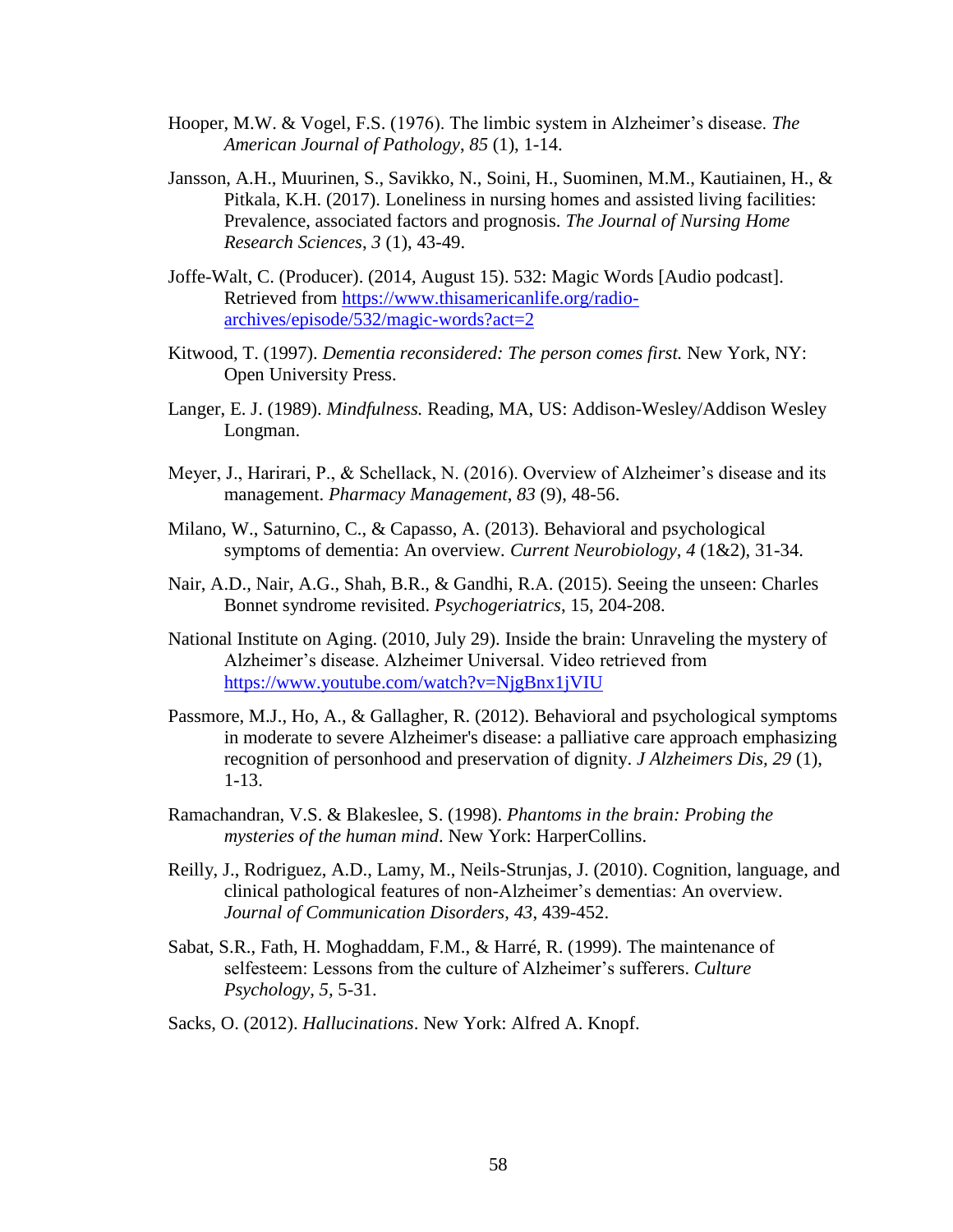Hooper, M.W. & Vogel, F.S. (1976). The limbic system in Alzheimer's disease. *The American Journal of Pathology*, *85* (1), 1-14.

Jansson, A.H., Muurinen, S., Savikko, N., Soini, H., Suominen, M.M., Kautiainen, H., & Pitkala, K.H. (2017). Loneliness in nursing homes and assisted living facilities: Prevalence, associated factors and prognosis. *The Journal of Nursing Home Research Sciences*, *3* (1), 43-49.

Joffe-Walt, C. (Producer). (2014, August 15). 532: Magic Words [Audio podcast]. Retrieved from https://www.thisamericanlife.org/radio-archives/episode/532/magic-words?act=2

Kitwood, T. (1997). *Dementia reconsidered: The person comes first.* New York, NY: Open University Press.

Langer, E. J. (1989). *Mindfulness.* Reading, MA, US: Addison-Wesley/Addison Wesley Longman.

Meyer, J., Harirari, P., & Schellack, N. (2016). Overview of Alzheimer's disease and its management. *Pharmacy Management*, *83* (9), 48-56.

Milano, W., Saturnino, C., & Capasso, A. (2013). Behavioral and psychological symptoms of dementia: An overview. *Current Neurobiology*, *4* (1&2), 31-34.

Nair, A.D., Nair, A.G., Shah, B.R., & Gandhi, R.A. (2015). Seeing the unseen: Charles Bonnet syndrome revisited. *Psychogeriatrics*, 15, 204-208.

National Institute on Aging. (2010, July 29). Inside the brain: Unraveling the mystery of Alzheimer's disease. Alzheimer Universal. Video retrieved from https://www.youtube.com/watch?v=NjgBnx1jVIU

Passmore, M.J., Ho, A., & Gallagher, R. (2012). Behavioral and psychological symptoms in moderate to severe Alzheimer's disease: a palliative care approach emphasizing recognition of personhood and preservation of dignity. *J Alzheimers Dis*, *29* (1), 1-13.

Ramachandran, V.S. & Blakeslee, S. (1998). *Phantoms in the brain: Probing the mysteries of the human mind*. New York: HarperCollins.

Reilly, J., Rodriguez, A.D., Lamy, M., Neils-Strunjas, J. (2010). Cognition, language, and clinical pathological features of non-Alzheimer's dementias: An overview. *Journal of Communication Disorders*, *43*, 439-452.

Sabat, S.R., Fath, H. Moghaddam, F.M., & Harré, R. (1999). The maintenance of selfesteem: Lessons from the culture of Alzheimer's sufferers. *Culture Psychology*, *5*, 5-31.

Sacks, O. (2012). *Hallucinations*. New York: Alfred A. Knopf.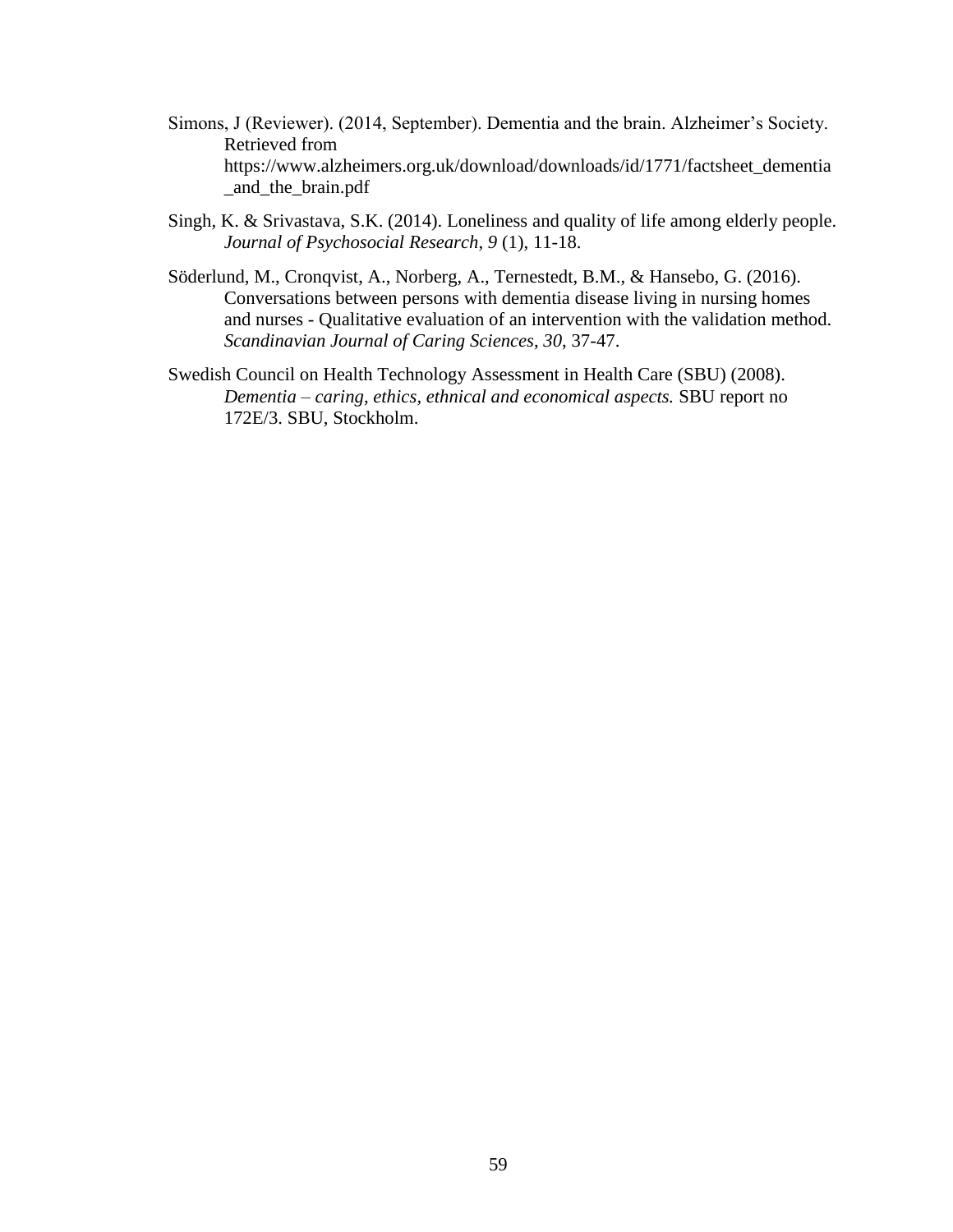Simons, J (Reviewer). (2014, September). Dementia and the brain. Alzheimer's Society. Retrieved from https://www.alzheimers.org.uk/download/downloads/id/1771/factsheet_dementia_and_the_brain.pdf

Singh, K. & Srivastava, S.K. (2014). Loneliness and quality of life among elderly people. *Journal of Psychosocial Research*, *9* (1), 11-18.

Söderlund, M., Cronqvist, A., Norberg, A., Ternestedt, B.M., & Hansebo, G. (2016). Conversations between persons with dementia disease living in nursing homes and nurses - Qualitative evaluation of an intervention with the validation method. *Scandinavian Journal of Caring Sciences*, *30*, 37-47.

Swedish Council on Health Technology Assessment in Health Care (SBU) (2008). *Dementia – caring, ethics, ethnical and economical aspects.* SBU report no 172E/3. SBU, Stockholm.